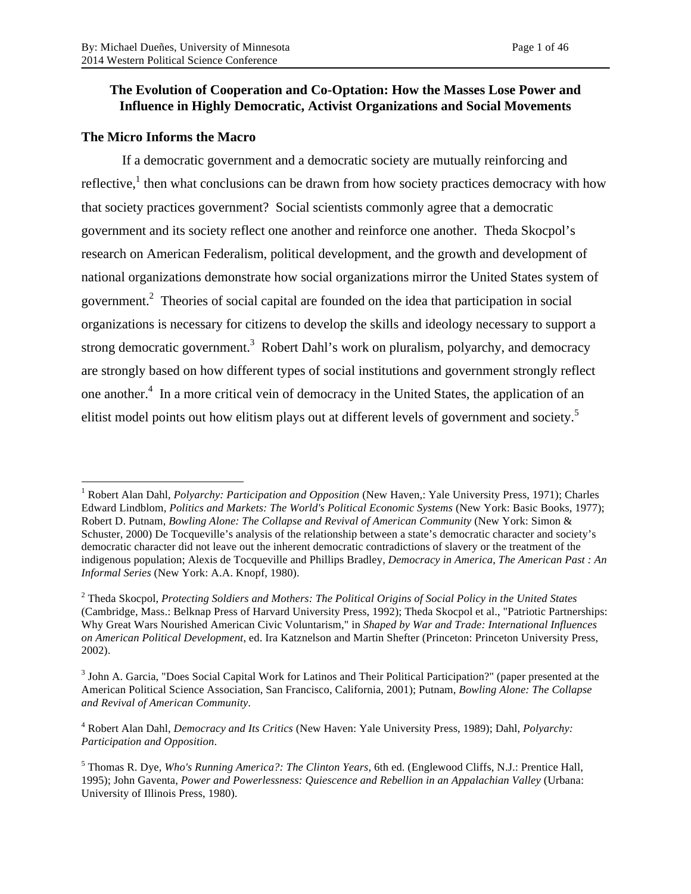# The Evolution of Cooperation and Co-Optation: How the Masses Lose Power and Influence in Highly Democratic, Activist Organizations and Social Movements

## The Micro Informs the Macro

If a democratic government and a democratic society are mutually reinforcing and reflective,[1] then what conclusions can be drawn from how society practices democracy with how that society practices government? Social scientists commonly agree that a democratic government and its society reflect one another and reinforce one another. Theda Skocpol's research on American Federalism, political development, and the growth and development of national organizations demonstrate how social organizations mirror the United States system of government.[2] Theories of social capital are founded on the idea that participation in social organizations is necessary for citizens to develop the skills and ideology necessary to support a strong democratic government.[3] Robert Dahl's work on pluralism, polyarchy, and democracy are strongly based on how different types of social institutions and government strongly reflect one another.[4] In a more critical vein of democracy in the United States, the application of an elitist model points out how elitism plays out at different levels of government and society.[5]

---

[1] Robert Alan Dahl, *Polyarchy: Participation and Opposition* (New Haven,: Yale University Press, 1971); Charles Edward Lindblom, *Politics and Markets: The World's Political Economic Systems* (New York: Basic Books, 1977); Robert D. Putnam, *Bowling Alone: The Collapse and Revival of American Community* (New York: Simon & Schuster, 2000) De Tocqueville's analysis of the relationship between a state's democratic character and society's democratic character did not leave out the inherent democratic contradictions of slavery or the treatment of the indigenous population; Alexis de Tocqueville and Phillips Bradley, *Democracy in America*, *The American Past : An Informal Series* (New York: A.A. Knopf, 1980).

[2] Theda Skocpol, *Protecting Soldiers and Mothers: The Political Origins of Social Policy in the United States* (Cambridge, Mass.: Belknap Press of Harvard University Press, 1992); Theda Skocpol et al., "Patriotic Partnerships: Why Great Wars Nourished American Civic Voluntarism," in *Shaped by War and Trade: International Influences on American Political Development*, ed. Ira Katznelson and Martin Shefter (Princeton: Princeton University Press, 2002).

[3] John A. Garcia, "Does Social Capital Work for Latinos and Their Political Participation?" (paper presented at the American Political Science Association, San Francisco, California, 2001); Putnam, *Bowling Alone: The Collapse and Revival of American Community*.

[4] Robert Alan Dahl, *Democracy and Its Critics* (New Haven: Yale University Press, 1989); Dahl, *Polyarchy: Participation and Opposition*.

[5] Thomas R. Dye, *Who's Running America?: The Clinton Years*, 6th ed. (Englewood Cliffs, N.J.: Prentice Hall, 1995); John Gaventa, *Power and Powerlessness: Quiescence and Rebellion in an Appalachian Valley* (Urbana: University of Illinois Press, 1980).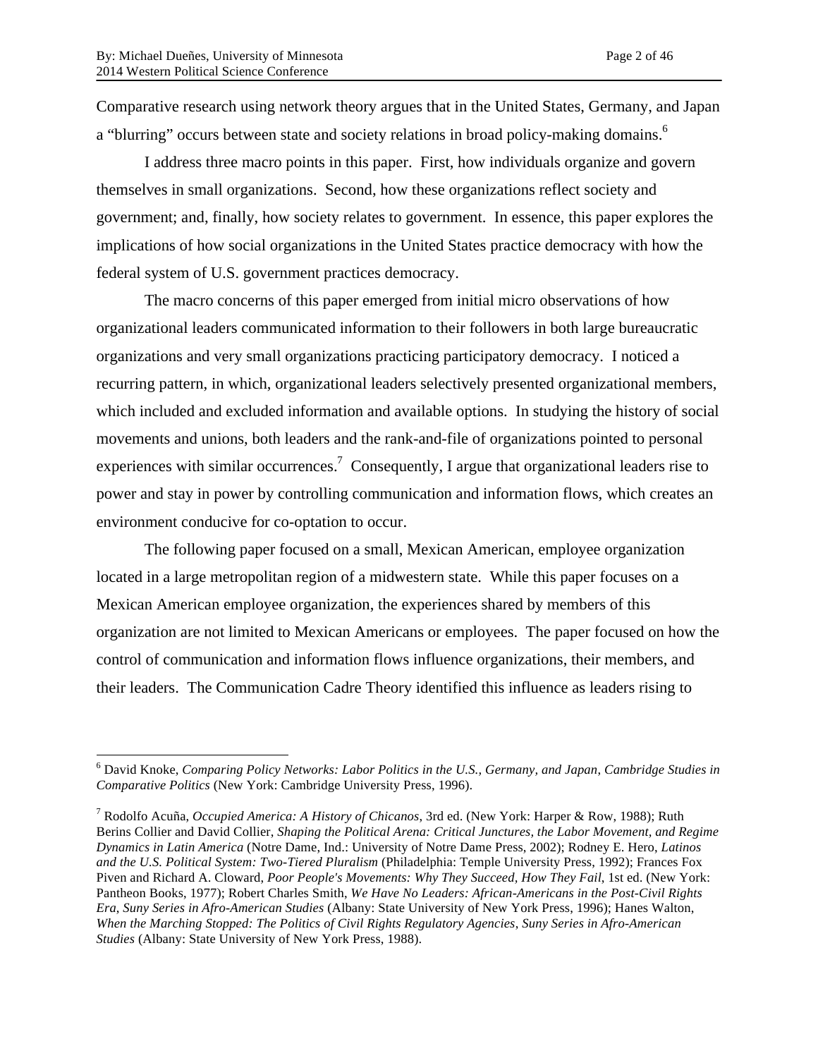Comparative research using network theory argues that in the United States, Germany, and Japan a "blurring" occurs between state and society relations in broad policy-making domains.[6]

I address three macro points in this paper. First, how individuals organize and govern themselves in small organizations. Second, how these organizations reflect society and government; and, finally, how society relates to government. In essence, this paper explores the implications of how social organizations in the United States practice democracy with how the federal system of U.S. government practices democracy.

The macro concerns of this paper emerged from initial micro observations of how organizational leaders communicated information to their followers in both large bureaucratic organizations and very small organizations practicing participatory democracy. I noticed a recurring pattern, in which, organizational leaders selectively presented organizational members, which included and excluded information and available options. In studying the history of social movements and unions, both leaders and the rank-and-file of organizations pointed to personal experiences with similar occurrences.[7] Consequently, I argue that organizational leaders rise to power and stay in power by controlling communication and information flows, which creates an environment conducive for co-optation to occur.

The following paper focused on a small, Mexican American, employee organization located in a large metropolitan region of a midwestern state. While this paper focuses on a Mexican American employee organization, the experiences shared by members of this organization are not limited to Mexican Americans or employees. The paper focused on how the control of communication and information flows influence organizations, their members, and their leaders. The Communication Cadre Theory identified this influence as leaders rising to

---

[6] David Knoke, *Comparing Policy Networks: Labor Politics in the U.S., Germany, and Japan*, *Cambridge Studies in Comparative Politics* (New York: Cambridge University Press, 1996).

[7] Rodolfo Acuña, *Occupied America: A History of Chicanos*, 3rd ed. (New York: Harper & Row, 1988); Ruth Berins Collier and David Collier, *Shaping the Political Arena: Critical Junctures, the Labor Movement, and Regime Dynamics in Latin America* (Notre Dame, Ind.: University of Notre Dame Press, 2002); Rodney E. Hero, *Latinos and the U.S. Political System: Two-Tiered Pluralism* (Philadelphia: Temple University Press, 1992); Frances Fox Piven and Richard A. Cloward, *Poor People's Movements: Why They Succeed, How They Fail*, 1st ed. (New York: Pantheon Books, 1977); Robert Charles Smith, *We Have No Leaders: African-Americans in the Post-Civil Rights Era*, *Suny Series in Afro-American Studies* (Albany: State University of New York Press, 1996); Hanes Walton, *When the Marching Stopped: The Politics of Civil Rights Regulatory Agencies*, *Suny Series in Afro-American Studies* (Albany: State University of New York Press, 1988).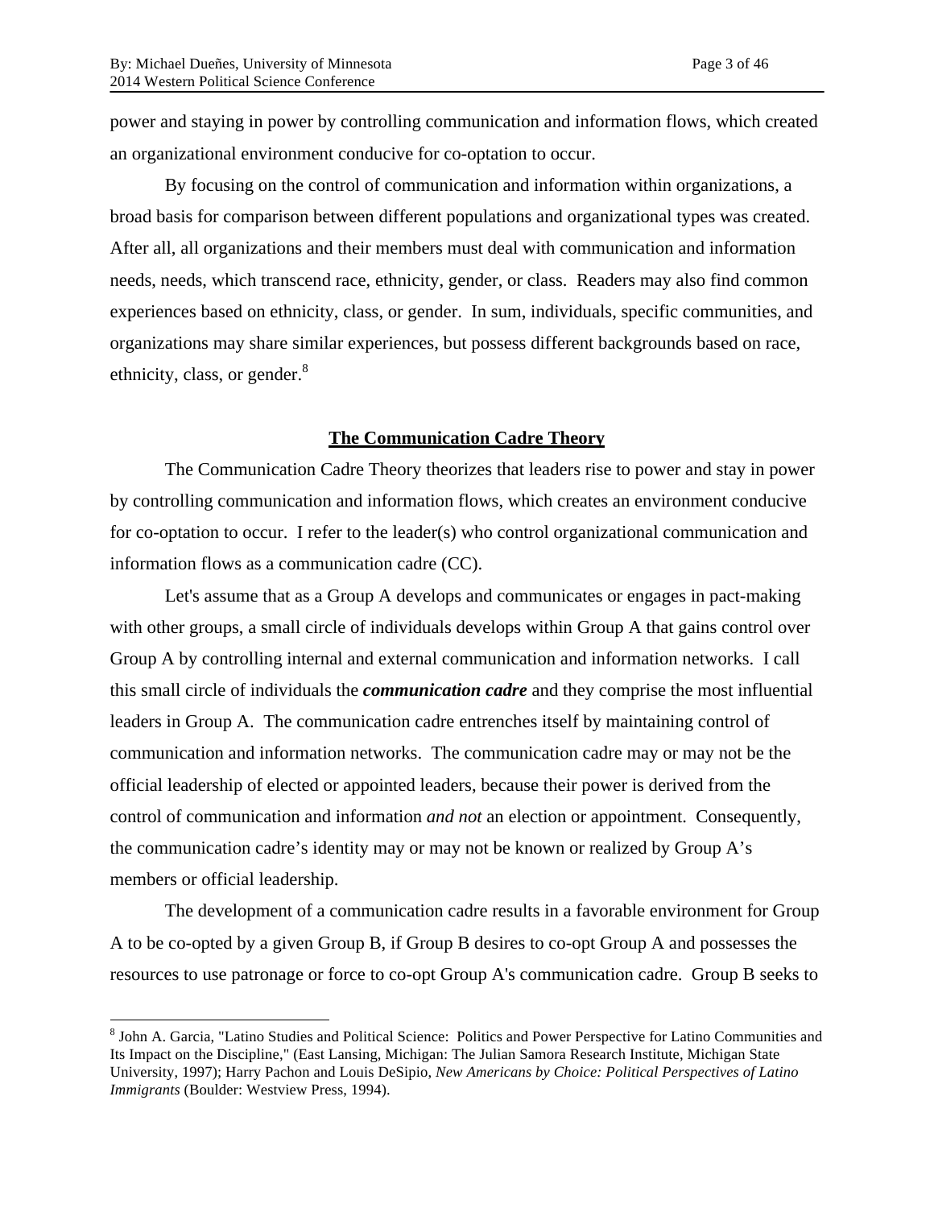power and staying in power by controlling communication and information flows, which created an organizational environment conducive for co-optation to occur.

By focusing on the control of communication and information within organizations, a broad basis for comparison between different populations and organizational types was created. After all, all organizations and their members must deal with communication and information needs, needs, which transcend race, ethnicity, gender, or class. Readers may also find common experiences based on ethnicity, class, or gender. In sum, individuals, specific communities, and organizations may share similar experiences, but possess different backgrounds based on race, ethnicity, class, or gender.[8]

## The Communication Cadre Theory

The Communication Cadre Theory theorizes that leaders rise to power and stay in power by controlling communication and information flows, which creates an environment conducive for co-optation to occur. I refer to the leader(s) who control organizational communication and information flows as a communication cadre (CC).

Let's assume that as a Group A develops and communicates or engages in pact-making with other groups, a small circle of individuals develops within Group A that gains control over Group A by controlling internal and external communication and information networks. I call this small circle of individuals the ***communication cadre*** and they comprise the most influential leaders in Group A. The communication cadre entrenches itself by maintaining control of communication and information networks. The communication cadre may or may not be the official leadership of elected or appointed leaders, because their power is derived from the control of communication and information *and not* an election or appointment. Consequently, the communication cadre's identity may or may not be known or realized by Group A's members or official leadership.

The development of a communication cadre results in a favorable environment for Group A to be co-opted by a given Group B, if Group B desires to co-opt Group A and possesses the resources to use patronage or force to co-opt Group A's communication cadre. Group B seeks to

[8] John A. Garcia, "Latino Studies and Political Science: Politics and Power Perspective for Latino Communities and Its Impact on the Discipline," (East Lansing, Michigan: The Julian Samora Research Institute, Michigan State University, 1997); Harry Pachon and Louis DeSipio, *New Americans by Choice: Political Perspectives of Latino Immigrants* (Boulder: Westview Press, 1994).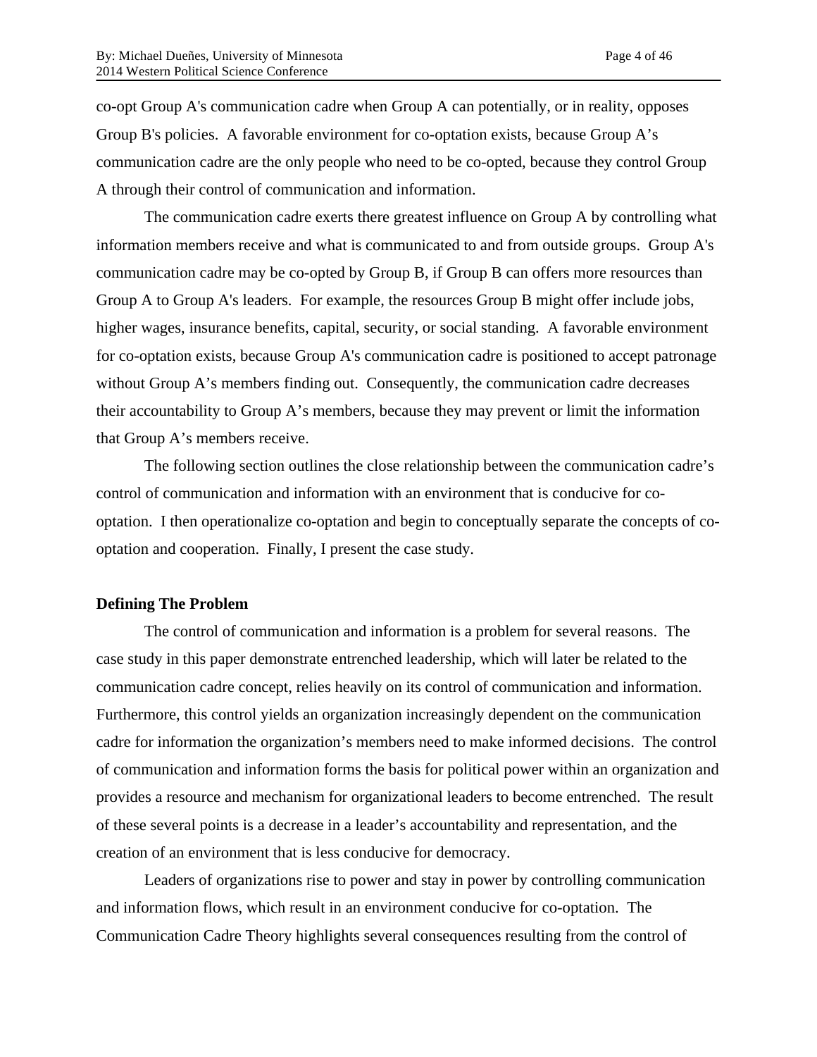co-opt Group A's communication cadre when Group A can potentially, or in reality, opposes Group B's policies. A favorable environment for co-optation exists, because Group A's communication cadre are the only people who need to be co-opted, because they control Group A through their control of communication and information.

The communication cadre exerts there greatest influence on Group A by controlling what information members receive and what is communicated to and from outside groups. Group A's communication cadre may be co-opted by Group B, if Group B can offers more resources than Group A to Group A's leaders. For example, the resources Group B might offer include jobs, higher wages, insurance benefits, capital, security, or social standing. A favorable environment for co-optation exists, because Group A's communication cadre is positioned to accept patronage without Group A's members finding out. Consequently, the communication cadre decreases their accountability to Group A's members, because they may prevent or limit the information that Group A's members receive.

The following section outlines the close relationship between the communication cadre's control of communication and information with an environment that is conducive for co-optation. I then operationalize co-optation and begin to conceptually separate the concepts of co-optation and cooperation. Finally, I present the case study.

**Defining The Problem**

The control of communication and information is a problem for several reasons. The case study in this paper demonstrate entrenched leadership, which will later be related to the communication cadre concept, relies heavily on its control of communication and information. Furthermore, this control yields an organization increasingly dependent on the communication cadre for information the organization's members need to make informed decisions. The control of communication and information forms the basis for political power within an organization and provides a resource and mechanism for organizational leaders to become entrenched. The result of these several points is a decrease in a leader's accountability and representation, and the creation of an environment that is less conducive for democracy.

Leaders of organizations rise to power and stay in power by controlling communication and information flows, which result in an environment conducive for co-optation. The Communication Cadre Theory highlights several consequences resulting from the control of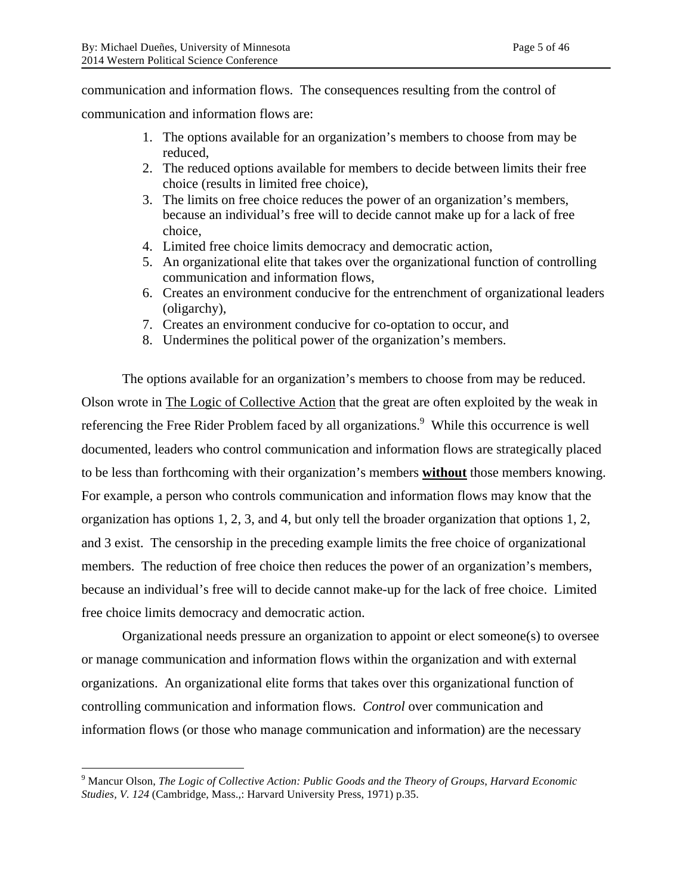communication and information flows. The consequences resulting from the control of communication and information flows are:

1. The options available for an organization's members to choose from may be reduced,
2. The reduced options available for members to decide between limits their free choice (results in limited free choice),
3. The limits on free choice reduces the power of an organization's members, because an individual's free will to decide cannot make up for a lack of free choice,
4. Limited free choice limits democracy and democratic action,
5. An organizational elite that takes over the organizational function of controlling communication and information flows,
6. Creates an environment conducive for the entrenchment of organizational leaders (oligarchy),
7. Creates an environment conducive for co-optation to occur, and
8. Undermines the political power of the organization's members.

The options available for an organization's members to choose from may be reduced. Olson wrote in <u>The Logic of Collective Action</u> that the great are often exploited by the weak in referencing the Free Rider Problem faced by all organizations.[9] While this occurrence is well documented, leaders who control communication and information flows are strategically placed to be less than forthcoming with their organization's members **<u>without</u>** those members knowing. For example, a person who controls communication and information flows may know that the organization has options 1, 2, 3, and 4, but only tell the broader organization that options 1, 2, and 3 exist. The censorship in the preceding example limits the free choice of organizational members. The reduction of free choice then reduces the power of an organization's members, because an individual's free will to decide cannot make-up for the lack of free choice. Limited free choice limits democracy and democratic action.

Organizational needs pressure an organization to appoint or elect someone(s) to oversee or manage communication and information flows within the organization and with external organizations. An organizational elite forms that takes over this organizational function of controlling communication and information flows. *Control* over communication and information flows (or those who manage communication and information) are the necessary

---

[9] Mancur Olson, *The Logic of Collective Action: Public Goods and the Theory of Groups*, *Harvard Economic Studies, V. 124* (Cambridge, Mass.,: Harvard University Press, 1971) p.35.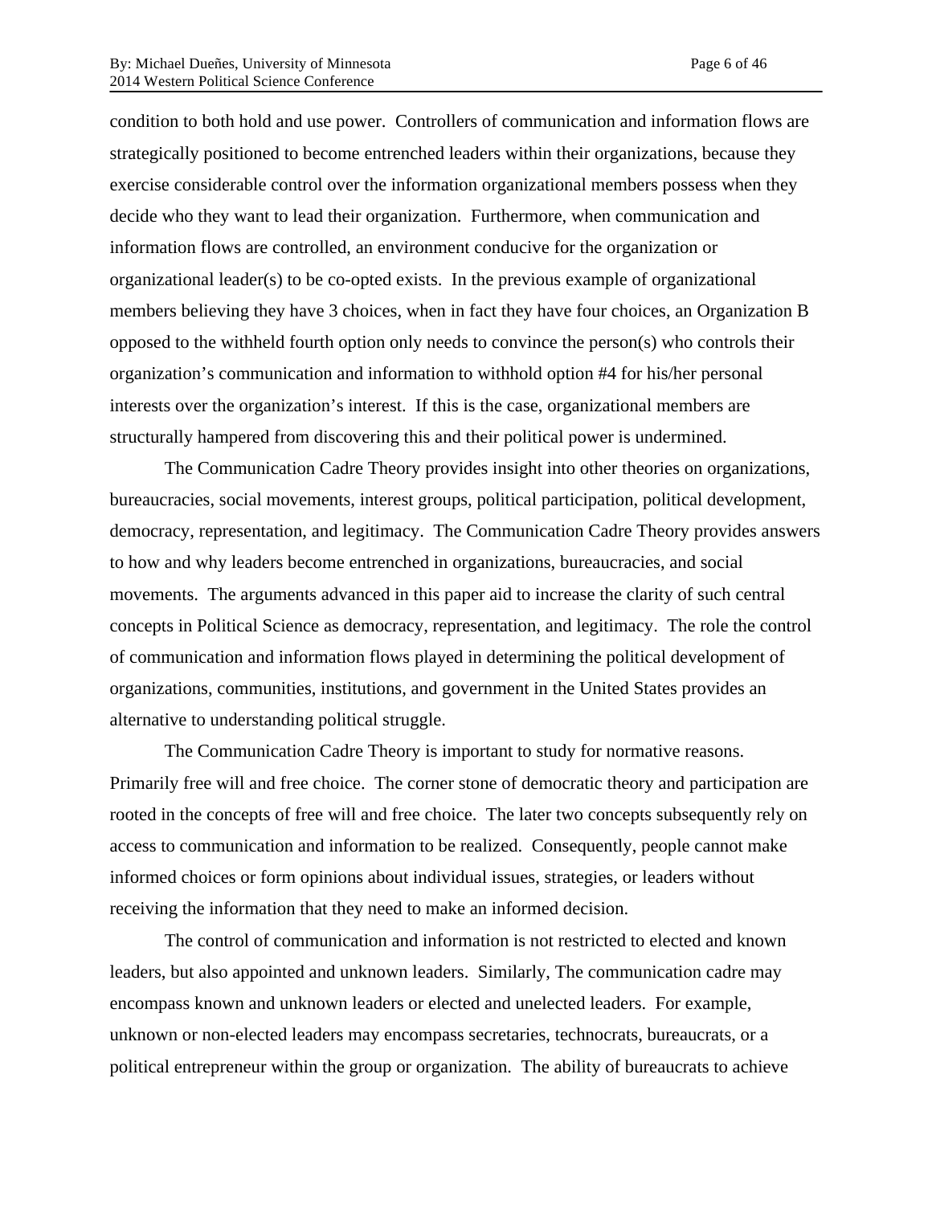condition to both hold and use power. Controllers of communication and information flows are strategically positioned to become entrenched leaders within their organizations, because they exercise considerable control over the information organizational members possess when they decide who they want to lead their organization. Furthermore, when communication and information flows are controlled, an environment conducive for the organization or organizational leader(s) to be co-opted exists. In the previous example of organizational members believing they have 3 choices, when in fact they have four choices, an Organization B opposed to the withheld fourth option only needs to convince the person(s) who controls their organization's communication and information to withhold option #4 for his/her personal interests over the organization's interest. If this is the case, organizational members are structurally hampered from discovering this and their political power is undermined.

The Communication Cadre Theory provides insight into other theories on organizations, bureaucracies, social movements, interest groups, political participation, political development, democracy, representation, and legitimacy. The Communication Cadre Theory provides answers to how and why leaders become entrenched in organizations, bureaucracies, and social movements. The arguments advanced in this paper aid to increase the clarity of such central concepts in Political Science as democracy, representation, and legitimacy. The role the control of communication and information flows played in determining the political development of organizations, communities, institutions, and government in the United States provides an alternative to understanding political struggle.

The Communication Cadre Theory is important to study for normative reasons. Primarily free will and free choice. The corner stone of democratic theory and participation are rooted in the concepts of free will and free choice. The later two concepts subsequently rely on access to communication and information to be realized. Consequently, people cannot make informed choices or form opinions about individual issues, strategies, or leaders without receiving the information that they need to make an informed decision.

The control of communication and information is not restricted to elected and known leaders, but also appointed and unknown leaders. Similarly, The communication cadre may encompass known and unknown leaders or elected and unelected leaders. For example, unknown or non-elected leaders may encompass secretaries, technocrats, bureaucrats, or a political entrepreneur within the group or organization. The ability of bureaucrats to achieve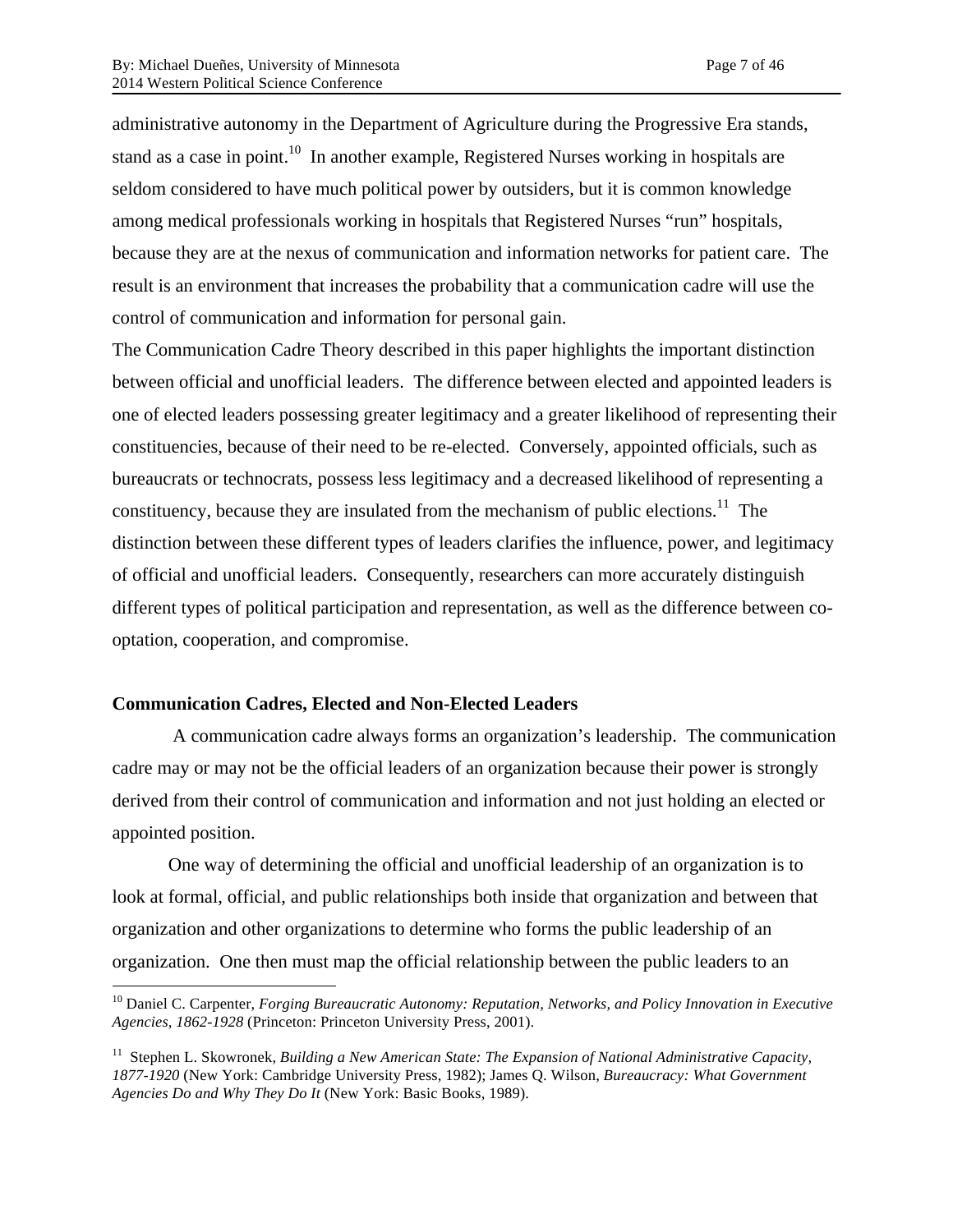administrative autonomy in the Department of Agriculture during the Progressive Era stands, stand as a case in point.[10] In another example, Registered Nurses working in hospitals are seldom considered to have much political power by outsiders, but it is common knowledge among medical professionals working in hospitals that Registered Nurses "run" hospitals, because they are at the nexus of communication and information networks for patient care. The result is an environment that increases the probability that a communication cadre will use the control of communication and information for personal gain.

The Communication Cadre Theory described in this paper highlights the important distinction between official and unofficial leaders. The difference between elected and appointed leaders is one of elected leaders possessing greater legitimacy and a greater likelihood of representing their constituencies, because of their need to be re-elected. Conversely, appointed officials, such as bureaucrats or technocrats, possess less legitimacy and a decreased likelihood of representing a constituency, because they are insulated from the mechanism of public elections.[11] The distinction between these different types of leaders clarifies the influence, power, and legitimacy of official and unofficial leaders. Consequently, researchers can more accurately distinguish different types of political participation and representation, as well as the difference between co-optation, cooperation, and compromise.

### Communication Cadres, Elected and Non-Elected Leaders

A communication cadre always forms an organization's leadership. The communication cadre may or may not be the official leaders of an organization because their power is strongly derived from their control of communication and information and not just holding an elected or appointed position.

One way of determining the official and unofficial leadership of an organization is to look at formal, official, and public relationships both inside that organization and between that organization and other organizations to determine who forms the public leadership of an organization. One then must map the official relationship between the public leaders to an

---

[10] Daniel C. Carpenter, *Forging Bureaucratic Autonomy: Reputation, Networks, and Policy Innovation in Executive Agencies, 1862-1928* (Princeton: Princeton University Press, 2001).

[11] Stephen L. Skowronek, *Building a New American State: The Expansion of National Administrative Capacity, 1877-1920* (New York: Cambridge University Press, 1982); James Q. Wilson, *Bureaucracy: What Government Agencies Do and Why They Do It* (New York: Basic Books, 1989).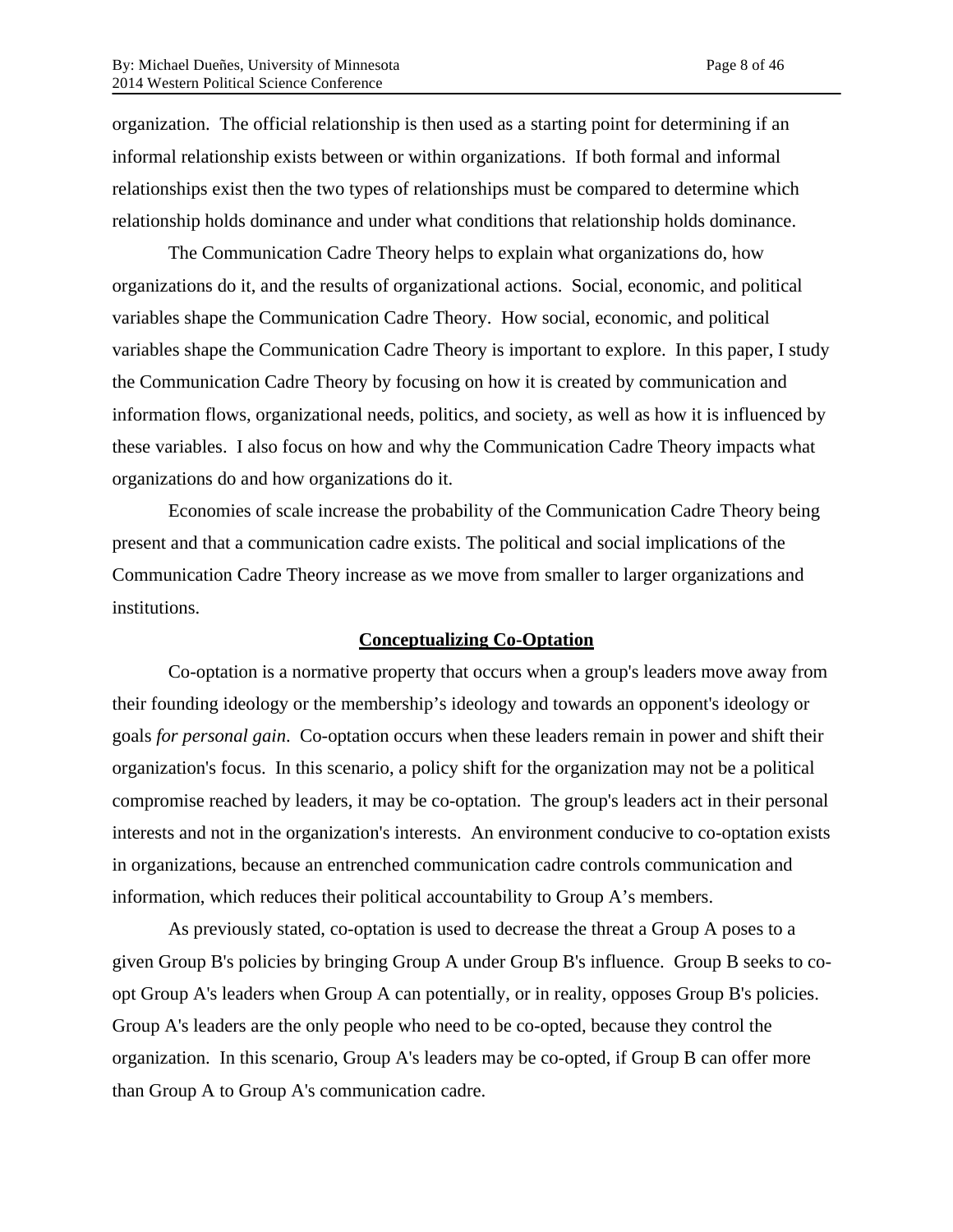organization. The official relationship is then used as a starting point for determining if an informal relationship exists between or within organizations. If both formal and informal relationships exist then the two types of relationships must be compared to determine which relationship holds dominance and under what conditions that relationship holds dominance.

The Communication Cadre Theory helps to explain what organizations do, how organizations do it, and the results of organizational actions. Social, economic, and political variables shape the Communication Cadre Theory. How social, economic, and political variables shape the Communication Cadre Theory is important to explore. In this paper, I study the Communication Cadre Theory by focusing on how it is created by communication and information flows, organizational needs, politics, and society, as well as how it is influenced by these variables. I also focus on how and why the Communication Cadre Theory impacts what organizations do and how organizations do it.

Economies of scale increase the probability of the Communication Cadre Theory being present and that a communication cadre exists. The political and social implications of the Communication Cadre Theory increase as we move from smaller to larger organizations and institutions.

## Conceptualizing Co-Optation

Co-optation is a normative property that occurs when a group's leaders move away from their founding ideology or the membership's ideology and towards an opponent's ideology or goals *for personal gain*. Co-optation occurs when these leaders remain in power and shift their organization's focus. In this scenario, a policy shift for the organization may not be a political compromise reached by leaders, it may be co-optation. The group's leaders act in their personal interests and not in the organization's interests. An environment conducive to co-optation exists in organizations, because an entrenched communication cadre controls communication and information, which reduces their political accountability to Group A's members.

As previously stated, co-optation is used to decrease the threat a Group A poses to a given Group B's policies by bringing Group A under Group B's influence. Group B seeks to co-opt Group A's leaders when Group A can potentially, or in reality, opposes Group B's policies. Group A's leaders are the only people who need to be co-opted, because they control the organization. In this scenario, Group A's leaders may be co-opted, if Group B can offer more than Group A to Group A's communication cadre.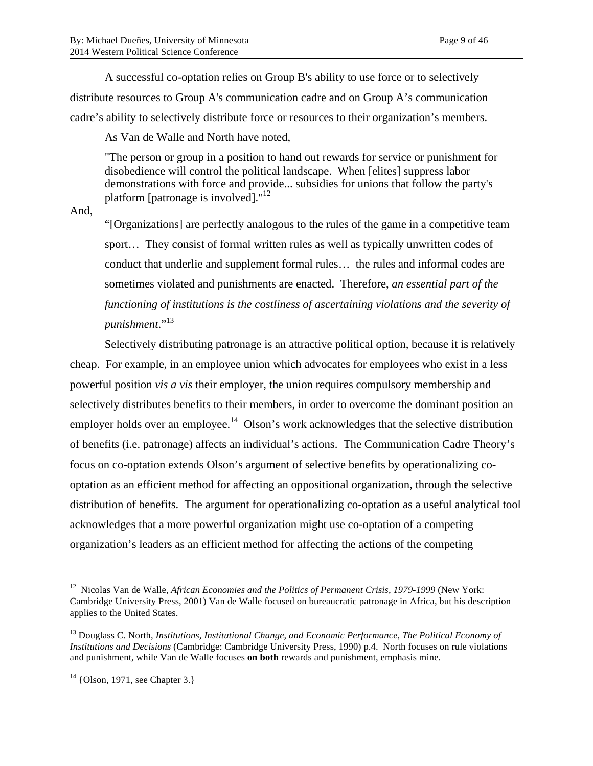A successful co-optation relies on Group B's ability to use force or to selectively distribute resources to Group A's communication cadre and on Group A's communication cadre's ability to selectively distribute force or resources to their organization's members.

As Van de Walle and North have noted,

> "The person or group in a position to hand out rewards for service or punishment for disobedience will control the political landscape. When [elites] suppress labor demonstrations with force and provide... subsidies for unions that follow the party's platform [patronage is involved]."[12]

And,

> "[Organizations] are perfectly analogous to the rules of the game in a competitive team sport… They consist of formal written rules as well as typically unwritten codes of conduct that underlie and supplement formal rules… the rules and informal codes are sometimes violated and punishments are enacted. Therefore, *an essential part of the functioning of institutions is the costliness of ascertaining violations and the severity of punishment*."[13]

Selectively distributing patronage is an attractive political option, because it is relatively cheap. For example, in an employee union which advocates for employees who exist in a less powerful position *vis a vis* their employer, the union requires compulsory membership and selectively distributes benefits to their members, in order to overcome the dominant position an employer holds over an employee.[14] Olson's work acknowledges that the selective distribution of benefits (i.e. patronage) affects an individual's actions. The Communication Cadre Theory's focus on co-optation extends Olson's argument of selective benefits by operationalizing co-optation as an efficient method for affecting an oppositional organization, through the selective distribution of benefits. The argument for operationalizing co-optation as a useful analytical tool acknowledges that a more powerful organization might use co-optation of a competing organization's leaders as an efficient method for affecting the actions of the competing

---

[12] Nicolas Van de Walle, *African Economies and the Politics of Permanent Crisis, 1979-1999* (New York: Cambridge University Press, 2001) Van de Walle focused on bureaucratic patronage in Africa, but his description applies to the United States.

[13] Douglass C. North, *Institutions, Institutional Change, and Economic Performance, The Political Economy of Institutions and Decisions* (Cambridge: Cambridge University Press, 1990) p.4. North focuses on rule violations and punishment, while Van de Walle focuses **on both** rewards and punishment, emphasis mine.

[14] {Olson, 1971, see Chapter 3.}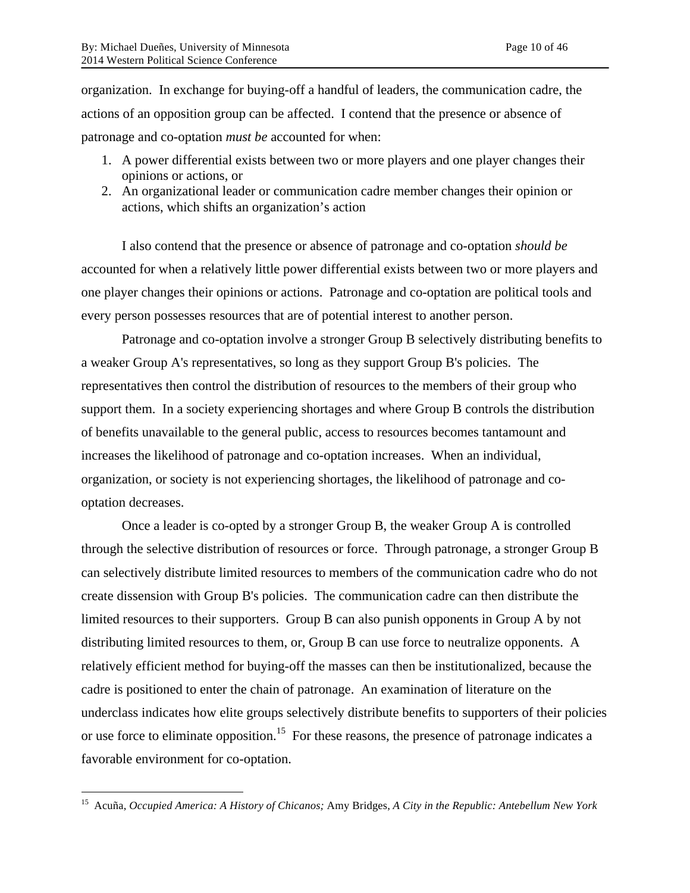organization. In exchange for buying-off a handful of leaders, the communication cadre, the actions of an opposition group can be affected. I contend that the presence or absence of patronage and co-optation *must be* accounted for when:

1. A power differential exists between two or more players and one player changes their opinions or actions, or
2. An organizational leader or communication cadre member changes their opinion or actions, which shifts an organization's action

I also contend that the presence or absence of patronage and co-optation *should be* accounted for when a relatively little power differential exists between two or more players and one player changes their opinions or actions. Patronage and co-optation are political tools and every person possesses resources that are of potential interest to another person.

Patronage and co-optation involve a stronger Group B selectively distributing benefits to a weaker Group A's representatives, so long as they support Group B's policies. The representatives then control the distribution of resources to the members of their group who support them. In a society experiencing shortages and where Group B controls the distribution of benefits unavailable to the general public, access to resources becomes tantamount and increases the likelihood of patronage and co-optation increases. When an individual, organization, or society is not experiencing shortages, the likelihood of patronage and co-optation decreases.

Once a leader is co-opted by a stronger Group B, the weaker Group A is controlled through the selective distribution of resources or force. Through patronage, a stronger Group B can selectively distribute limited resources to members of the communication cadre who do not create dissension with Group B's policies. The communication cadre can then distribute the limited resources to their supporters. Group B can also punish opponents in Group A by not distributing limited resources to them, or, Group B can use force to neutralize opponents. A relatively efficient method for buying-off the masses can then be institutionalized, because the cadre is positioned to enter the chain of patronage. An examination of literature on the underclass indicates how elite groups selectively distribute benefits to supporters of their policies or use force to eliminate opposition.[15] For these reasons, the presence of patronage indicates a favorable environment for co-optation.

---

[15] Acuña, *Occupied America: A History of Chicanos;* Amy Bridges, *A City in the Republic: Antebellum New York*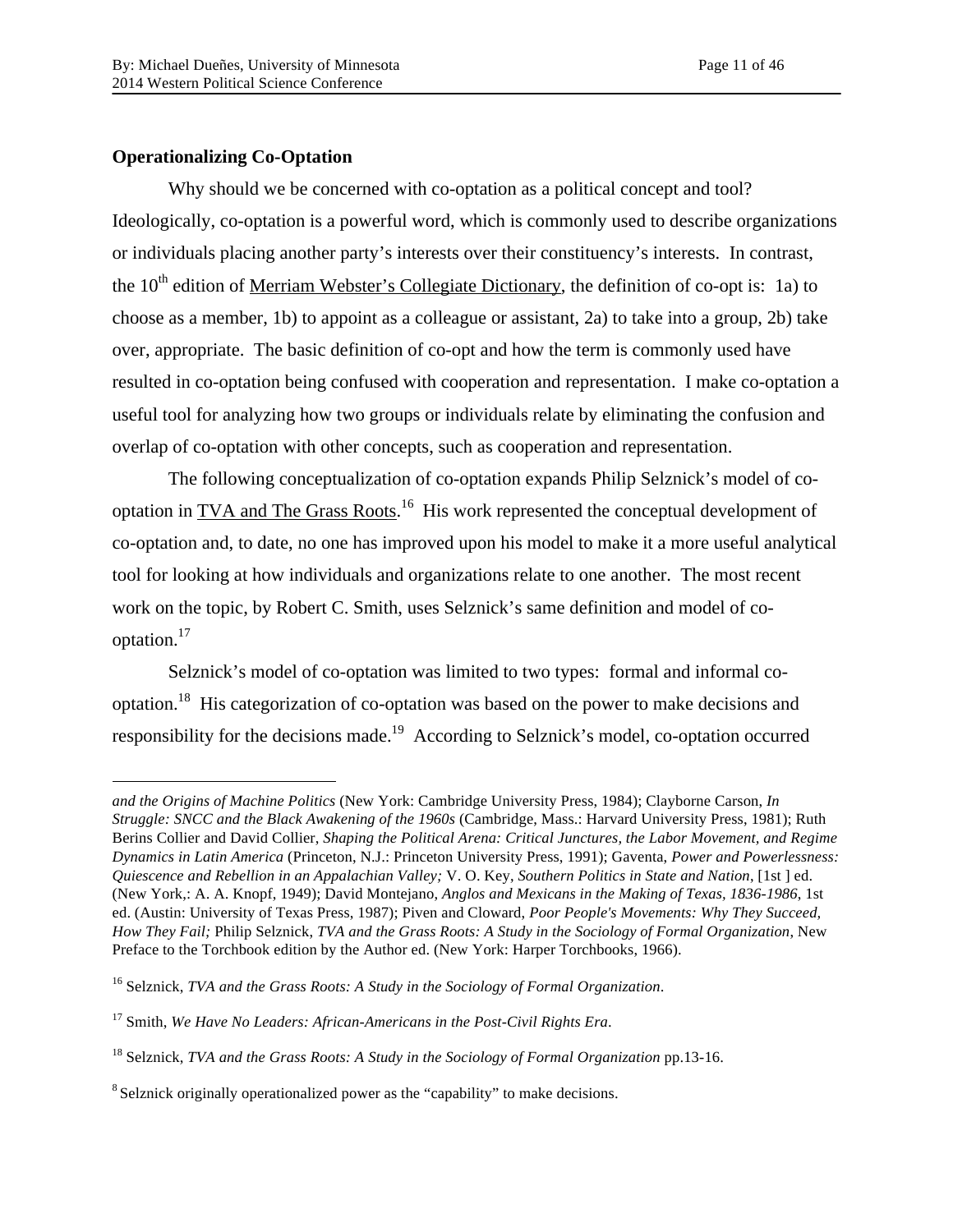### Operationalizing Co-Optation

Why should we be concerned with co-optation as a political concept and tool? Ideologically, co-optation is a powerful word, which is commonly used to describe organizations or individuals placing another party's interests over their constituency's interests. In contrast, the 10th edition of Merriam Webster's Collegiate Dictionary, the definition of co-opt is: 1a) to choose as a member, 1b) to appoint as a colleague or assistant, 2a) to take into a group, 2b) take over, appropriate. The basic definition of co-opt and how the term is commonly used have resulted in co-optation being confused with cooperation and representation. I make co-optation a useful tool for analyzing how two groups or individuals relate by eliminating the confusion and overlap of co-optation with other concepts, such as cooperation and representation.

The following conceptualization of co-optation expands Philip Selznick's model of co-optation in TVA and The Grass Roots.[16] His work represented the conceptual development of co-optation and, to date, no one has improved upon his model to make it a more useful analytical tool for looking at how individuals and organizations relate to one another. The most recent work on the topic, by Robert C. Smith, uses Selznick's same definition and model of co-optation.[17]

Selznick's model of co-optation was limited to two types: formal and informal co-optation.[18] His categorization of co-optation was based on the power to make decisions and responsibility for the decisions made.[19] According to Selznick's model, co-optation occurred

---

*and the Origins of Machine Politics* (New York: Cambridge University Press, 1984); Clayborne Carson, *In Struggle: SNCC and the Black Awakening of the 1960s* (Cambridge, Mass.: Harvard University Press, 1981); Ruth Berins Collier and David Collier, *Shaping the Political Arena: Critical Junctures, the Labor Movement, and Regime Dynamics in Latin America* (Princeton, N.J.: Princeton University Press, 1991); Gaventa, *Power and Powerlessness: Quiescence and Rebellion in an Appalachian Valley;* V. O. Key, *Southern Politics in State and Nation*, [1st ] ed. (New York,: A. A. Knopf, 1949); David Montejano, *Anglos and Mexicans in the Making of Texas, 1836-1986*, 1st ed. (Austin: University of Texas Press, 1987); Piven and Cloward, *Poor People's Movements: Why They Succeed, How They Fail;* Philip Selznick, *TVA and the Grass Roots: A Study in the Sociology of Formal Organization*, New Preface to the Torchbook edition by the Author ed. (New York: Harper Torchbooks, 1966).

[16] Selznick, *TVA and the Grass Roots: A Study in the Sociology of Formal Organization*.

[17] Smith, *We Have No Leaders: African-Americans in the Post-Civil Rights Era*.

[18] Selznick, *TVA and the Grass Roots: A Study in the Sociology of Formal Organization* pp.13-16.

[8] Selznick originally operationalized power as the "capability" to make decisions.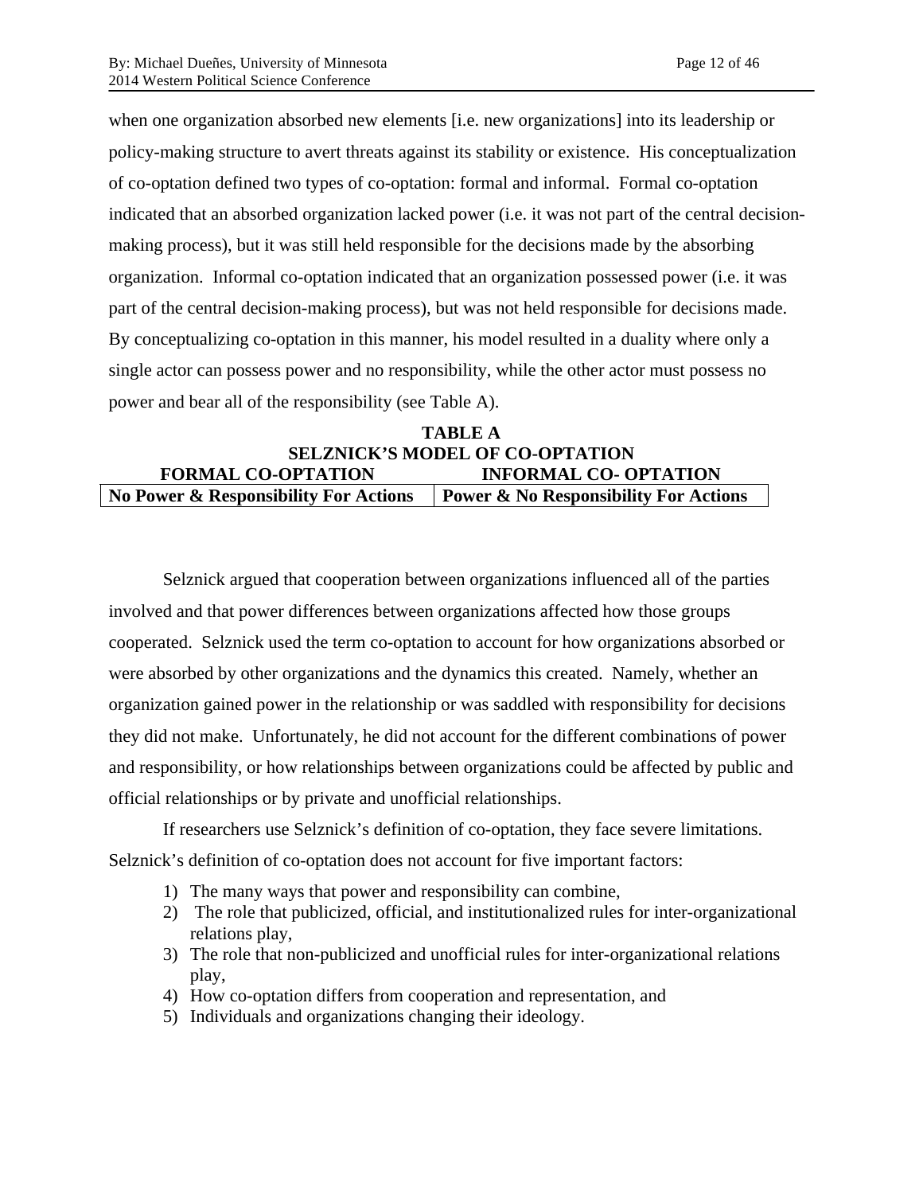when one organization absorbed new elements [i.e. new organizations] into its leadership or policy-making structure to avert threats against its stability or existence. His conceptualization of co-optation defined two types of co-optation: formal and informal. Formal co-optation indicated that an absorbed organization lacked power (i.e. it was not part of the central decision-making process), but it was still held responsible for the decisions made by the absorbing organization. Informal co-optation indicated that an organization possessed power (i.e. it was part of the central decision-making process), but was not held responsible for decisions made. By conceptualizing co-optation in this manner, his model resulted in a duality where only a single actor can possess power and no responsibility, while the other actor must possess no power and bear all of the responsibility (see Table A).

**TABLE A**
**SELZNICK'S MODEL OF CO-OPTATION**

| FORMAL CO-OPTATION | INFORMAL CO- OPTATION |
|---|---|
| **No Power & Responsibility For Actions** | **Power & No Responsibility For Actions** |

Selznick argued that cooperation between organizations influenced all of the parties involved and that power differences between organizations affected how those groups cooperated. Selznick used the term co-optation to account for how organizations absorbed or were absorbed by other organizations and the dynamics this created. Namely, whether an organization gained power in the relationship or was saddled with responsibility for decisions they did not make. Unfortunately, he did not account for the different combinations of power and responsibility, or how relationships between organizations could be affected by public and official relationships or by private and unofficial relationships.

If researchers use Selznick's definition of co-optation, they face severe limitations. Selznick's definition of co-optation does not account for five important factors:

1) The many ways that power and responsibility can combine,
2) The role that publicized, official, and institutionalized rules for inter-organizational relations play,
3) The role that non-publicized and unofficial rules for inter-organizational relations play,
4) How co-optation differs from cooperation and representation, and
5) Individuals and organizations changing their ideology.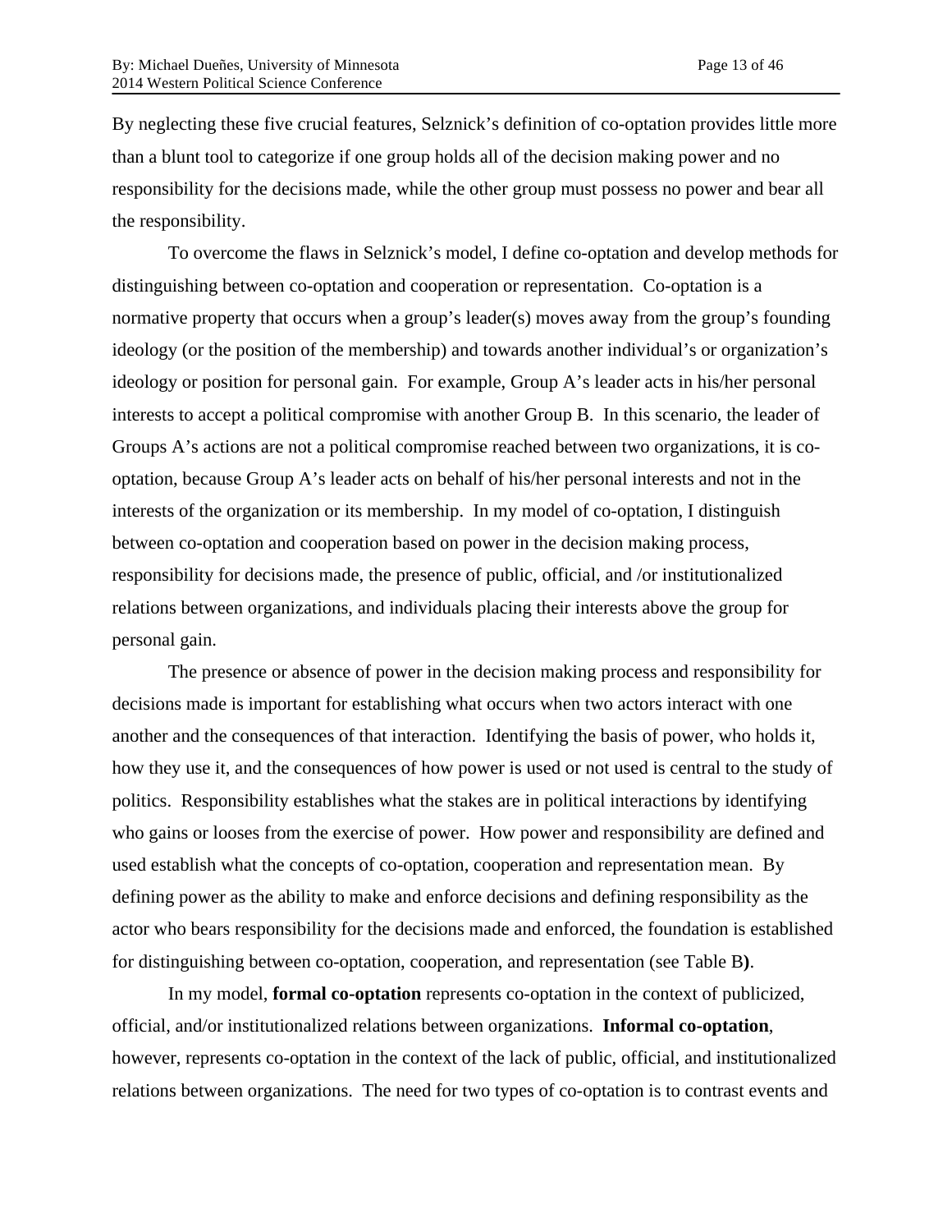By neglecting these five crucial features, Selznick's definition of co-optation provides little more than a blunt tool to categorize if one group holds all of the decision making power and no responsibility for the decisions made, while the other group must possess no power and bear all the responsibility.

To overcome the flaws in Selznick's model, I define co-optation and develop methods for distinguishing between co-optation and cooperation or representation. Co-optation is a normative property that occurs when a group's leader(s) moves away from the group's founding ideology (or the position of the membership) and towards another individual's or organization's ideology or position for personal gain. For example, Group A's leader acts in his/her personal interests to accept a political compromise with another Group B. In this scenario, the leader of Groups A's actions are not a political compromise reached between two organizations, it is co-optation, because Group A's leader acts on behalf of his/her personal interests and not in the interests of the organization or its membership. In my model of co-optation, I distinguish between co-optation and cooperation based on power in the decision making process, responsibility for decisions made, the presence of public, official, and /or institutionalized relations between organizations, and individuals placing their interests above the group for personal gain.

The presence or absence of power in the decision making process and responsibility for decisions made is important for establishing what occurs when two actors interact with one another and the consequences of that interaction. Identifying the basis of power, who holds it, how they use it, and the consequences of how power is used or not used is central to the study of politics. Responsibility establishes what the stakes are in political interactions by identifying who gains or looses from the exercise of power. How power and responsibility are defined and used establish what the concepts of co-optation, cooperation and representation mean. By defining power as the ability to make and enforce decisions and defining responsibility as the actor who bears responsibility for the decisions made and enforced, the foundation is established for distinguishing between co-optation, cooperation, and representation (see Table B**)**.

In my model, **formal co-optation** represents co-optation in the context of publicized, official, and/or institutionalized relations between organizations. **Informal co-optation**, however, represents co-optation in the context of the lack of public, official, and institutionalized relations between organizations. The need for two types of co-optation is to contrast events and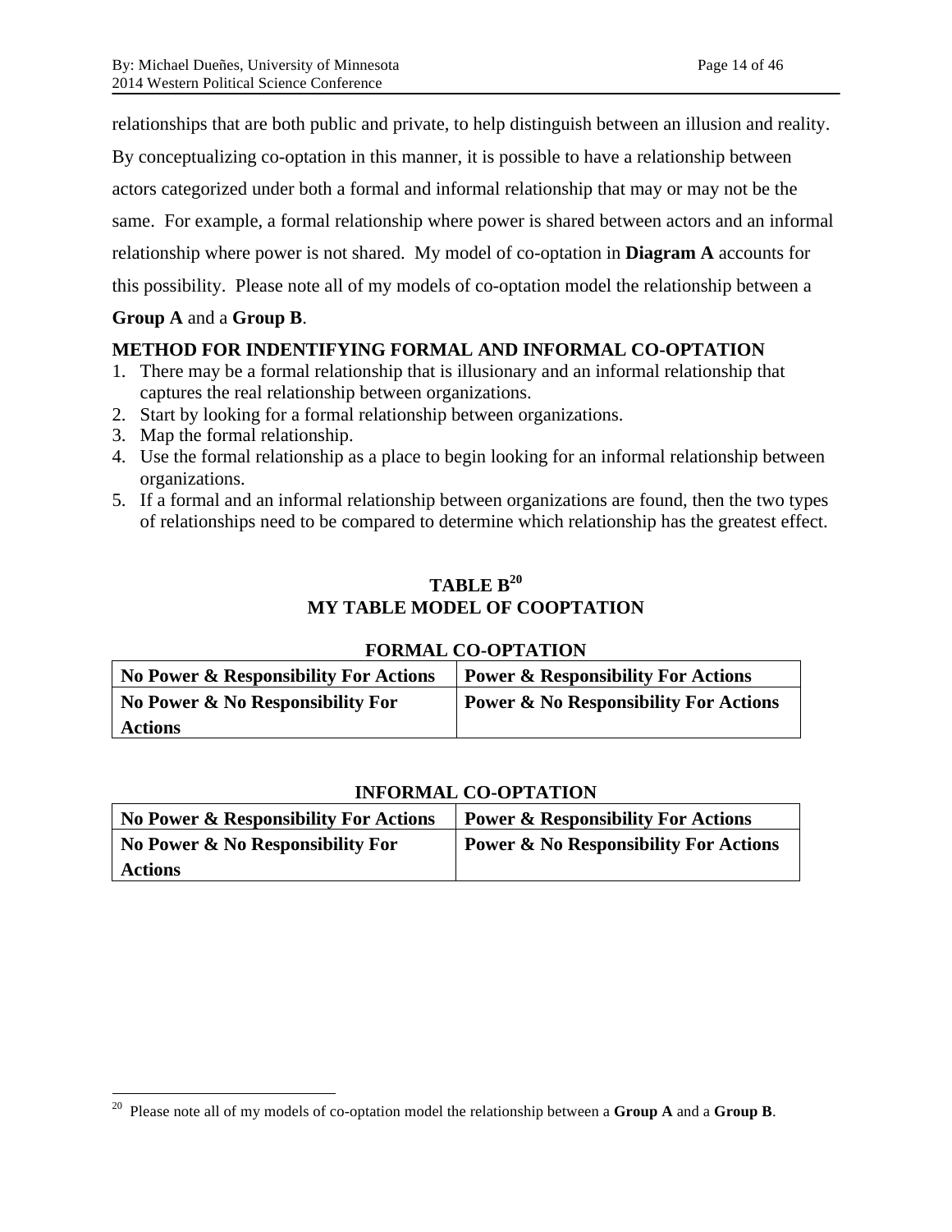relationships that are both public and private, to help distinguish between an illusion and reality. By conceptualizing co-optation in this manner, it is possible to have a relationship between actors categorized under both a formal and informal relationship that may or may not be the same. For example, a formal relationship where power is shared between actors and an informal relationship where power is not shared. My model of co-optation in **Diagram A** accounts for this possibility. Please note all of my models of co-optation model the relationship between a **Group A** and a **Group B**.

## METHOD FOR INDENTIFYING FORMAL AND INFORMAL CO-OPTATION

1. There may be a formal relationship that is illusionary and an informal relationship that captures the real relationship between organizations.
2. Start by looking for a formal relationship between organizations.
3. Map the formal relationship.
4. Use the formal relationship as a place to begin looking for an informal relationship between organizations.
5. If a formal and an informal relationship between organizations are found, then the two types of relationships need to be compared to determine which relationship has the greatest effect.

## TABLE B[20]
## MY TABLE MODEL OF COOPTATION

**FORMAL CO-OPTATION**

| No Power & Responsibility For Actions | Power & Responsibility For Actions |
|---|---|
| No Power & No Responsibility For Actions | Power & No Responsibility For Actions |

**INFORMAL CO-OPTATION**

| No Power & Responsibility For Actions | Power & Responsibility For Actions |
|---|---|
| No Power & No Responsibility For Actions | Power & No Responsibility For Actions |

[20] Please note all of my models of co-optation model the relationship between a **Group A** and a **Group B**.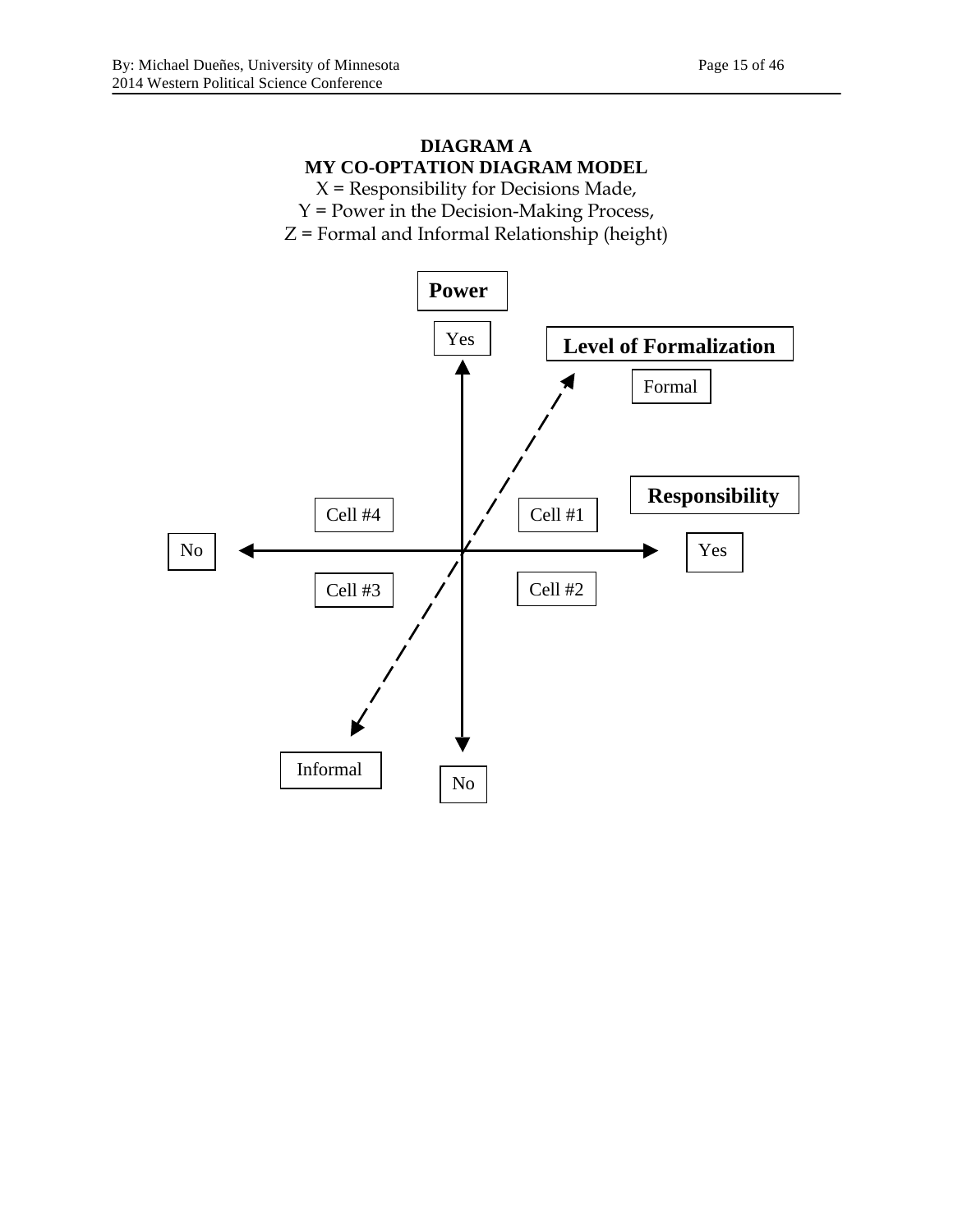**DIAGRAM A**

**MY CO-OPTATION DIAGRAM MODEL**

X = Responsibility for Decisions Made,

Y = Power in the Decision-Making Process,

Z = Formal and Informal Relationship (height)

**Power**

Yes

**Level of Formalization**

Formal

**Responsibility**

Cell #4

Cell #1

No

Yes

Cell #3

Cell #2

Informal

No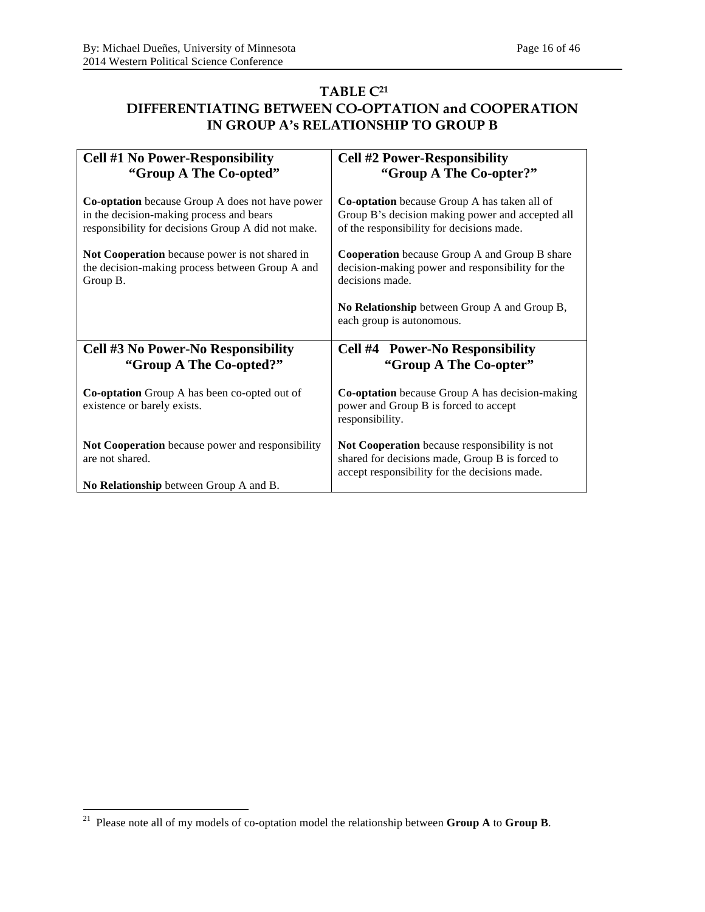## TABLE C[21]
## DIFFERENTIATING BETWEEN CO-OPTATION and COOPERATION IN GROUP A's RELATIONSHIP TO GROUP B

| **Cell #1 No Power-Responsibility "Group A The Co-opted"** | **Cell #2 Power-Responsibility "Group A The Co-opter?"** |
|---|---|
| **Co-optation** because Group A does not have power in the decision-making process and bears responsibility for decisions Group A did not make.<br><br>**Not Cooperation** because power is not shared in the decision-making process between Group A and Group B. | **Co-optation** because Group A has taken all of Group B's decision making power and accepted all of the responsibility for decisions made.<br><br>**Cooperation** because Group A and Group B share decision-making power and responsibility for the decisions made.<br><br>**No Relationship** between Group A and Group B, each group is autonomous. |
| **Cell #3 No Power-No Responsibility "Group A The Co-opted?"** | **Cell #4 Power-No Responsibility "Group A The Co-opter"** |
| **Co-optation** Group A has been co-opted out of existence or barely exists.<br><br>**Not Cooperation** because power and responsibility are not shared.<br><br>**No Relationship** between Group A and B. | **Co-optation** because Group A has decision-making power and Group B is forced to accept responsibility.<br><br>**Not Cooperation** because responsibility is not shared for decisions made, Group B is forced to accept responsibility for the decisions made. |

[21] Please note all of my models of co-optation model the relationship between **Group A** to **Group B**.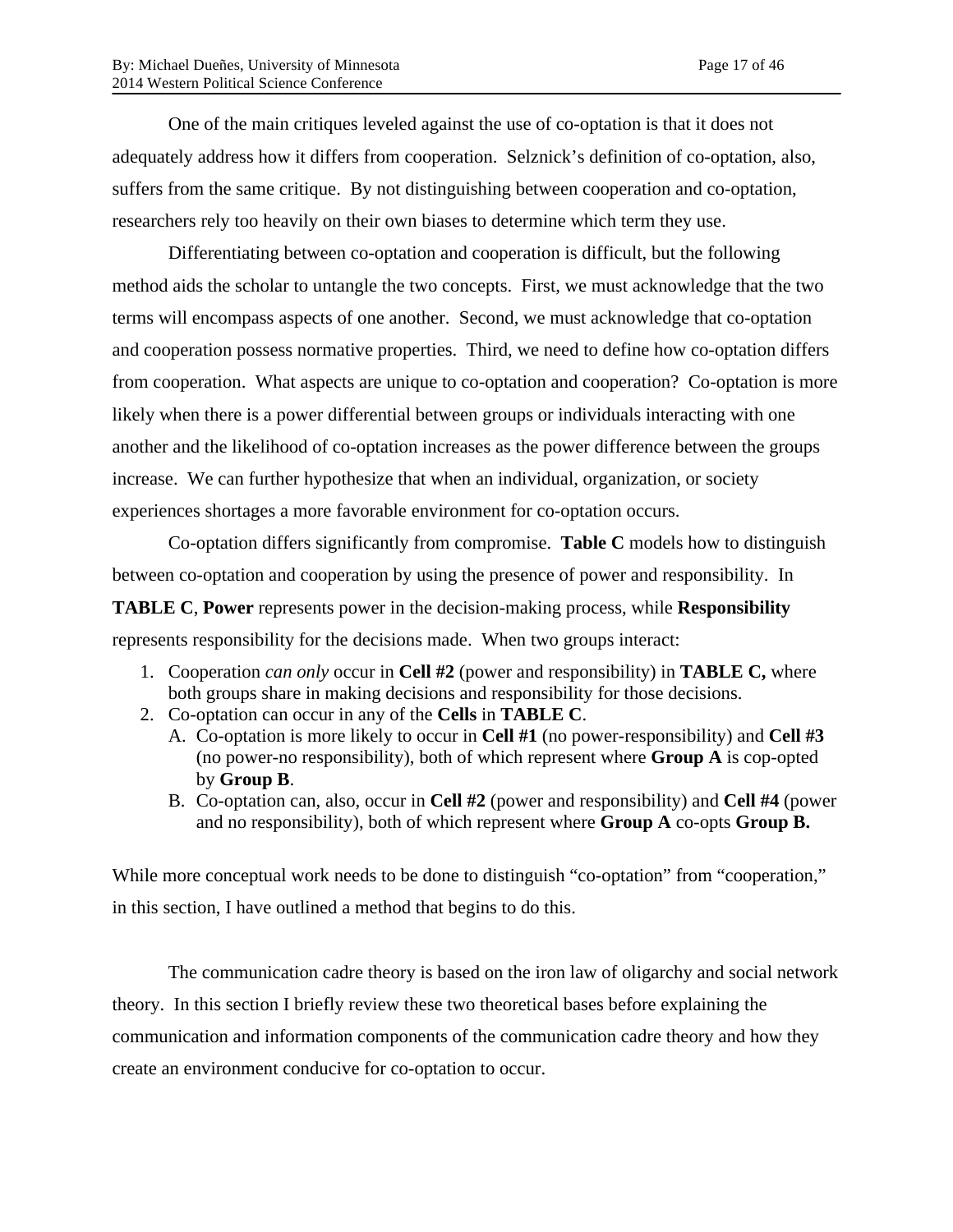One of the main critiques leveled against the use of co-optation is that it does not adequately address how it differs from cooperation. Selznick's definition of co-optation, also, suffers from the same critique. By not distinguishing between cooperation and co-optation, researchers rely too heavily on their own biases to determine which term they use.

Differentiating between co-optation and cooperation is difficult, but the following method aids the scholar to untangle the two concepts. First, we must acknowledge that the two terms will encompass aspects of one another. Second, we must acknowledge that co-optation and cooperation possess normative properties. Third, we need to define how co-optation differs from cooperation. What aspects are unique to co-optation and cooperation? Co-optation is more likely when there is a power differential between groups or individuals interacting with one another and the likelihood of co-optation increases as the power difference between the groups increase. We can further hypothesize that when an individual, organization, or society experiences shortages a more favorable environment for co-optation occurs.

Co-optation differs significantly from compromise. **Table C** models how to distinguish between co-optation and cooperation by using the presence of power and responsibility. In **TABLE C**, **Power** represents power in the decision-making process, while **Responsibility** represents responsibility for the decisions made. When two groups interact:

1. Cooperation *can only* occur in **Cell #2** (power and responsibility) in **TABLE C,** where both groups share in making decisions and responsibility for those decisions.
2. Co-optation can occur in any of the **Cells** in **TABLE C**.
   A. Co-optation is more likely to occur in **Cell #1** (no power-responsibility) and **Cell #3** (no power-no responsibility), both of which represent where **Group A** is cop-opted by **Group B**.
   B. Co-optation can, also, occur in **Cell #2** (power and responsibility) and **Cell #4** (power and no responsibility), both of which represent where **Group A** co-opts **Group B.**

While more conceptual work needs to be done to distinguish "co-optation" from "cooperation," in this section, I have outlined a method that begins to do this.

The communication cadre theory is based on the iron law of oligarchy and social network theory. In this section I briefly review these two theoretical bases before explaining the communication and information components of the communication cadre theory and how they create an environment conducive for co-optation to occur.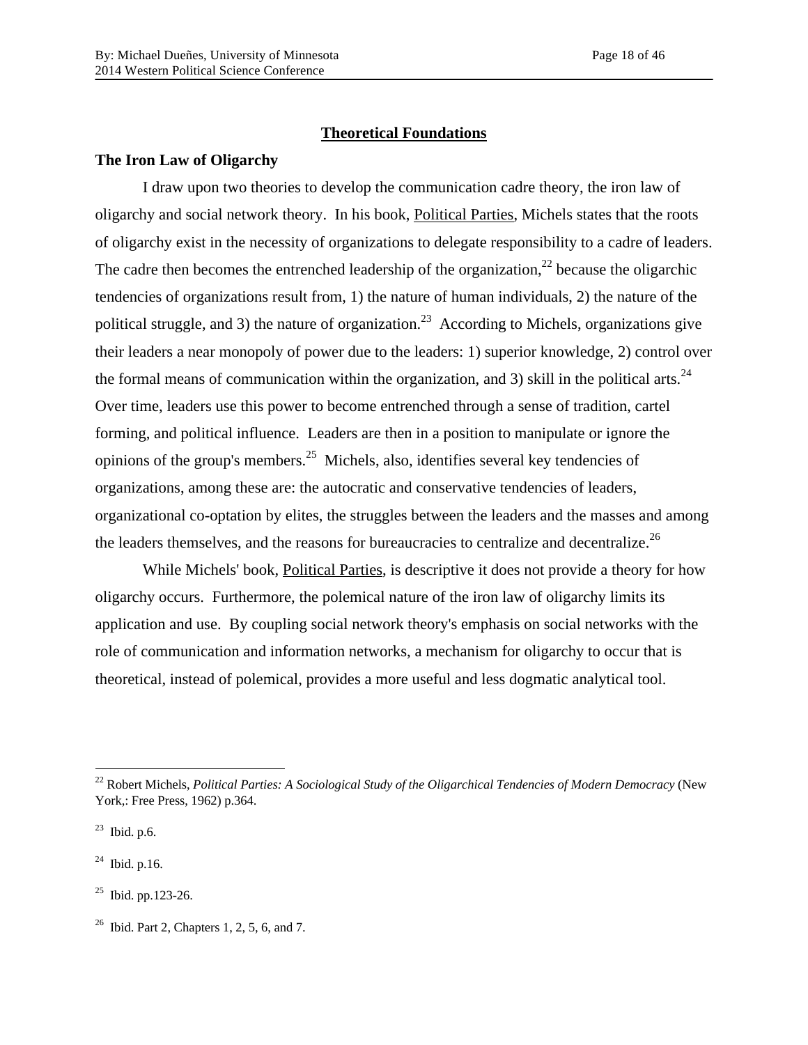## Theoretical Foundations

### The Iron Law of Oligarchy

I draw upon two theories to develop the communication cadre theory, the iron law of oligarchy and social network theory. In his book, Political Parties, Michels states that the roots of oligarchy exist in the necessity of organizations to delegate responsibility to a cadre of leaders. The cadre then becomes the entrenched leadership of the organization,[22] because the oligarchic tendencies of organizations result from, 1) the nature of human individuals, 2) the nature of the political struggle, and 3) the nature of organization.[23] According to Michels, organizations give their leaders a near monopoly of power due to the leaders: 1) superior knowledge, 2) control over the formal means of communication within the organization, and 3) skill in the political arts.[24] Over time, leaders use this power to become entrenched through a sense of tradition, cartel forming, and political influence. Leaders are then in a position to manipulate or ignore the opinions of the group's members.[25] Michels, also, identifies several key tendencies of organizations, among these are: the autocratic and conservative tendencies of leaders, organizational co-optation by elites, the struggles between the leaders and the masses and among the leaders themselves, and the reasons for bureaucracies to centralize and decentralize.[26]

While Michels' book, Political Parties, is descriptive it does not provide a theory for how oligarchy occurs. Furthermore, the polemical nature of the iron law of oligarchy limits its application and use. By coupling social network theory's emphasis on social networks with the role of communication and information networks, a mechanism for oligarchy to occur that is theoretical, instead of polemical, provides a more useful and less dogmatic analytical tool.

---

[22] Robert Michels, *Political Parties: A Sociological Study of the Oligarchical Tendencies of Modern Democracy* (New York,: Free Press, 1962) p.364.

[23] Ibid. p.6.

[24] Ibid. p.16.

[25] Ibid. pp.123-26.

[26] Ibid. Part 2, Chapters 1, 2, 5, 6, and 7.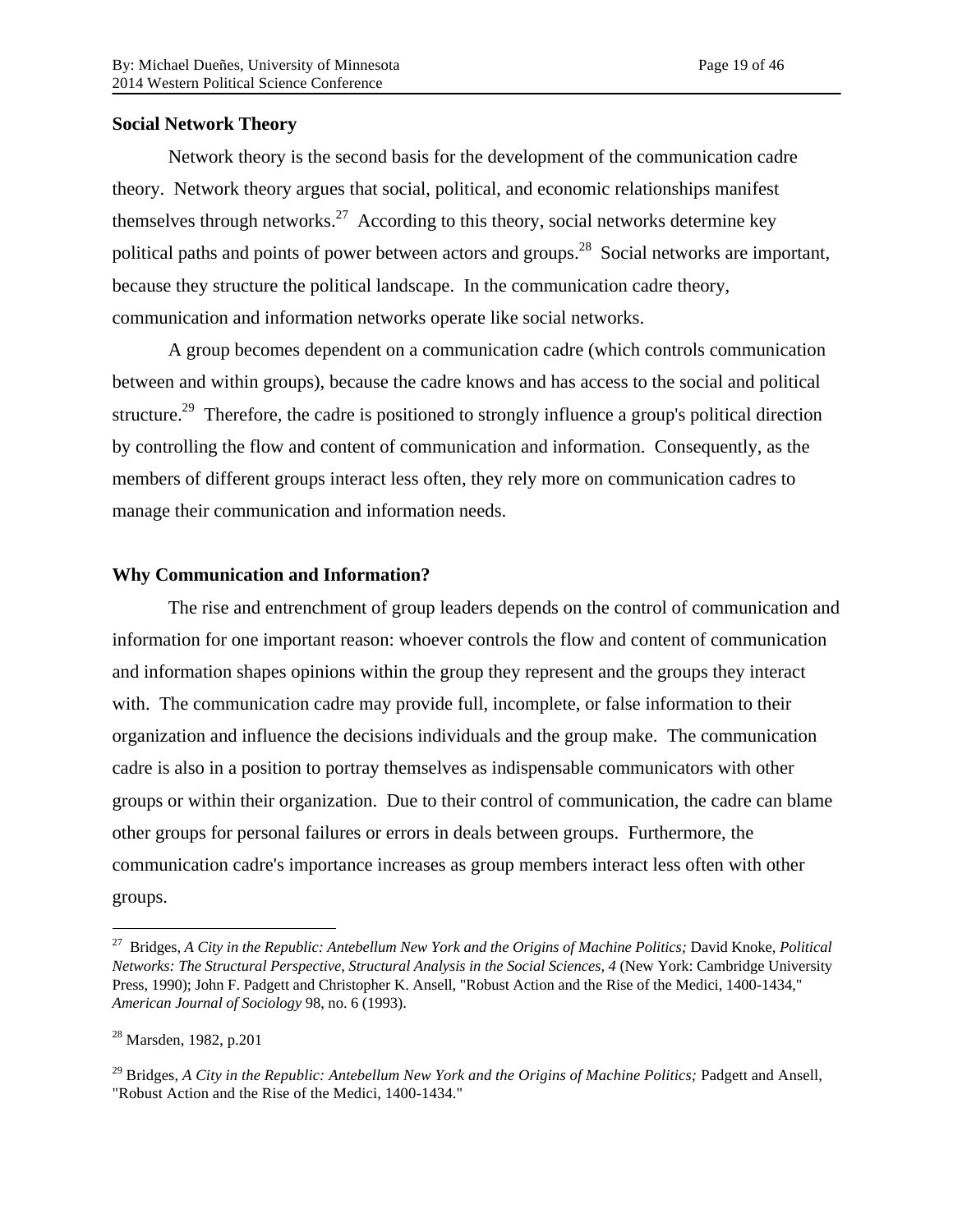### Social Network Theory

Network theory is the second basis for the development of the communication cadre theory. Network theory argues that social, political, and economic relationships manifest themselves through networks.[27] According to this theory, social networks determine key political paths and points of power between actors and groups.[28] Social networks are important, because they structure the political landscape. In the communication cadre theory, communication and information networks operate like social networks.

A group becomes dependent on a communication cadre (which controls communication between and within groups), because the cadre knows and has access to the social and political structure.[29] Therefore, the cadre is positioned to strongly influence a group's political direction by controlling the flow and content of communication and information. Consequently, as the members of different groups interact less often, they rely more on communication cadres to manage their communication and information needs.

### Why Communication and Information?

The rise and entrenchment of group leaders depends on the control of communication and information for one important reason: whoever controls the flow and content of communication and information shapes opinions within the group they represent and the groups they interact with. The communication cadre may provide full, incomplete, or false information to their organization and influence the decisions individuals and the group make. The communication cadre is also in a position to portray themselves as indispensable communicators with other groups or within their organization. Due to their control of communication, the cadre can blame other groups for personal failures or errors in deals between groups. Furthermore, the communication cadre's importance increases as group members interact less often with other groups.

---

[27] Bridges, *A City in the Republic: Antebellum New York and the Origins of Machine Politics;* David Knoke, *Political Networks: The Structural Perspective*, *Structural Analysis in the Social Sciences, 4* (New York: Cambridge University Press, 1990); John F. Padgett and Christopher K. Ansell, "Robust Action and the Rise of the Medici, 1400-1434," *American Journal of Sociology* 98, no. 6 (1993).

[28] Marsden, 1982, p.201

[29] Bridges, *A City in the Republic: Antebellum New York and the Origins of Machine Politics;* Padgett and Ansell, "Robust Action and the Rise of the Medici, 1400-1434."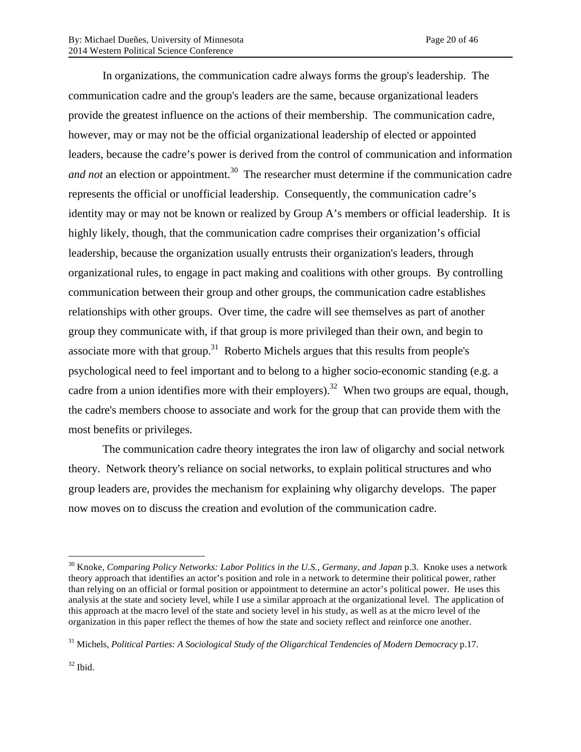In organizations, the communication cadre always forms the group's leadership. The communication cadre and the group's leaders are the same, because organizational leaders provide the greatest influence on the actions of their membership. The communication cadre, however, may or may not be the official organizational leadership of elected or appointed leaders, because the cadre's power is derived from the control of communication and information *and not* an election or appointment.[30] The researcher must determine if the communication cadre represents the official or unofficial leadership. Consequently, the communication cadre's identity may or may not be known or realized by Group A's members or official leadership. It is highly likely, though, that the communication cadre comprises their organization's official leadership, because the organization usually entrusts their organization's leaders, through organizational rules, to engage in pact making and coalitions with other groups. By controlling communication between their group and other groups, the communication cadre establishes relationships with other groups. Over time, the cadre will see themselves as part of another group they communicate with, if that group is more privileged than their own, and begin to associate more with that group.[31] Roberto Michels argues that this results from people's psychological need to feel important and to belong to a higher socio-economic standing (e.g. a cadre from a union identifies more with their employers).[32] When two groups are equal, though, the cadre's members choose to associate and work for the group that can provide them with the most benefits or privileges.

The communication cadre theory integrates the iron law of oligarchy and social network theory. Network theory's reliance on social networks, to explain political structures and who group leaders are, provides the mechanism for explaining why oligarchy develops. The paper now moves on to discuss the creation and evolution of the communication cadre.

---

[30] Knoke, *Comparing Policy Networks: Labor Politics in the U.S., Germany, and Japan* p.3. Knoke uses a network theory approach that identifies an actor's position and role in a network to determine their political power, rather than relying on an official or formal position or appointment to determine an actor's political power. He uses this analysis at the state and society level, while I use a similar approach at the organizational level. The application of this approach at the macro level of the state and society level in his study, as well as at the micro level of the organization in this paper reflect the themes of how the state and society reflect and reinforce one another.

[31] Michels, *Political Parties: A Sociological Study of the Oligarchical Tendencies of Modern Democracy* p.17.

[32] Ibid.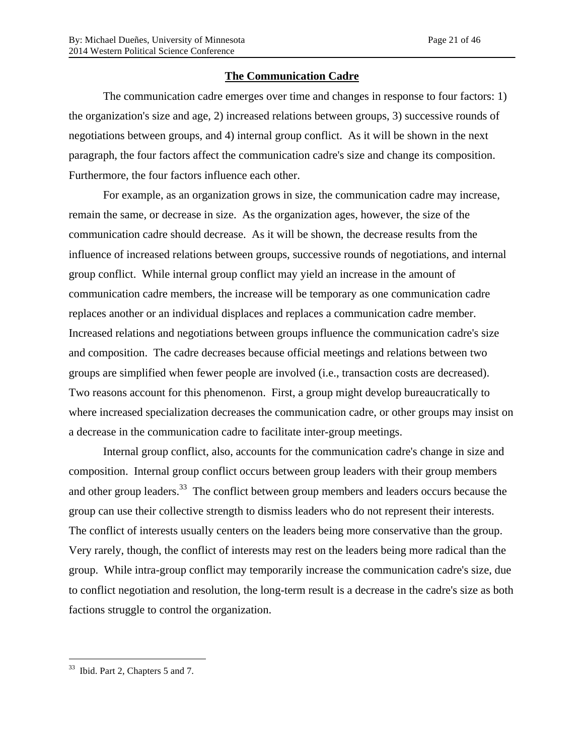## The Communication Cadre

The communication cadre emerges over time and changes in response to four factors: 1) the organization's size and age, 2) increased relations between groups, 3) successive rounds of negotiations between groups, and 4) internal group conflict. As it will be shown in the next paragraph, the four factors affect the communication cadre's size and change its composition. Furthermore, the four factors influence each other.

For example, as an organization grows in size, the communication cadre may increase, remain the same, or decrease in size. As the organization ages, however, the size of the communication cadre should decrease. As it will be shown, the decrease results from the influence of increased relations between groups, successive rounds of negotiations, and internal group conflict. While internal group conflict may yield an increase in the amount of communication cadre members, the increase will be temporary as one communication cadre replaces another or an individual displaces and replaces a communication cadre member. Increased relations and negotiations between groups influence the communication cadre's size and composition. The cadre decreases because official meetings and relations between two groups are simplified when fewer people are involved (i.e., transaction costs are decreased). Two reasons account for this phenomenon. First, a group might develop bureaucratically to where increased specialization decreases the communication cadre, or other groups may insist on a decrease in the communication cadre to facilitate inter-group meetings.

Internal group conflict, also, accounts for the communication cadre's change in size and composition. Internal group conflict occurs between group leaders with their group members and other group leaders.[33] The conflict between group members and leaders occurs because the group can use their collective strength to dismiss leaders who do not represent their interests. The conflict of interests usually centers on the leaders being more conservative than the group. Very rarely, though, the conflict of interests may rest on the leaders being more radical than the group. While intra-group conflict may temporarily increase the communication cadre's size, due to conflict negotiation and resolution, the long-term result is a decrease in the cadre's size as both factions struggle to control the organization.

---

[33] Ibid. Part 2, Chapters 5 and 7.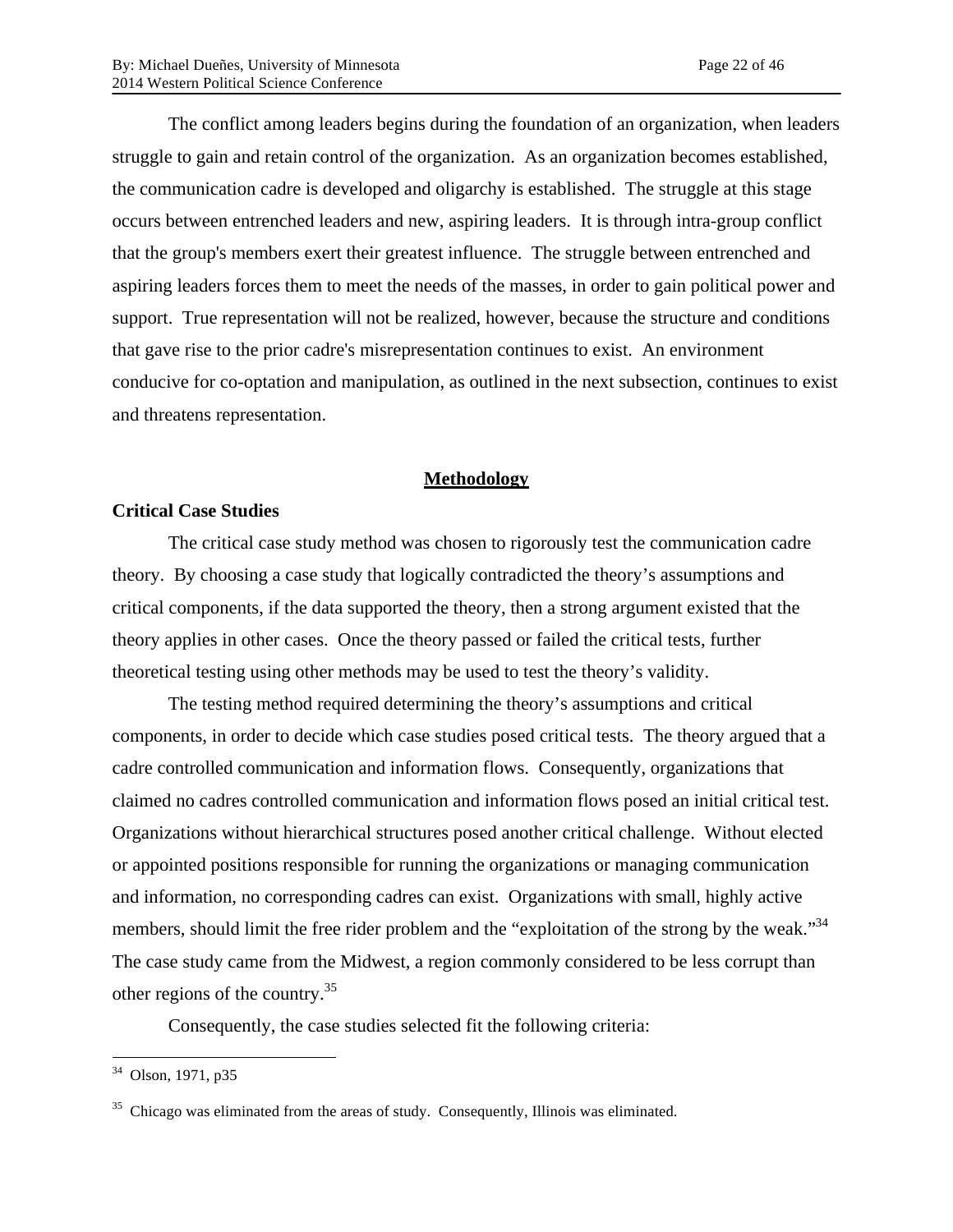The conflict among leaders begins during the foundation of an organization, when leaders struggle to gain and retain control of the organization. As an organization becomes established, the communication cadre is developed and oligarchy is established. The struggle at this stage occurs between entrenched leaders and new, aspiring leaders. It is through intra-group conflict that the group's members exert their greatest influence. The struggle between entrenched and aspiring leaders forces them to meet the needs of the masses, in order to gain political power and support. True representation will not be realized, however, because the structure and conditions that gave rise to the prior cadre's misrepresentation continues to exist. An environment conducive for co-optation and manipulation, as outlined in the next subsection, continues to exist and threatens representation.

## Methodology

### Critical Case Studies

The critical case study method was chosen to rigorously test the communication cadre theory. By choosing a case study that logically contradicted the theory's assumptions and critical components, if the data supported the theory, then a strong argument existed that the theory applies in other cases. Once the theory passed or failed the critical tests, further theoretical testing using other methods may be used to test the theory's validity.

The testing method required determining the theory's assumptions and critical components, in order to decide which case studies posed critical tests. The theory argued that a cadre controlled communication and information flows. Consequently, organizations that claimed no cadres controlled communication and information flows posed an initial critical test. Organizations without hierarchical structures posed another critical challenge. Without elected or appointed positions responsible for running the organizations or managing communication and information, no corresponding cadres can exist. Organizations with small, highly active members, should limit the free rider problem and the "exploitation of the strong by the weak."[34] The case study came from the Midwest, a region commonly considered to be less corrupt than other regions of the country.[35]

Consequently, the case studies selected fit the following criteria:

---

[34] Olson, 1971, p35

[35] Chicago was eliminated from the areas of study. Consequently, Illinois was eliminated.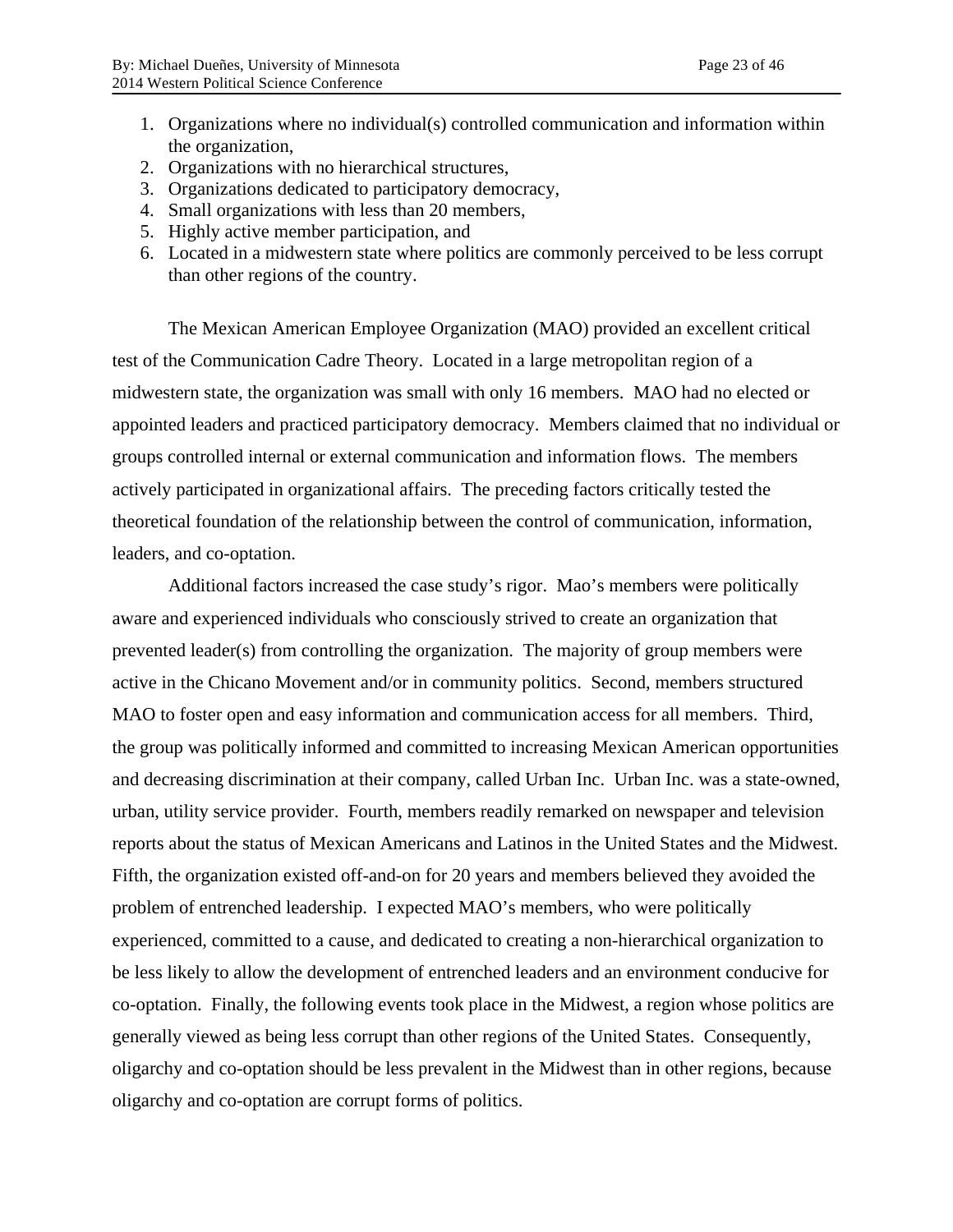1. Organizations where no individual(s) controlled communication and information within the organization,
2. Organizations with no hierarchical structures,
3. Organizations dedicated to participatory democracy,
4. Small organizations with less than 20 members,
5. Highly active member participation, and
6. Located in a midwestern state where politics are commonly perceived to be less corrupt than other regions of the country.

The Mexican American Employee Organization (MAO) provided an excellent critical test of the Communication Cadre Theory. Located in a large metropolitan region of a midwestern state, the organization was small with only 16 members. MAO had no elected or appointed leaders and practiced participatory democracy. Members claimed that no individual or groups controlled internal or external communication and information flows. The members actively participated in organizational affairs. The preceding factors critically tested the theoretical foundation of the relationship between the control of communication, information, leaders, and co-optation.

Additional factors increased the case study's rigor. Mao's members were politically aware and experienced individuals who consciously strived to create an organization that prevented leader(s) from controlling the organization. The majority of group members were active in the Chicano Movement and/or in community politics. Second, members structured MAO to foster open and easy information and communication access for all members. Third, the group was politically informed and committed to increasing Mexican American opportunities and decreasing discrimination at their company, called Urban Inc. Urban Inc. was a state-owned, urban, utility service provider. Fourth, members readily remarked on newspaper and television reports about the status of Mexican Americans and Latinos in the United States and the Midwest. Fifth, the organization existed off-and-on for 20 years and members believed they avoided the problem of entrenched leadership. I expected MAO's members, who were politically experienced, committed to a cause, and dedicated to creating a non-hierarchical organization to be less likely to allow the development of entrenched leaders and an environment conducive for co-optation. Finally, the following events took place in the Midwest, a region whose politics are generally viewed as being less corrupt than other regions of the United States. Consequently, oligarchy and co-optation should be less prevalent in the Midwest than in other regions, because oligarchy and co-optation are corrupt forms of politics.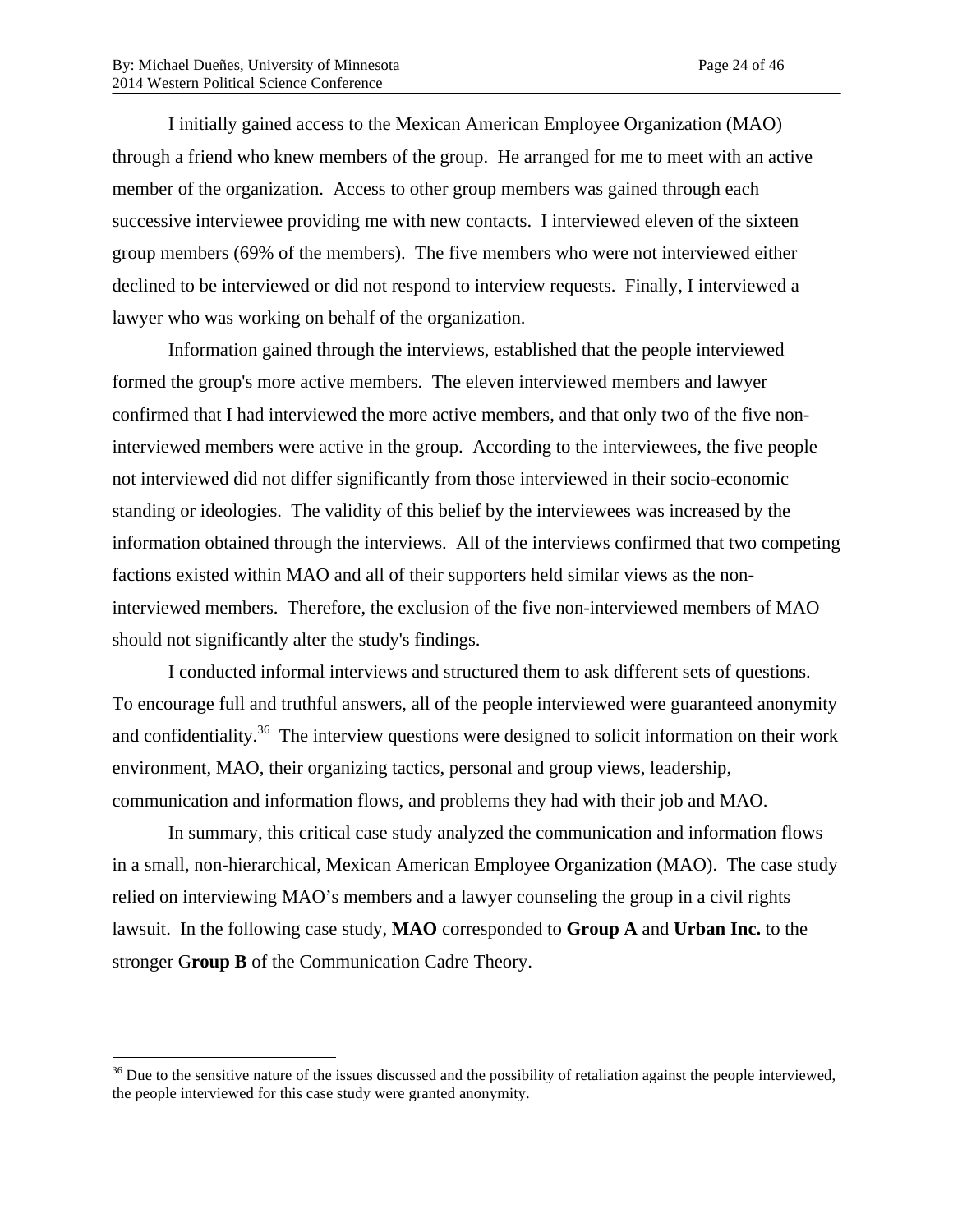I initially gained access to the Mexican American Employee Organization (MAO) through a friend who knew members of the group. He arranged for me to meet with an active member of the organization. Access to other group members was gained through each successive interviewee providing me with new contacts. I interviewed eleven of the sixteen group members (69% of the members). The five members who were not interviewed either declined to be interviewed or did not respond to interview requests. Finally, I interviewed a lawyer who was working on behalf of the organization.

Information gained through the interviews, established that the people interviewed formed the group's more active members. The eleven interviewed members and lawyer confirmed that I had interviewed the more active members, and that only two of the five non-interviewed members were active in the group. According to the interviewees, the five people not interviewed did not differ significantly from those interviewed in their socio-economic standing or ideologies. The validity of this belief by the interviewees was increased by the information obtained through the interviews. All of the interviews confirmed that two competing factions existed within MAO and all of their supporters held similar views as the non-interviewed members. Therefore, the exclusion of the five non-interviewed members of MAO should not significantly alter the study's findings.

I conducted informal interviews and structured them to ask different sets of questions. To encourage full and truthful answers, all of the people interviewed were guaranteed anonymity and confidentiality.[36] The interview questions were designed to solicit information on their work environment, MAO, their organizing tactics, personal and group views, leadership, communication and information flows, and problems they had with their job and MAO.

In summary, this critical case study analyzed the communication and information flows in a small, non-hierarchical, Mexican American Employee Organization (MAO). The case study relied on interviewing MAO's members and a lawyer counseling the group in a civil rights lawsuit. In the following case study, **MAO** corresponded to **Group A** and **Urban Inc.** to the stronger G**roup B** of the Communication Cadre Theory.

---

[36] Due to the sensitive nature of the issues discussed and the possibility of retaliation against the people interviewed, the people interviewed for this case study were granted anonymity.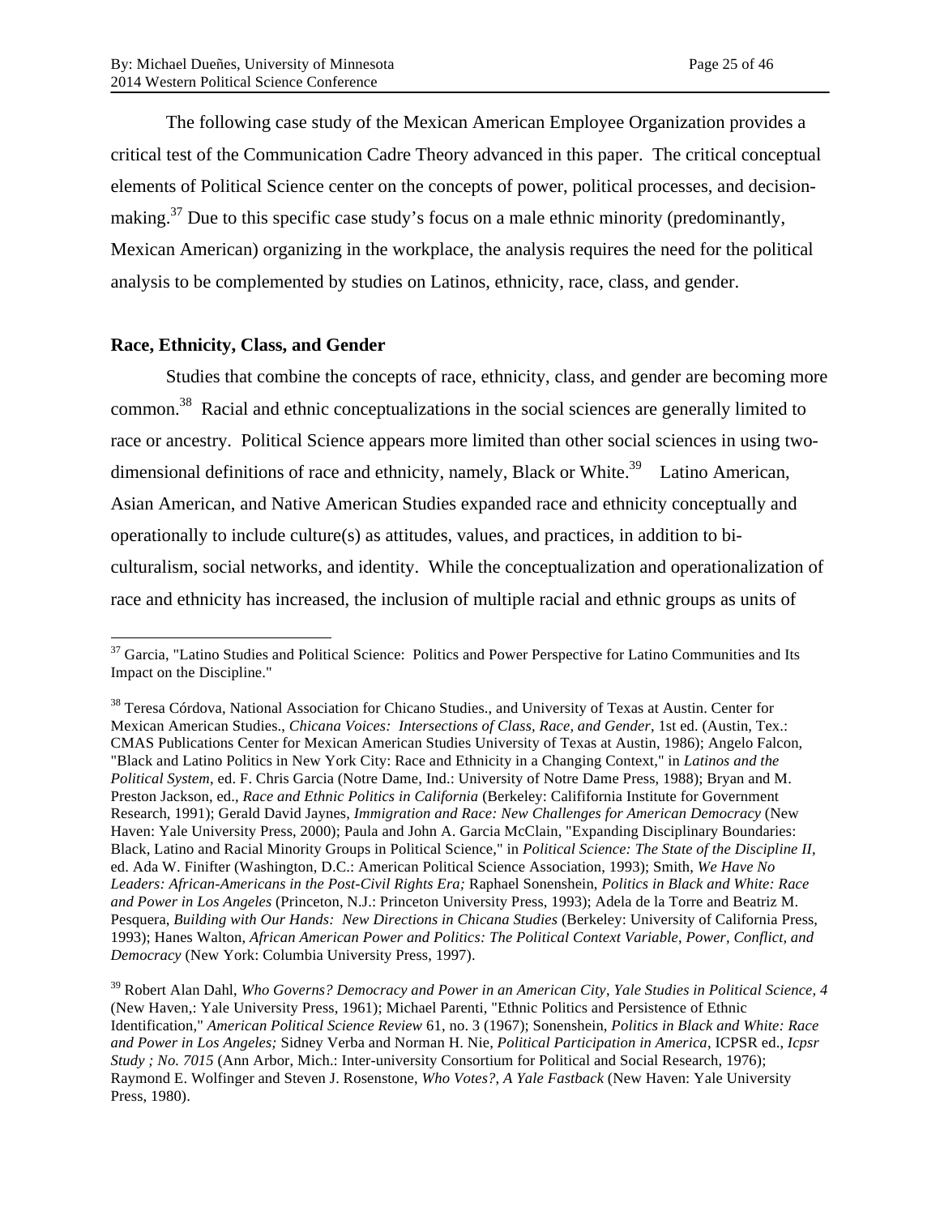The following case study of the Mexican American Employee Organization provides a critical test of the Communication Cadre Theory advanced in this paper. The critical conceptual elements of Political Science center on the concepts of power, political processes, and decision-making.[37] Due to this specific case study's focus on a male ethnic minority (predominantly, Mexican American) organizing in the workplace, the analysis requires the need for the political analysis to be complemented by studies on Latinos, ethnicity, race, class, and gender.

## Race, Ethnicity, Class, and Gender

Studies that combine the concepts of race, ethnicity, class, and gender are becoming more common.[38] Racial and ethnic conceptualizations in the social sciences are generally limited to race or ancestry. Political Science appears more limited than other social sciences in using two-dimensional definitions of race and ethnicity, namely, Black or White.[39] Latino American, Asian American, and Native American Studies expanded race and ethnicity conceptually and operationally to include culture(s) as attitudes, values, and practices, in addition to bi-culturalism, social networks, and identity. While the conceptualization and operationalization of race and ethnicity has increased, the inclusion of multiple racial and ethnic groups as units of

---

[37] Garcia, "Latino Studies and Political Science: Politics and Power Perspective for Latino Communities and Its Impact on the Discipline."

[38] Teresa Córdova, National Association for Chicano Studies., and University of Texas at Austin. Center for Mexican American Studies., *Chicana Voices: Intersections of Class, Race, and Gender*, 1st ed. (Austin, Tex.: CMAS Publications Center for Mexican American Studies University of Texas at Austin, 1986); Angelo Falcon, "Black and Latino Politics in New York City: Race and Ethnicity in a Changing Context," in *Latinos and the Political System*, ed. F. Chris Garcia (Notre Dame, Ind.: University of Notre Dame Press, 1988); Bryan and M. Preston Jackson, ed., *Race and Ethnic Politics in California* (Berkeley: Calififornia Institute for Government Research, 1991); Gerald David Jaynes, *Immigration and Race: New Challenges for American Democracy* (New Haven: Yale University Press, 2000); Paula and John A. Garcia McClain, "Expanding Disciplinary Boundaries: Black, Latino and Racial Minority Groups in Political Science," in *Political Science: The State of the Discipline II*, ed. Ada W. Finifter (Washington, D.C.: American Political Science Association, 1993); Smith, *We Have No Leaders: African-Americans in the Post-Civil Rights Era;* Raphael Sonenshein, *Politics in Black and White: Race and Power in Los Angeles* (Princeton, N.J.: Princeton University Press, 1993); Adela de la Torre and Beatriz M. Pesquera, *Building with Our Hands: New Directions in Chicana Studies* (Berkeley: University of California Press, 1993); Hanes Walton, *African American Power and Politics: The Political Context Variable, Power, Conflict, and Democracy* (New York: Columbia University Press, 1997).

[39] Robert Alan Dahl, *Who Governs? Democracy and Power in an American City*, *Yale Studies in Political Science, 4* (New Haven,: Yale University Press, 1961); Michael Parenti, "Ethnic Politics and Persistence of Ethnic Identification," *American Political Science Review* 61, no. 3 (1967); Sonenshein, *Politics in Black and White: Race and Power in Los Angeles;* Sidney Verba and Norman H. Nie, *Political Participation in America*, ICPSR ed., *Icpsr Study ; No. 7015* (Ann Arbor, Mich.: Inter-university Consortium for Political and Social Research, 1976); Raymond E. Wolfinger and Steven J. Rosenstone, *Who Votes?*, *A Yale Fastback* (New Haven: Yale University Press, 1980).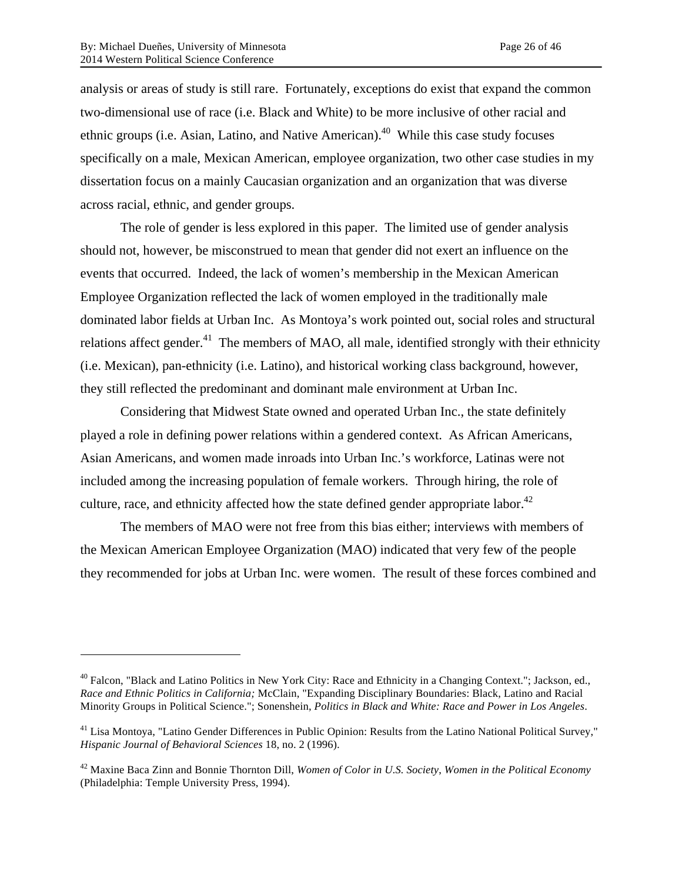analysis or areas of study is still rare. Fortunately, exceptions do exist that expand the common two-dimensional use of race (i.e. Black and White) to be more inclusive of other racial and ethnic groups (i.e. Asian, Latino, and Native American).[40] While this case study focuses specifically on a male, Mexican American, employee organization, two other case studies in my dissertation focus on a mainly Caucasian organization and an organization that was diverse across racial, ethnic, and gender groups.

The role of gender is less explored in this paper. The limited use of gender analysis should not, however, be misconstrued to mean that gender did not exert an influence on the events that occurred. Indeed, the lack of women's membership in the Mexican American Employee Organization reflected the lack of women employed in the traditionally male dominated labor fields at Urban Inc. As Montoya's work pointed out, social roles and structural relations affect gender.[41] The members of MAO, all male, identified strongly with their ethnicity (i.e. Mexican), pan-ethnicity (i.e. Latino), and historical working class background, however, they still reflected the predominant and dominant male environment at Urban Inc.

Considering that Midwest State owned and operated Urban Inc., the state definitely played a role in defining power relations within a gendered context. As African Americans, Asian Americans, and women made inroads into Urban Inc.'s workforce, Latinas were not included among the increasing population of female workers. Through hiring, the role of culture, race, and ethnicity affected how the state defined gender appropriate labor.[42]

The members of MAO were not free from this bias either; interviews with members of the Mexican American Employee Organization (MAO) indicated that very few of the people they recommended for jobs at Urban Inc. were women. The result of these forces combined and

---

[40] Falcon, "Black and Latino Politics in New York City: Race and Ethnicity in a Changing Context."; Jackson, ed., *Race and Ethnic Politics in California;* McClain, "Expanding Disciplinary Boundaries: Black, Latino and Racial Minority Groups in Political Science."; Sonenshein, *Politics in Black and White: Race and Power in Los Angeles*.

[41] Lisa Montoya, "Latino Gender Differences in Public Opinion: Results from the Latino National Political Survey," *Hispanic Journal of Behavioral Sciences* 18, no. 2 (1996).

[42] Maxine Baca Zinn and Bonnie Thornton Dill, *Women of Color in U.S. Society, Women in the Political Economy* (Philadelphia: Temple University Press, 1994).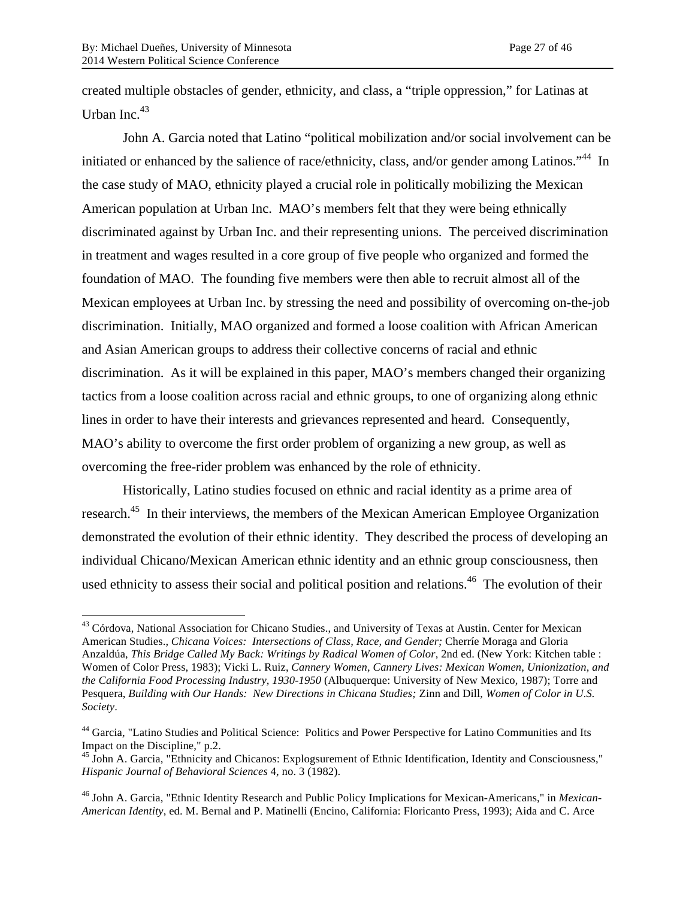created multiple obstacles of gender, ethnicity, and class, a "triple oppression," for Latinas at Urban Inc.[43]

John A. Garcia noted that Latino "political mobilization and/or social involvement can be initiated or enhanced by the salience of race/ethnicity, class, and/or gender among Latinos."[44] In the case study of MAO, ethnicity played a crucial role in politically mobilizing the Mexican American population at Urban Inc. MAO's members felt that they were being ethnically discriminated against by Urban Inc. and their representing unions. The perceived discrimination in treatment and wages resulted in a core group of five people who organized and formed the foundation of MAO. The founding five members were then able to recruit almost all of the Mexican employees at Urban Inc. by stressing the need and possibility of overcoming on-the-job discrimination. Initially, MAO organized and formed a loose coalition with African American and Asian American groups to address their collective concerns of racial and ethnic discrimination. As it will be explained in this paper, MAO's members changed their organizing tactics from a loose coalition across racial and ethnic groups, to one of organizing along ethnic lines in order to have their interests and grievances represented and heard. Consequently, MAO's ability to overcome the first order problem of organizing a new group, as well as overcoming the free-rider problem was enhanced by the role of ethnicity.

Historically, Latino studies focused on ethnic and racial identity as a prime area of research.[45] In their interviews, the members of the Mexican American Employee Organization demonstrated the evolution of their ethnic identity. They described the process of developing an individual Chicano/Mexican American ethnic identity and an ethnic group consciousness, then used ethnicity to assess their social and political position and relations.[46] The evolution of their

---

[43] Córdova, National Association for Chicano Studies., and University of Texas at Austin. Center for Mexican American Studies., *Chicana Voices: Intersections of Class, Race, and Gender;* Cherríe Moraga and Gloria Anzaldúa, *This Bridge Called My Back: Writings by Radical Women of Color*, 2nd ed. (New York: Kitchen table : Women of Color Press, 1983); Vicki L. Ruiz, *Cannery Women, Cannery Lives: Mexican Women, Unionization, and the California Food Processing Industry, 1930-1950* (Albuquerque: University of New Mexico, 1987); Torre and Pesquera, *Building with Our Hands: New Directions in Chicana Studies;* Zinn and Dill, *Women of Color in U.S. Society*.

[44] Garcia, "Latino Studies and Political Science: Politics and Power Perspective for Latino Communities and Its Impact on the Discipline," p.2.

[45] John A. Garcia, "Ethnicity and Chicanos: Explogsurement of Ethnic Identification, Identity and Consciousness," *Hispanic Journal of Behavioral Sciences* 4, no. 3 (1982).

[46] John A. Garcia, "Ethnic Identity Research and Public Policy Implications for Mexican-Americans," in *Mexican-American Identity*, ed. M. Bernal and P. Matinelli (Encino, California: Floricanto Press, 1993); Aida and C. Arce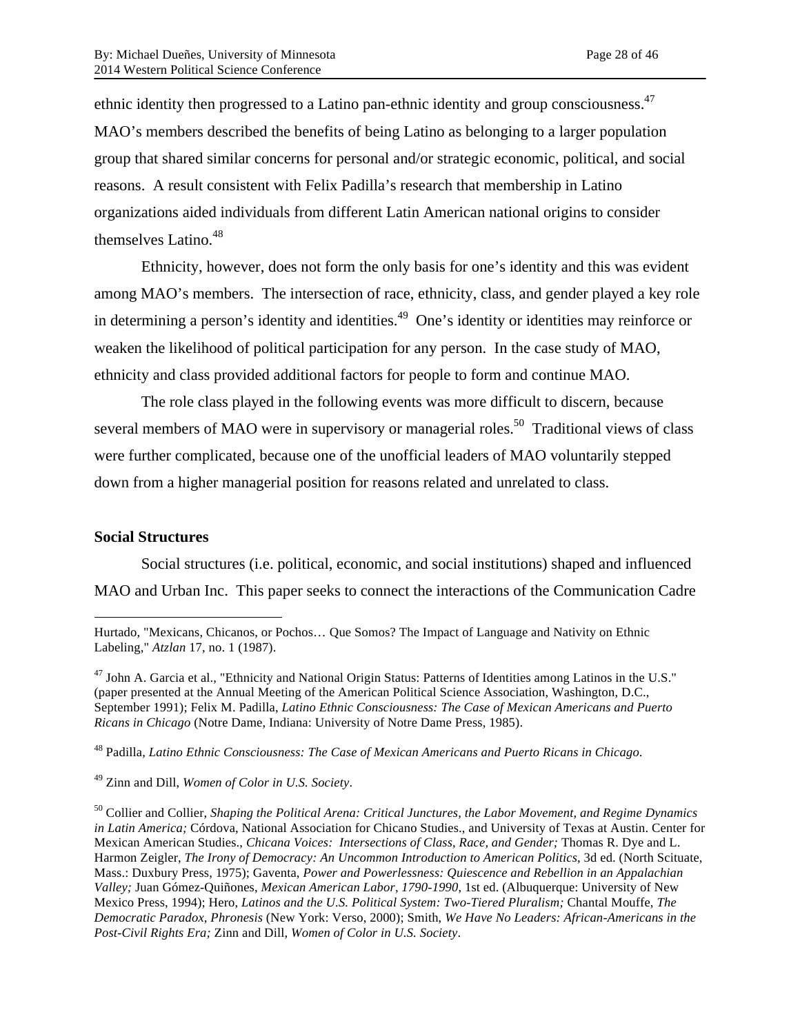ethnic identity then progressed to a Latino pan-ethnic identity and group consciousness.[47] MAO's members described the benefits of being Latino as belonging to a larger population group that shared similar concerns for personal and/or strategic economic, political, and social reasons. A result consistent with Felix Padilla's research that membership in Latino organizations aided individuals from different Latin American national origins to consider themselves Latino.[48]

Ethnicity, however, does not form the only basis for one's identity and this was evident among MAO's members. The intersection of race, ethnicity, class, and gender played a key role in determining a person's identity and identities.[49] One's identity or identities may reinforce or weaken the likelihood of political participation for any person. In the case study of MAO, ethnicity and class provided additional factors for people to form and continue MAO.

The role class played in the following events was more difficult to discern, because several members of MAO were in supervisory or managerial roles.[50] Traditional views of class were further complicated, because one of the unofficial leaders of MAO voluntarily stepped down from a higher managerial position for reasons related and unrelated to class.

**Social Structures**

Social structures (i.e. political, economic, and social institutions) shaped and influenced MAO and Urban Inc. This paper seeks to connect the interactions of the Communication Cadre

---

Hurtado, "Mexicans, Chicanos, or Pochos… Que Somos? The Impact of Language and Nativity on Ethnic Labeling," *Atzlan* 17, no. 1 (1987).

[47] John A. Garcia et al., "Ethnicity and National Origin Status: Patterns of Identities among Latinos in the U.S." (paper presented at the Annual Meeting of the American Political Science Association, Washington, D.C., September 1991); Felix M. Padilla, *Latino Ethnic Consciousness: The Case of Mexican Americans and Puerto Ricans in Chicago* (Notre Dame, Indiana: University of Notre Dame Press, 1985).

[48] Padilla, *Latino Ethnic Consciousness: The Case of Mexican Americans and Puerto Ricans in Chicago.*

[49] Zinn and Dill, *Women of Color in U.S. Society*.

[50] Collier and Collier, *Shaping the Political Arena: Critical Junctures, the Labor Movement, and Regime Dynamics in Latin America;* Córdova, National Association for Chicano Studies., and University of Texas at Austin. Center for Mexican American Studies., *Chicana Voices: Intersections of Class, Race, and Gender;* Thomas R. Dye and L. Harmon Zeigler, *The Irony of Democracy: An Uncommon Introduction to American Politics*, 3d ed. (North Scituate, Mass.: Duxbury Press, 1975); Gaventa, *Power and Powerlessness: Quiescence and Rebellion in an Appalachian Valley;* Juan Gómez-Quiñones, *Mexican American Labor, 1790-1990*, 1st ed. (Albuquerque: University of New Mexico Press, 1994); Hero, *Latinos and the U.S. Political System: Two-Tiered Pluralism;* Chantal Mouffe, *The Democratic Paradox, Phronesis* (New York: Verso, 2000); Smith, *We Have No Leaders: African-Americans in the Post-Civil Rights Era;* Zinn and Dill, *Women of Color in U.S. Society*.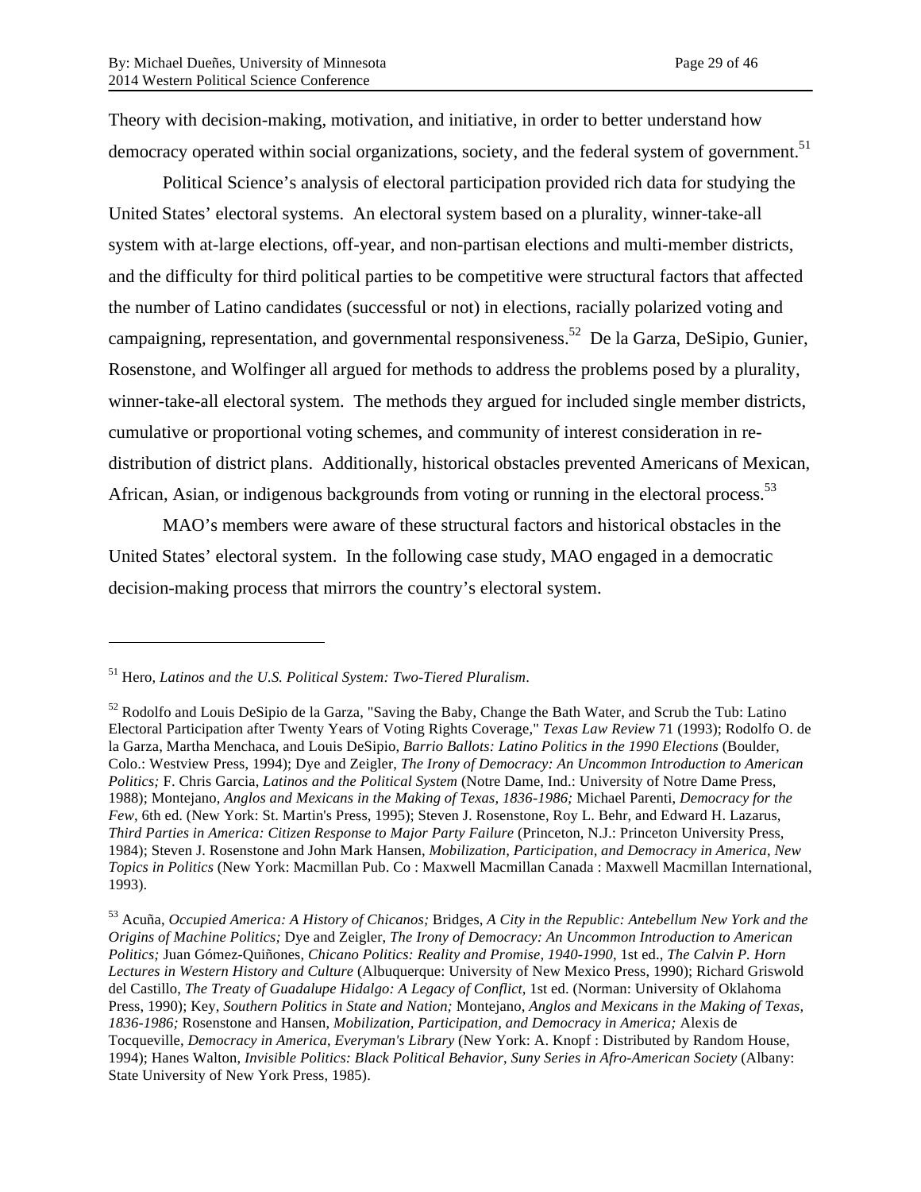Theory with decision-making, motivation, and initiative, in order to better understand how democracy operated within social organizations, society, and the federal system of government.[51]

Political Science's analysis of electoral participation provided rich data for studying the United States' electoral systems. An electoral system based on a plurality, winner-take-all system with at-large elections, off-year, and non-partisan elections and multi-member districts, and the difficulty for third political parties to be competitive were structural factors that affected the number of Latino candidates (successful or not) in elections, racially polarized voting and campaigning, representation, and governmental responsiveness.[52] De la Garza, DeSipio, Gunier, Rosenstone, and Wolfinger all argued for methods to address the problems posed by a plurality, winner-take-all electoral system. The methods they argued for included single member districts, cumulative or proportional voting schemes, and community of interest consideration in re-distribution of district plans. Additionally, historical obstacles prevented Americans of Mexican, African, Asian, or indigenous backgrounds from voting or running in the electoral process.[53]

MAO's members were aware of these structural factors and historical obstacles in the United States' electoral system. In the following case study, MAO engaged in a democratic decision-making process that mirrors the country's electoral system.

---

[51] Hero, *Latinos and the U.S. Political System: Two-Tiered Pluralism*.

[52] Rodolfo and Louis DeSipio de la Garza, "Saving the Baby, Change the Bath Water, and Scrub the Tub: Latino Electoral Participation after Twenty Years of Voting Rights Coverage," *Texas Law Review* 71 (1993); Rodolfo O. de la Garza, Martha Menchaca, and Louis DeSipio, *Barrio Ballots: Latino Politics in the 1990 Elections* (Boulder, Colo.: Westview Press, 1994); Dye and Zeigler, *The Irony of Democracy: An Uncommon Introduction to American Politics;* F. Chris Garcia, *Latinos and the Political System* (Notre Dame, Ind.: University of Notre Dame Press, 1988); Montejano, *Anglos and Mexicans in the Making of Texas, 1836-1986;* Michael Parenti, *Democracy for the Few*, 6th ed. (New York: St. Martin's Press, 1995); Steven J. Rosenstone, Roy L. Behr, and Edward H. Lazarus, *Third Parties in America: Citizen Response to Major Party Failure* (Princeton, N.J.: Princeton University Press, 1984); Steven J. Rosenstone and John Mark Hansen, *Mobilization, Participation, and Democracy in America*, *New Topics in Politics* (New York: Macmillan Pub. Co : Maxwell Macmillan Canada : Maxwell Macmillan International, 1993).

[53] Acuña, *Occupied America: A History of Chicanos;* Bridges, *A City in the Republic: Antebellum New York and the Origins of Machine Politics;* Dye and Zeigler, *The Irony of Democracy: An Uncommon Introduction to American Politics;* Juan Gómez-Quiñones, *Chicano Politics: Reality and Promise, 1940-1990*, 1st ed., *The Calvin P. Horn Lectures in Western History and Culture* (Albuquerque: University of New Mexico Press, 1990); Richard Griswold del Castillo, *The Treaty of Guadalupe Hidalgo: A Legacy of Conflict*, 1st ed. (Norman: University of Oklahoma Press, 1990); Key, *Southern Politics in State and Nation;* Montejano, *Anglos and Mexicans in the Making of Texas, 1836-1986;* Rosenstone and Hansen, *Mobilization, Participation, and Democracy in America;* Alexis de Tocqueville, *Democracy in America*, *Everyman's Library* (New York: A. Knopf : Distributed by Random House, 1994); Hanes Walton, *Invisible Politics: Black Political Behavior*, *Suny Series in Afro-American Society* (Albany: State University of New York Press, 1985).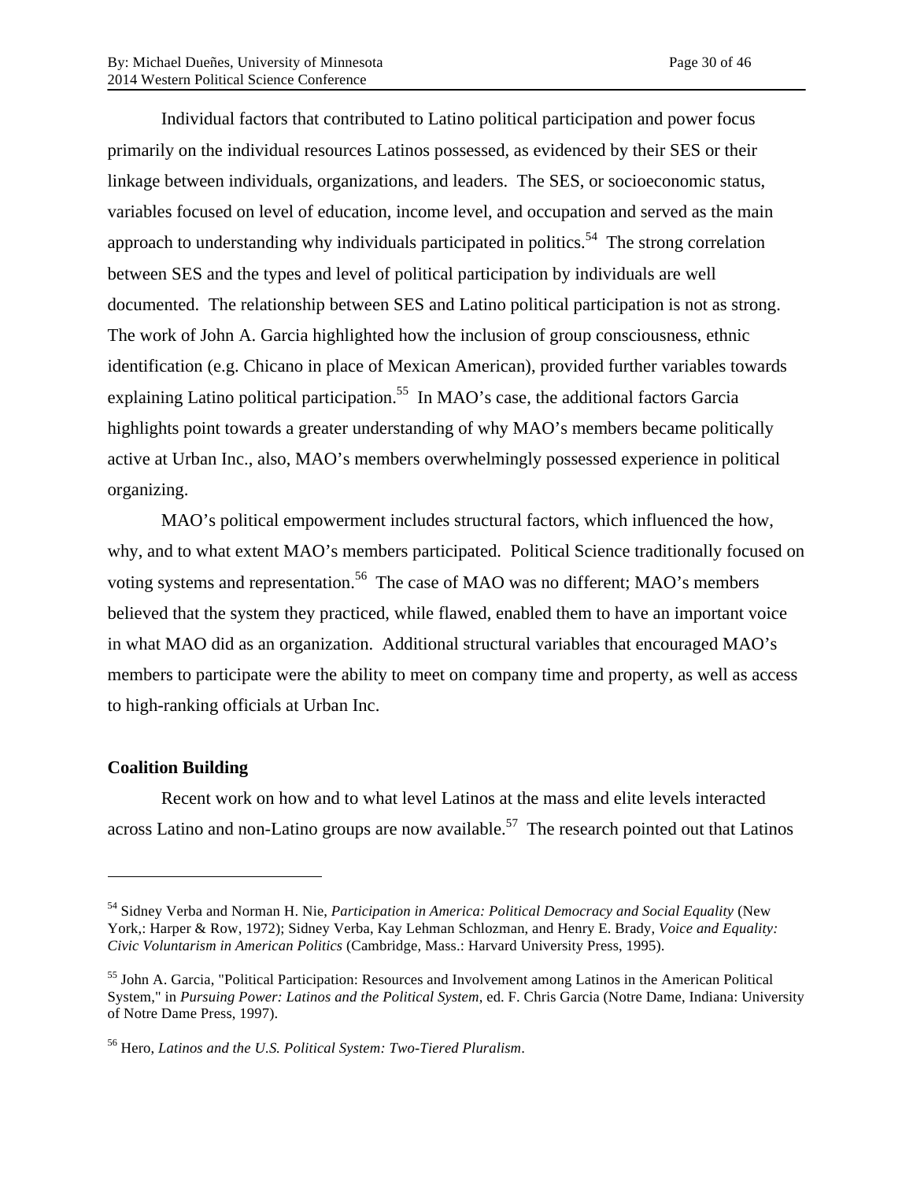Individual factors that contributed to Latino political participation and power focus primarily on the individual resources Latinos possessed, as evidenced by their SES or their linkage between individuals, organizations, and leaders. The SES, or socioeconomic status, variables focused on level of education, income level, and occupation and served as the main approach to understanding why individuals participated in politics.[54] The strong correlation between SES and the types and level of political participation by individuals are well documented. The relationship between SES and Latino political participation is not as strong. The work of John A. Garcia highlighted how the inclusion of group consciousness, ethnic identification (e.g. Chicano in place of Mexican American), provided further variables towards explaining Latino political participation.[55] In MAO's case, the additional factors Garcia highlights point towards a greater understanding of why MAO's members became politically active at Urban Inc., also, MAO's members overwhelmingly possessed experience in political organizing.

MAO's political empowerment includes structural factors, which influenced the how, why, and to what extent MAO's members participated. Political Science traditionally focused on voting systems and representation.[56] The case of MAO was no different; MAO's members believed that the system they practiced, while flawed, enabled them to have an important voice in what MAO did as an organization. Additional structural variables that encouraged MAO's members to participate were the ability to meet on company time and property, as well as access to high-ranking officials at Urban Inc.

**Coalition Building**

Recent work on how and to what level Latinos at the mass and elite levels interacted across Latino and non-Latino groups are now available.[57] The research pointed out that Latinos

---

[54] Sidney Verba and Norman H. Nie, *Participation in America: Political Democracy and Social Equality* (New York,: Harper & Row, 1972); Sidney Verba, Kay Lehman Schlozman, and Henry E. Brady, *Voice and Equality: Civic Voluntarism in American Politics* (Cambridge, Mass.: Harvard University Press, 1995).

[55] John A. Garcia, "Political Participation: Resources and Involvement among Latinos in the American Political System," in *Pursuing Power: Latinos and the Political System*, ed. F. Chris Garcia (Notre Dame, Indiana: University of Notre Dame Press, 1997).

[56] Hero, *Latinos and the U.S. Political System: Two-Tiered Pluralism*.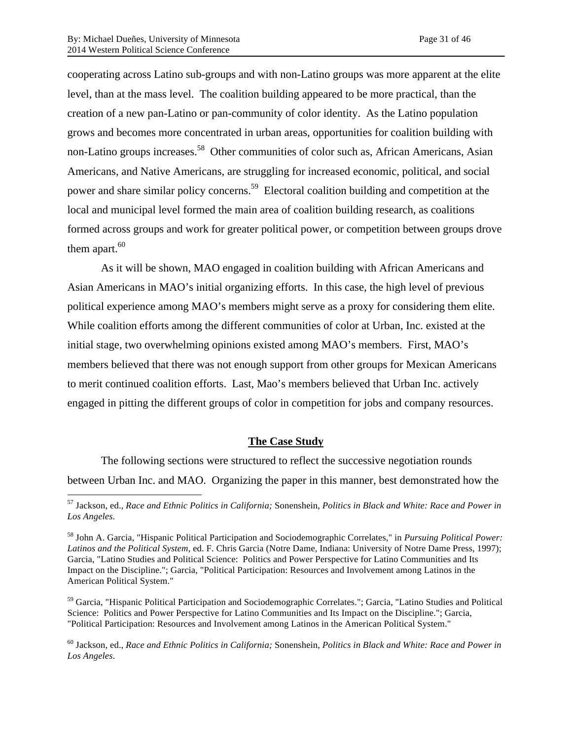cooperating across Latino sub-groups and with non-Latino groups was more apparent at the elite level, than at the mass level. The coalition building appeared to be more practical, than the creation of a new pan-Latino or pan-community of color identity. As the Latino population grows and becomes more concentrated in urban areas, opportunities for coalition building with non-Latino groups increases.[58] Other communities of color such as, African Americans, Asian Americans, and Native Americans, are struggling for increased economic, political, and social power and share similar policy concerns.[59] Electoral coalition building and competition at the local and municipal level formed the main area of coalition building research, as coalitions formed across groups and work for greater political power, or competition between groups drove them apart.[60]

As it will be shown, MAO engaged in coalition building with African Americans and Asian Americans in MAO's initial organizing efforts. In this case, the high level of previous political experience among MAO's members might serve as a proxy for considering them elite. While coalition efforts among the different communities of color at Urban, Inc. existed at the initial stage, two overwhelming opinions existed among MAO's members. First, MAO's members believed that there was not enough support from other groups for Mexican Americans to merit continued coalition efforts. Last, Mao's members believed that Urban Inc. actively engaged in pitting the different groups of color in competition for jobs and company resources.

## **The Case Study**

The following sections were structured to reflect the successive negotiation rounds between Urban Inc. and MAO. Organizing the paper in this manner, best demonstrated how the

---

[57] Jackson, ed., *Race and Ethnic Politics in California;* Sonenshein, *Politics in Black and White: Race and Power in Los Angeles*.

[58] John A. Garcia, "Hispanic Political Participation and Sociodemographic Correlates," in *Pursuing Political Power: Latinos and the Political System*, ed. F. Chris Garcia (Notre Dame, Indiana: University of Notre Dame Press, 1997); Garcia, "Latino Studies and Political Science: Politics and Power Perspective for Latino Communities and Its Impact on the Discipline."; Garcia, "Political Participation: Resources and Involvement among Latinos in the American Political System."

[59] Garcia, "Hispanic Political Participation and Sociodemographic Correlates."; Garcia, "Latino Studies and Political Science: Politics and Power Perspective for Latino Communities and Its Impact on the Discipline."; Garcia, "Political Participation: Resources and Involvement among Latinos in the American Political System."

[60] Jackson, ed., *Race and Ethnic Politics in California;* Sonenshein, *Politics in Black and White: Race and Power in Los Angeles*.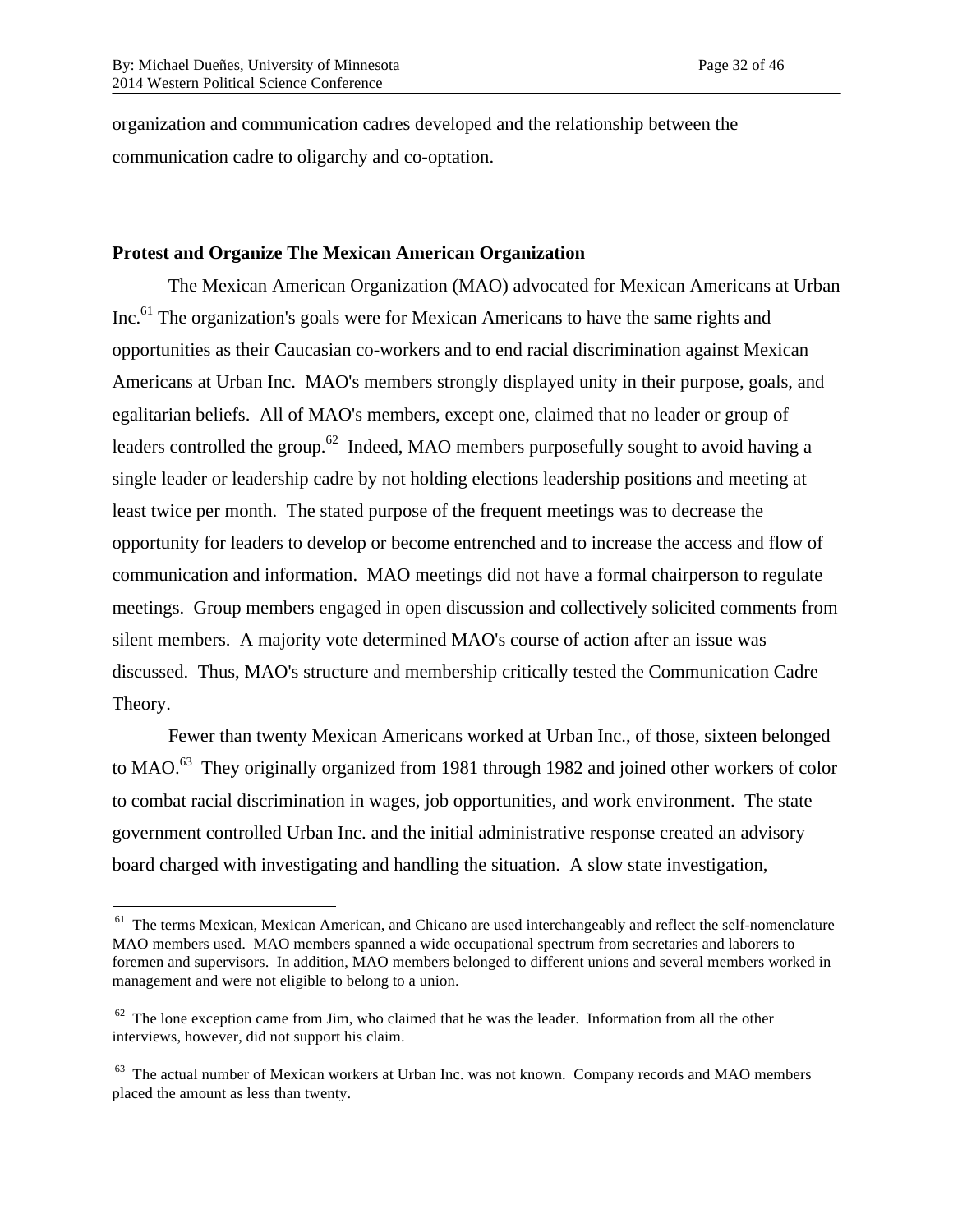organization and communication cadres developed and the relationship between the communication cadre to oligarchy and co-optation.

### Protest and Organize The Mexican American Organization

The Mexican American Organization (MAO) advocated for Mexican Americans at Urban Inc.[61] The organization's goals were for Mexican Americans to have the same rights and opportunities as their Caucasian co-workers and to end racial discrimination against Mexican Americans at Urban Inc. MAO's members strongly displayed unity in their purpose, goals, and egalitarian beliefs. All of MAO's members, except one, claimed that no leader or group of leaders controlled the group.[62] Indeed, MAO members purposefully sought to avoid having a single leader or leadership cadre by not holding elections leadership positions and meeting at least twice per month. The stated purpose of the frequent meetings was to decrease the opportunity for leaders to develop or become entrenched and to increase the access and flow of communication and information. MAO meetings did not have a formal chairperson to regulate meetings. Group members engaged in open discussion and collectively solicited comments from silent members. A majority vote determined MAO's course of action after an issue was discussed. Thus, MAO's structure and membership critically tested the Communication Cadre Theory.

Fewer than twenty Mexican Americans worked at Urban Inc., of those, sixteen belonged to MAO.[63] They originally organized from 1981 through 1982 and joined other workers of color to combat racial discrimination in wages, job opportunities, and work environment. The state government controlled Urban Inc. and the initial administrative response created an advisory board charged with investigating and handling the situation. A slow state investigation,

---

[61] The terms Mexican, Mexican American, and Chicano are used interchangeably and reflect the self-nomenclature MAO members used. MAO members spanned a wide occupational spectrum from secretaries and laborers to foremen and supervisors. In addition, MAO members belonged to different unions and several members worked in management and were not eligible to belong to a union.

[62] The lone exception came from Jim, who claimed that he was the leader. Information from all the other interviews, however, did not support his claim.

[63] The actual number of Mexican workers at Urban Inc. was not known. Company records and MAO members placed the amount as less than twenty.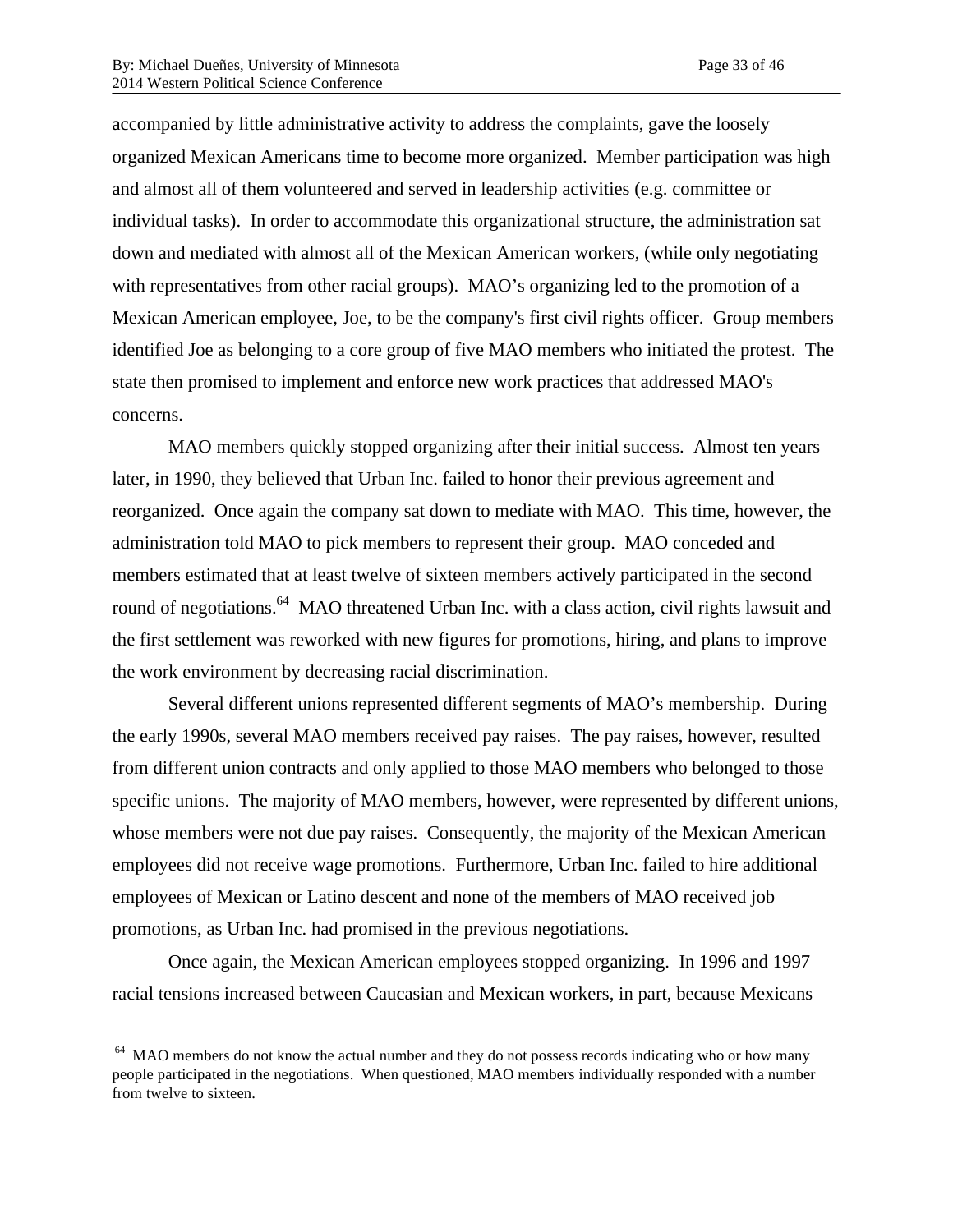accompanied by little administrative activity to address the complaints, gave the loosely organized Mexican Americans time to become more organized. Member participation was high and almost all of them volunteered and served in leadership activities (e.g. committee or individual tasks). In order to accommodate this organizational structure, the administration sat down and mediated with almost all of the Mexican American workers, (while only negotiating with representatives from other racial groups). MAO's organizing led to the promotion of a Mexican American employee, Joe, to be the company's first civil rights officer. Group members identified Joe as belonging to a core group of five MAO members who initiated the protest. The state then promised to implement and enforce new work practices that addressed MAO's concerns.

MAO members quickly stopped organizing after their initial success. Almost ten years later, in 1990, they believed that Urban Inc. failed to honor their previous agreement and reorganized. Once again the company sat down to mediate with MAO. This time, however, the administration told MAO to pick members to represent their group. MAO conceded and members estimated that at least twelve of sixteen members actively participated in the second round of negotiations.[64] MAO threatened Urban Inc. with a class action, civil rights lawsuit and the first settlement was reworked with new figures for promotions, hiring, and plans to improve the work environment by decreasing racial discrimination.

Several different unions represented different segments of MAO's membership. During the early 1990s, several MAO members received pay raises. The pay raises, however, resulted from different union contracts and only applied to those MAO members who belonged to those specific unions. The majority of MAO members, however, were represented by different unions, whose members were not due pay raises. Consequently, the majority of the Mexican American employees did not receive wage promotions. Furthermore, Urban Inc. failed to hire additional employees of Mexican or Latino descent and none of the members of MAO received job promotions, as Urban Inc. had promised in the previous negotiations.

Once again, the Mexican American employees stopped organizing. In 1996 and 1997 racial tensions increased between Caucasian and Mexican workers, in part, because Mexicans

---

[64] MAO members do not know the actual number and they do not possess records indicating who or how many people participated in the negotiations. When questioned, MAO members individually responded with a number from twelve to sixteen.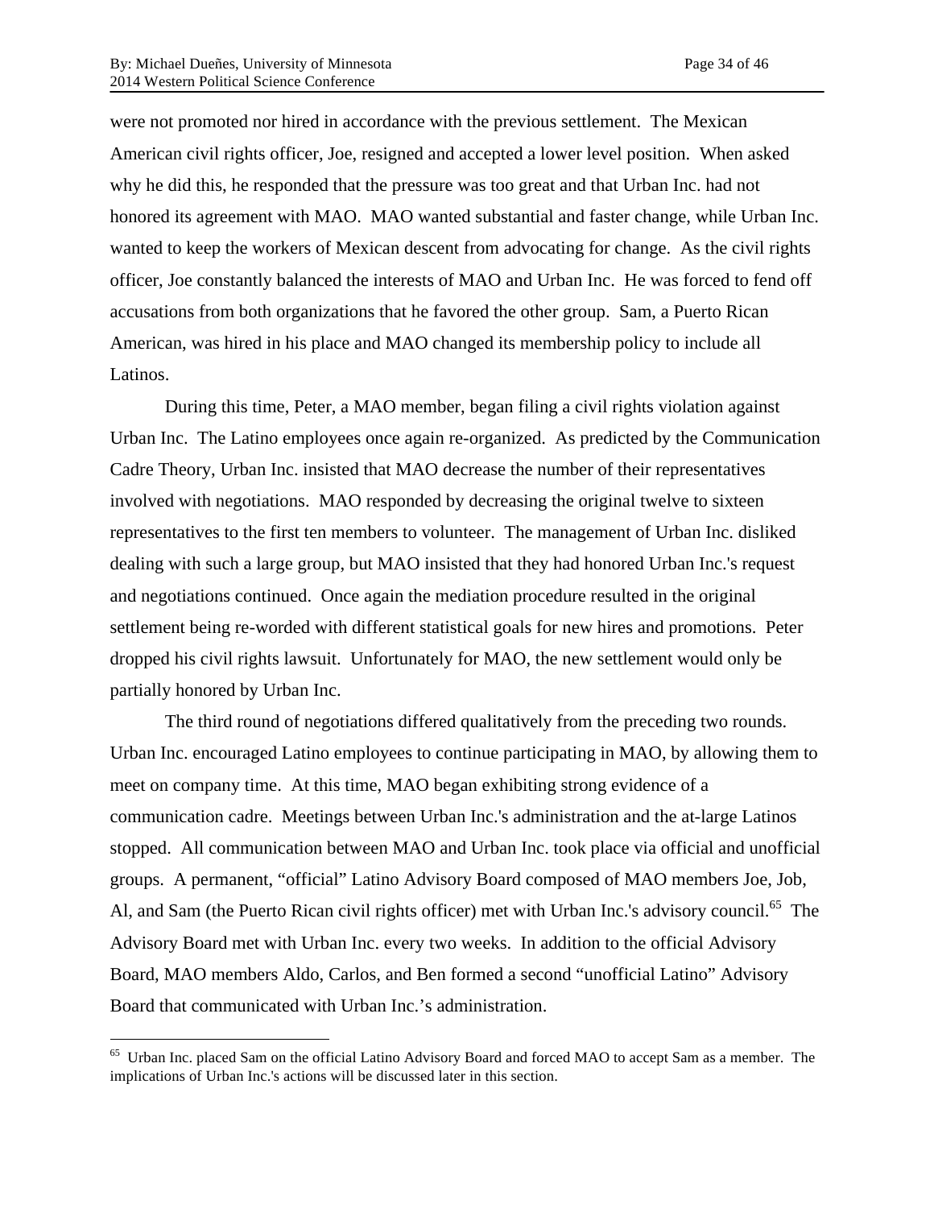were not promoted nor hired in accordance with the previous settlement. The Mexican American civil rights officer, Joe, resigned and accepted a lower level position. When asked why he did this, he responded that the pressure was too great and that Urban Inc. had not honored its agreement with MAO. MAO wanted substantial and faster change, while Urban Inc. wanted to keep the workers of Mexican descent from advocating for change. As the civil rights officer, Joe constantly balanced the interests of MAO and Urban Inc. He was forced to fend off accusations from both organizations that he favored the other group. Sam, a Puerto Rican American, was hired in his place and MAO changed its membership policy to include all Latinos.

During this time, Peter, a MAO member, began filing a civil rights violation against Urban Inc. The Latino employees once again re-organized. As predicted by the Communication Cadre Theory, Urban Inc. insisted that MAO decrease the number of their representatives involved with negotiations. MAO responded by decreasing the original twelve to sixteen representatives to the first ten members to volunteer. The management of Urban Inc. disliked dealing with such a large group, but MAO insisted that they had honored Urban Inc.'s request and negotiations continued. Once again the mediation procedure resulted in the original settlement being re-worded with different statistical goals for new hires and promotions. Peter dropped his civil rights lawsuit. Unfortunately for MAO, the new settlement would only be partially honored by Urban Inc.

The third round of negotiations differed qualitatively from the preceding two rounds. Urban Inc. encouraged Latino employees to continue participating in MAO, by allowing them to meet on company time. At this time, MAO began exhibiting strong evidence of a communication cadre. Meetings between Urban Inc.'s administration and the at-large Latinos stopped. All communication between MAO and Urban Inc. took place via official and unofficial groups. A permanent, "official" Latino Advisory Board composed of MAO members Joe, Job, Al, and Sam (the Puerto Rican civil rights officer) met with Urban Inc.'s advisory council.[65] The Advisory Board met with Urban Inc. every two weeks. In addition to the official Advisory Board, MAO members Aldo, Carlos, and Ben formed a second "unofficial Latino" Advisory Board that communicated with Urban Inc.'s administration.

---

[65] Urban Inc. placed Sam on the official Latino Advisory Board and forced MAO to accept Sam as a member. The implications of Urban Inc.'s actions will be discussed later in this section.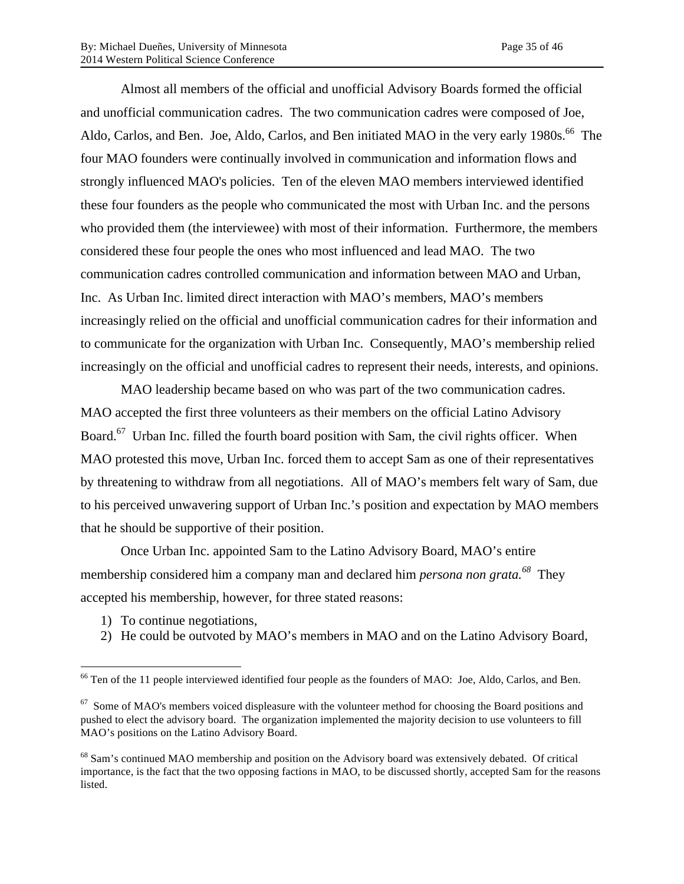Almost all members of the official and unofficial Advisory Boards formed the official and unofficial communication cadres. The two communication cadres were composed of Joe, Aldo, Carlos, and Ben. Joe, Aldo, Carlos, and Ben initiated MAO in the very early 1980s.[66] The four MAO founders were continually involved in communication and information flows and strongly influenced MAO's policies. Ten of the eleven MAO members interviewed identified these four founders as the people who communicated the most with Urban Inc. and the persons who provided them (the interviewee) with most of their information. Furthermore, the members considered these four people the ones who most influenced and lead MAO. The two communication cadres controlled communication and information between MAO and Urban, Inc. As Urban Inc. limited direct interaction with MAO's members, MAO's members increasingly relied on the official and unofficial communication cadres for their information and to communicate for the organization with Urban Inc. Consequently, MAO's membership relied increasingly on the official and unofficial cadres to represent their needs, interests, and opinions.

MAO leadership became based on who was part of the two communication cadres. MAO accepted the first three volunteers as their members on the official Latino Advisory Board.[67] Urban Inc. filled the fourth board position with Sam, the civil rights officer. When MAO protested this move, Urban Inc. forced them to accept Sam as one of their representatives by threatening to withdraw from all negotiations. All of MAO's members felt wary of Sam, due to his perceived unwavering support of Urban Inc.'s position and expectation by MAO members that he should be supportive of their position.

Once Urban Inc. appointed Sam to the Latino Advisory Board, MAO's entire membership considered him a company man and declared him *persona non grata.*[68] They accepted his membership, however, for three stated reasons:

1) To continue negotiations,
2) He could be outvoted by MAO's members in MAO and on the Latino Advisory Board,

[66] Ten of the 11 people interviewed identified four people as the founders of MAO: Joe, Aldo, Carlos, and Ben.

[67] Some of MAO's members voiced displeasure with the volunteer method for choosing the Board positions and pushed to elect the advisory board. The organization implemented the majority decision to use volunteers to fill MAO's positions on the Latino Advisory Board.

[68] Sam's continued MAO membership and position on the Advisory board was extensively debated. Of critical importance, is the fact that the two opposing factions in MAO, to be discussed shortly, accepted Sam for the reasons listed.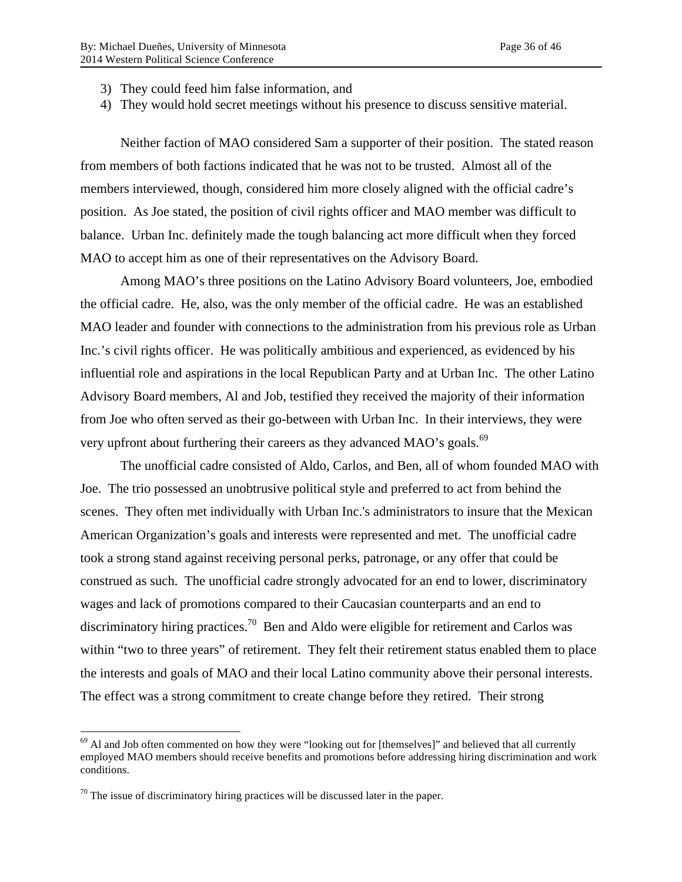3) They could feed him false information, and
4) They would hold secret meetings without his presence to discuss sensitive material.

Neither faction of MAO considered Sam a supporter of their position. The stated reason from members of both factions indicated that he was not to be trusted. Almost all of the members interviewed, though, considered him more closely aligned with the official cadre's position. As Joe stated, the position of civil rights officer and MAO member was difficult to balance. Urban Inc. definitely made the tough balancing act more difficult when they forced MAO to accept him as one of their representatives on the Advisory Board.

Among MAO's three positions on the Latino Advisory Board volunteers, Joe, embodied the official cadre. He, also, was the only member of the official cadre. He was an established MAO leader and founder with connections to the administration from his previous role as Urban Inc.'s civil rights officer. He was politically ambitious and experienced, as evidenced by his influential role and aspirations in the local Republican Party and at Urban Inc. The other Latino Advisory Board members, Al and Job, testified they received the majority of their information from Joe who often served as their go-between with Urban Inc. In their interviews, they were very upfront about furthering their careers as they advanced MAO's goals.[69]

The unofficial cadre consisted of Aldo, Carlos, and Ben, all of whom founded MAO with Joe. The trio possessed an unobtrusive political style and preferred to act from behind the scenes. They often met individually with Urban Inc.'s administrators to insure that the Mexican American Organization's goals and interests were represented and met. The unofficial cadre took a strong stand against receiving personal perks, patronage, or any offer that could be construed as such. The unofficial cadre strongly advocated for an end to lower, discriminatory wages and lack of promotions compared to their Caucasian counterparts and an end to discriminatory hiring practices.[70] Ben and Aldo were eligible for retirement and Carlos was within "two to three years" of retirement. They felt their retirement status enabled them to place the interests and goals of MAO and their local Latino community above their personal interests. The effect was a strong commitment to create change before they retired. Their strong

---

[69] Al and Job often commented on how they were "looking out for [themselves]" and believed that all currently employed MAO members should receive benefits and promotions before addressing hiring discrimination and work conditions.

[70] The issue of discriminatory hiring practices will be discussed later in the paper.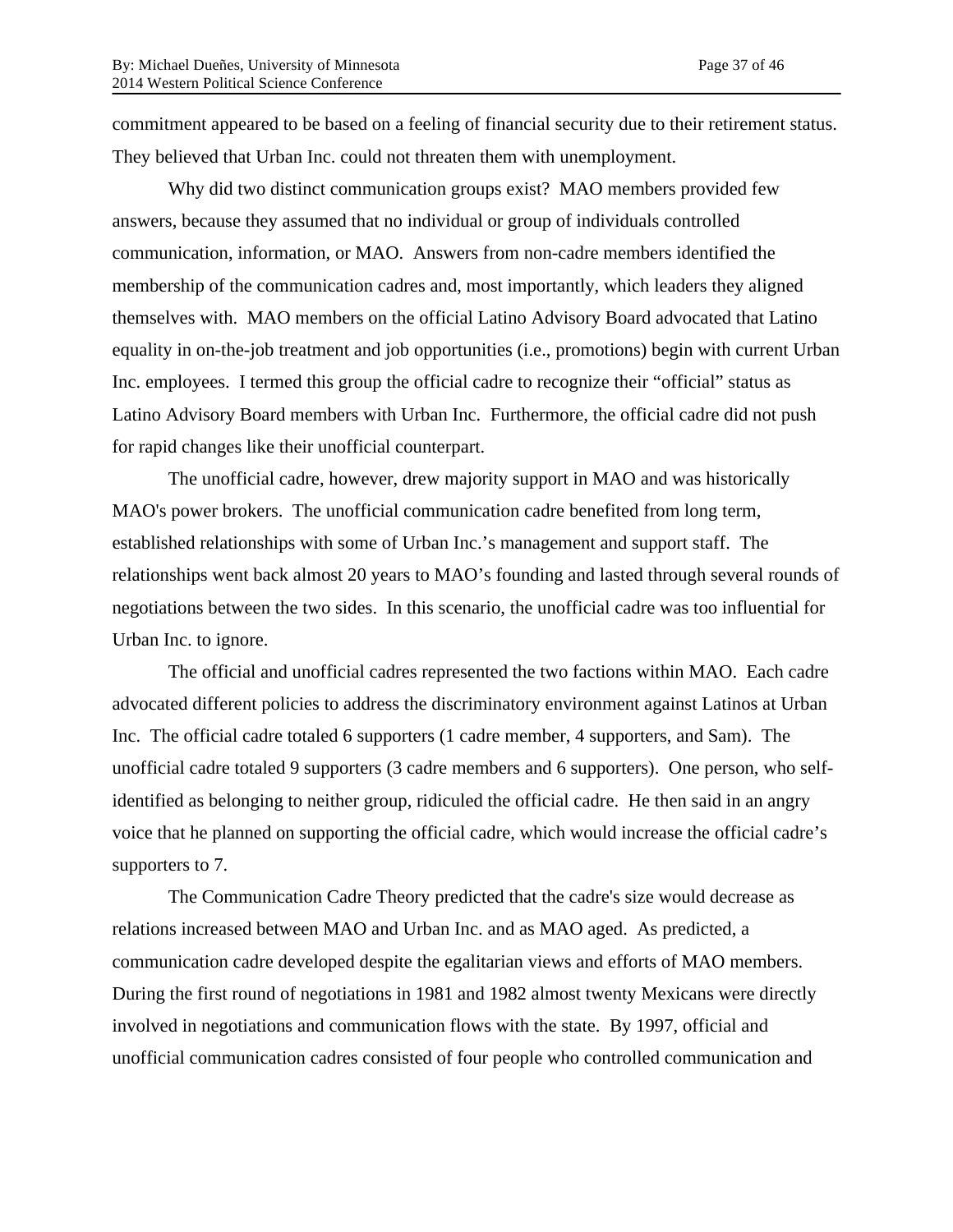commitment appeared to be based on a feeling of financial security due to their retirement status. They believed that Urban Inc. could not threaten them with unemployment.

Why did two distinct communication groups exist? MAO members provided few answers, because they assumed that no individual or group of individuals controlled communication, information, or MAO. Answers from non-cadre members identified the membership of the communication cadres and, most importantly, which leaders they aligned themselves with. MAO members on the official Latino Advisory Board advocated that Latino equality in on-the-job treatment and job opportunities (i.e., promotions) begin with current Urban Inc. employees. I termed this group the official cadre to recognize their "official" status as Latino Advisory Board members with Urban Inc. Furthermore, the official cadre did not push for rapid changes like their unofficial counterpart.

The unofficial cadre, however, drew majority support in MAO and was historically MAO's power brokers. The unofficial communication cadre benefited from long term, established relationships with some of Urban Inc.'s management and support staff. The relationships went back almost 20 years to MAO's founding and lasted through several rounds of negotiations between the two sides. In this scenario, the unofficial cadre was too influential for Urban Inc. to ignore.

The official and unofficial cadres represented the two factions within MAO. Each cadre advocated different policies to address the discriminatory environment against Latinos at Urban Inc. The official cadre totaled 6 supporters (1 cadre member, 4 supporters, and Sam). The unofficial cadre totaled 9 supporters (3 cadre members and 6 supporters). One person, who self-identified as belonging to neither group, ridiculed the official cadre. He then said in an angry voice that he planned on supporting the official cadre, which would increase the official cadre's supporters to 7.

The Communication Cadre Theory predicted that the cadre's size would decrease as relations increased between MAO and Urban Inc. and as MAO aged. As predicted, a communication cadre developed despite the egalitarian views and efforts of MAO members. During the first round of negotiations in 1981 and 1982 almost twenty Mexicans were directly involved in negotiations and communication flows with the state. By 1997, official and unofficial communication cadres consisted of four people who controlled communication and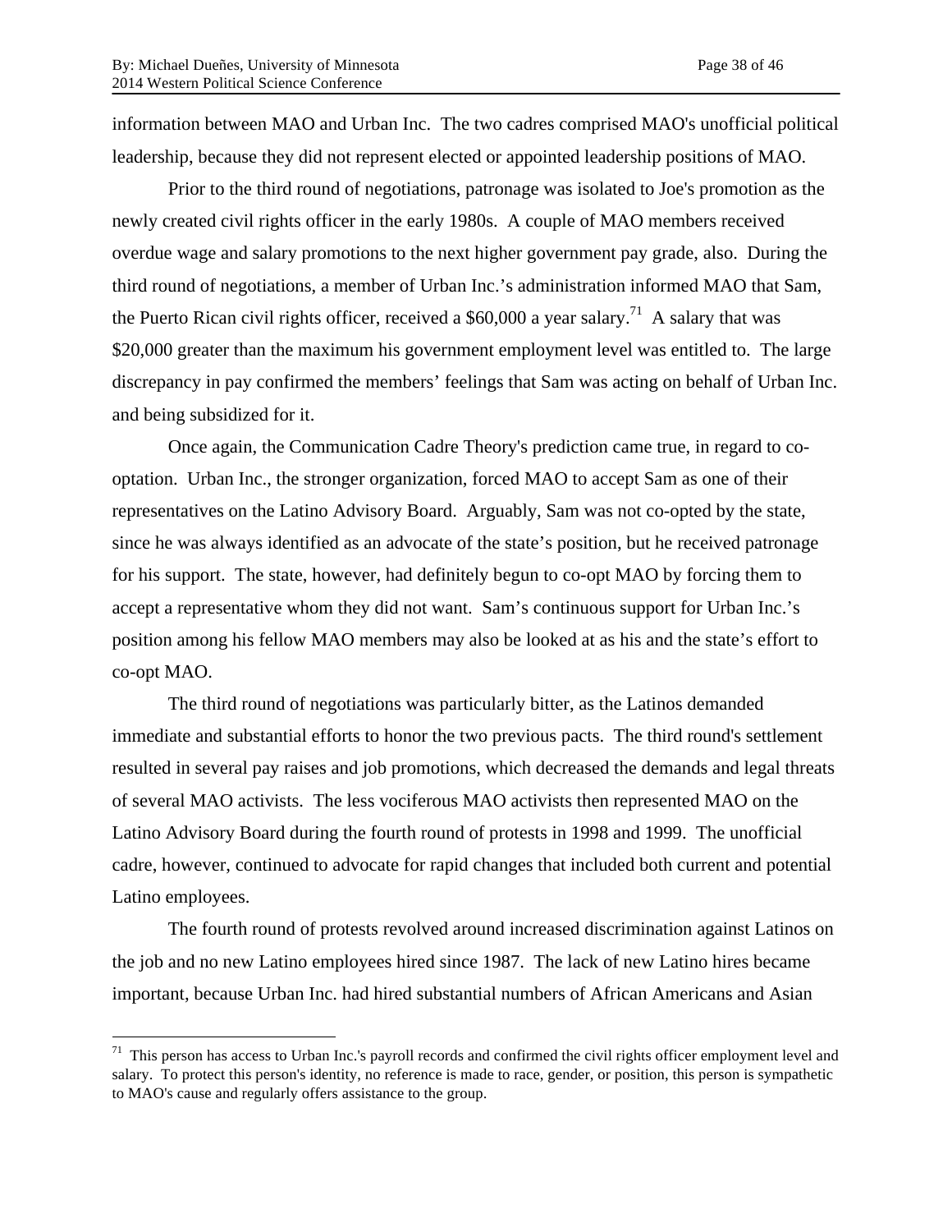information between MAO and Urban Inc. The two cadres comprised MAO's unofficial political leadership, because they did not represent elected or appointed leadership positions of MAO.

Prior to the third round of negotiations, patronage was isolated to Joe's promotion as the newly created civil rights officer in the early 1980s. A couple of MAO members received overdue wage and salary promotions to the next higher government pay grade, also. During the third round of negotiations, a member of Urban Inc.'s administration informed MAO that Sam, the Puerto Rican civil rights officer, received a $60,000 a year salary.[71] A salary that was $20,000 greater than the maximum his government employment level was entitled to. The large discrepancy in pay confirmed the members' feelings that Sam was acting on behalf of Urban Inc. and being subsidized for it.

Once again, the Communication Cadre Theory's prediction came true, in regard to co-optation. Urban Inc., the stronger organization, forced MAO to accept Sam as one of their representatives on the Latino Advisory Board. Arguably, Sam was not co-opted by the state, since he was always identified as an advocate of the state's position, but he received patronage for his support. The state, however, had definitely begun to co-opt MAO by forcing them to accept a representative whom they did not want. Sam's continuous support for Urban Inc.'s position among his fellow MAO members may also be looked at as his and the state's effort to co-opt MAO.

The third round of negotiations was particularly bitter, as the Latinos demanded immediate and substantial efforts to honor the two previous pacts. The third round's settlement resulted in several pay raises and job promotions, which decreased the demands and legal threats of several MAO activists. The less vociferous MAO activists then represented MAO on the Latino Advisory Board during the fourth round of protests in 1998 and 1999. The unofficial cadre, however, continued to advocate for rapid changes that included both current and potential Latino employees.

The fourth round of protests revolved around increased discrimination against Latinos on the job and no new Latino employees hired since 1987. The lack of new Latino hires became important, because Urban Inc. had hired substantial numbers of African Americans and Asian

---

[71] This person has access to Urban Inc.'s payroll records and confirmed the civil rights officer employment level and salary. To protect this person's identity, no reference is made to race, gender, or position, this person is sympathetic to MAO's cause and regularly offers assistance to the group.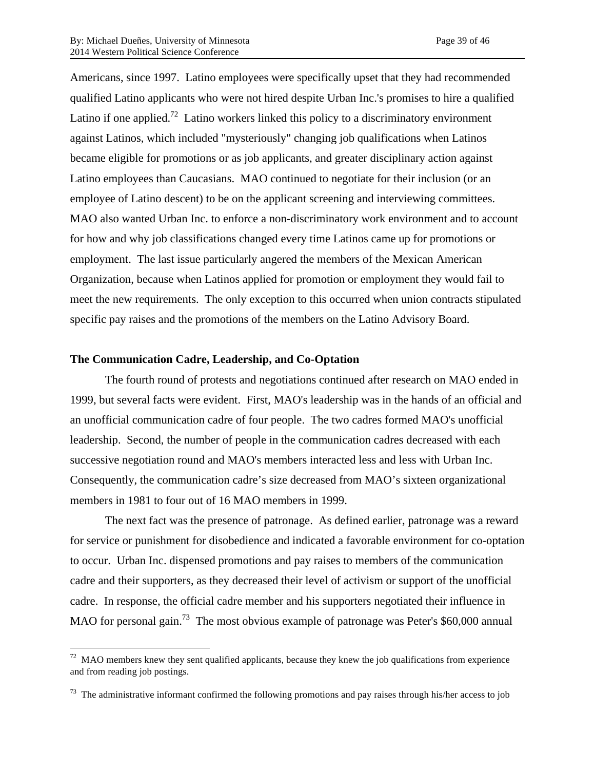Americans, since 1997. Latino employees were specifically upset that they had recommended qualified Latino applicants who were not hired despite Urban Inc.'s promises to hire a qualified Latino if one applied.[72] Latino workers linked this policy to a discriminatory environment against Latinos, which included "mysteriously" changing job qualifications when Latinos became eligible for promotions or as job applicants, and greater disciplinary action against Latino employees than Caucasians. MAO continued to negotiate for their inclusion (or an employee of Latino descent) to be on the applicant screening and interviewing committees. MAO also wanted Urban Inc. to enforce a non-discriminatory work environment and to account for how and why job classifications changed every time Latinos came up for promotions or employment. The last issue particularly angered the members of the Mexican American Organization, because when Latinos applied for promotion or employment they would fail to meet the new requirements. The only exception to this occurred when union contracts stipulated specific pay raises and the promotions of the members on the Latino Advisory Board.

**The Communication Cadre, Leadership, and Co-Optation**

The fourth round of protests and negotiations continued after research on MAO ended in 1999, but several facts were evident. First, MAO's leadership was in the hands of an official and an unofficial communication cadre of four people. The two cadres formed MAO's unofficial leadership. Second, the number of people in the communication cadres decreased with each successive negotiation round and MAO's members interacted less and less with Urban Inc. Consequently, the communication cadre's size decreased from MAO's sixteen organizational members in 1981 to four out of 16 MAO members in 1999.

The next fact was the presence of patronage. As defined earlier, patronage was a reward for service or punishment for disobedience and indicated a favorable environment for co-optation to occur. Urban Inc. dispensed promotions and pay raises to members of the communication cadre and their supporters, as they decreased their level of activism or support of the unofficial cadre. In response, the official cadre member and his supporters negotiated their influence in MAO for personal gain.[73] The most obvious example of patronage was Peter's $60,000 annual

---

[72] MAO members knew they sent qualified applicants, because they knew the job qualifications from experience and from reading job postings.

[73] The administrative informant confirmed the following promotions and pay raises through his/her access to job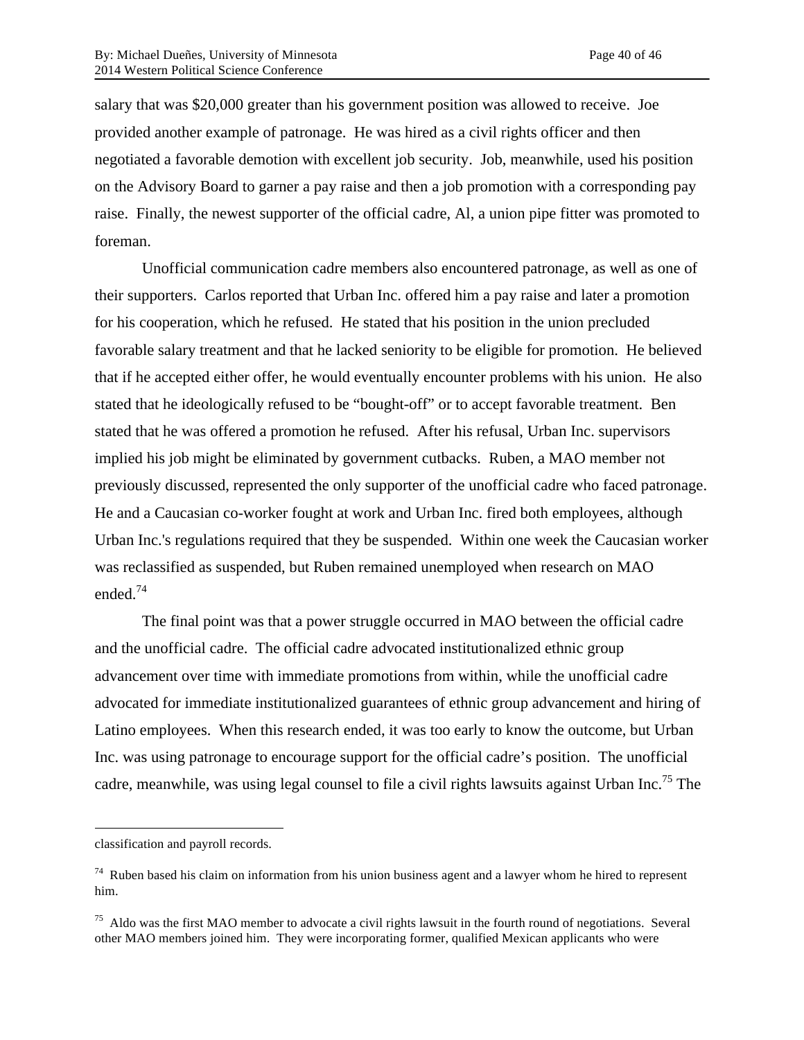salary that was $20,000 greater than his government position was allowed to receive. Joe provided another example of patronage. He was hired as a civil rights officer and then negotiated a favorable demotion with excellent job security. Job, meanwhile, used his position on the Advisory Board to garner a pay raise and then a job promotion with a corresponding pay raise. Finally, the newest supporter of the official cadre, Al, a union pipe fitter was promoted to foreman.

Unofficial communication cadre members also encountered patronage, as well as one of their supporters. Carlos reported that Urban Inc. offered him a pay raise and later a promotion for his cooperation, which he refused. He stated that his position in the union precluded favorable salary treatment and that he lacked seniority to be eligible for promotion. He believed that if he accepted either offer, he would eventually encounter problems with his union. He also stated that he ideologically refused to be "bought-off" or to accept favorable treatment. Ben stated that he was offered a promotion he refused. After his refusal, Urban Inc. supervisors implied his job might be eliminated by government cutbacks. Ruben, a MAO member not previously discussed, represented the only supporter of the unofficial cadre who faced patronage. He and a Caucasian co-worker fought at work and Urban Inc. fired both employees, although Urban Inc.'s regulations required that they be suspended. Within one week the Caucasian worker was reclassified as suspended, but Ruben remained unemployed when research on MAO ended.[74]

The final point was that a power struggle occurred in MAO between the official cadre and the unofficial cadre. The official cadre advocated institutionalized ethnic group advancement over time with immediate promotions from within, while the unofficial cadre advocated for immediate institutionalized guarantees of ethnic group advancement and hiring of Latino employees. When this research ended, it was too early to know the outcome, but Urban Inc. was using patronage to encourage support for the official cadre's position. The unofficial cadre, meanwhile, was using legal counsel to file a civil rights lawsuits against Urban Inc.[75] The

---

classification and payroll records.

[74] Ruben based his claim on information from his union business agent and a lawyer whom he hired to represent him.

[75] Aldo was the first MAO member to advocate a civil rights lawsuit in the fourth round of negotiations. Several other MAO members joined him. They were incorporating former, qualified Mexican applicants who were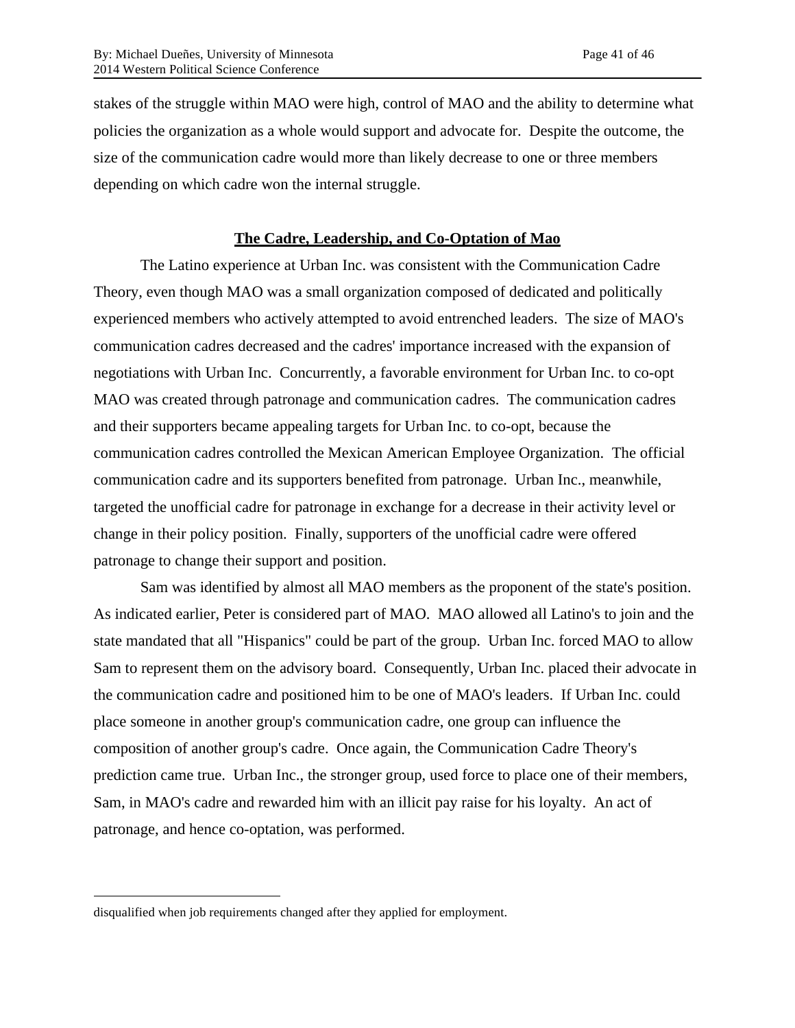stakes of the struggle within MAO were high, control of MAO and the ability to determine what policies the organization as a whole would support and advocate for. Despite the outcome, the size of the communication cadre would more than likely decrease to one or three members depending on which cadre won the internal struggle.

## The Cadre, Leadership, and Co-Optation of Mao

The Latino experience at Urban Inc. was consistent with the Communication Cadre Theory, even though MAO was a small organization composed of dedicated and politically experienced members who actively attempted to avoid entrenched leaders. The size of MAO's communication cadres decreased and the cadres' importance increased with the expansion of negotiations with Urban Inc. Concurrently, a favorable environment for Urban Inc. to co-opt MAO was created through patronage and communication cadres. The communication cadres and their supporters became appealing targets for Urban Inc. to co-opt, because the communication cadres controlled the Mexican American Employee Organization. The official communication cadre and its supporters benefited from patronage. Urban Inc., meanwhile, targeted the unofficial cadre for patronage in exchange for a decrease in their activity level or change in their policy position. Finally, supporters of the unofficial cadre were offered patronage to change their support and position.

Sam was identified by almost all MAO members as the proponent of the state's position. As indicated earlier, Peter is considered part of MAO. MAO allowed all Latino's to join and the state mandated that all "Hispanics" could be part of the group. Urban Inc. forced MAO to allow Sam to represent them on the advisory board. Consequently, Urban Inc. placed their advocate in the communication cadre and positioned him to be one of MAO's leaders. If Urban Inc. could place someone in another group's communication cadre, one group can influence the composition of another group's cadre. Once again, the Communication Cadre Theory's prediction came true. Urban Inc., the stronger group, used force to place one of their members, Sam, in MAO's cadre and rewarded him with an illicit pay raise for his loyalty. An act of patronage, and hence co-optation, was performed.

---

disqualified when job requirements changed after they applied for employment.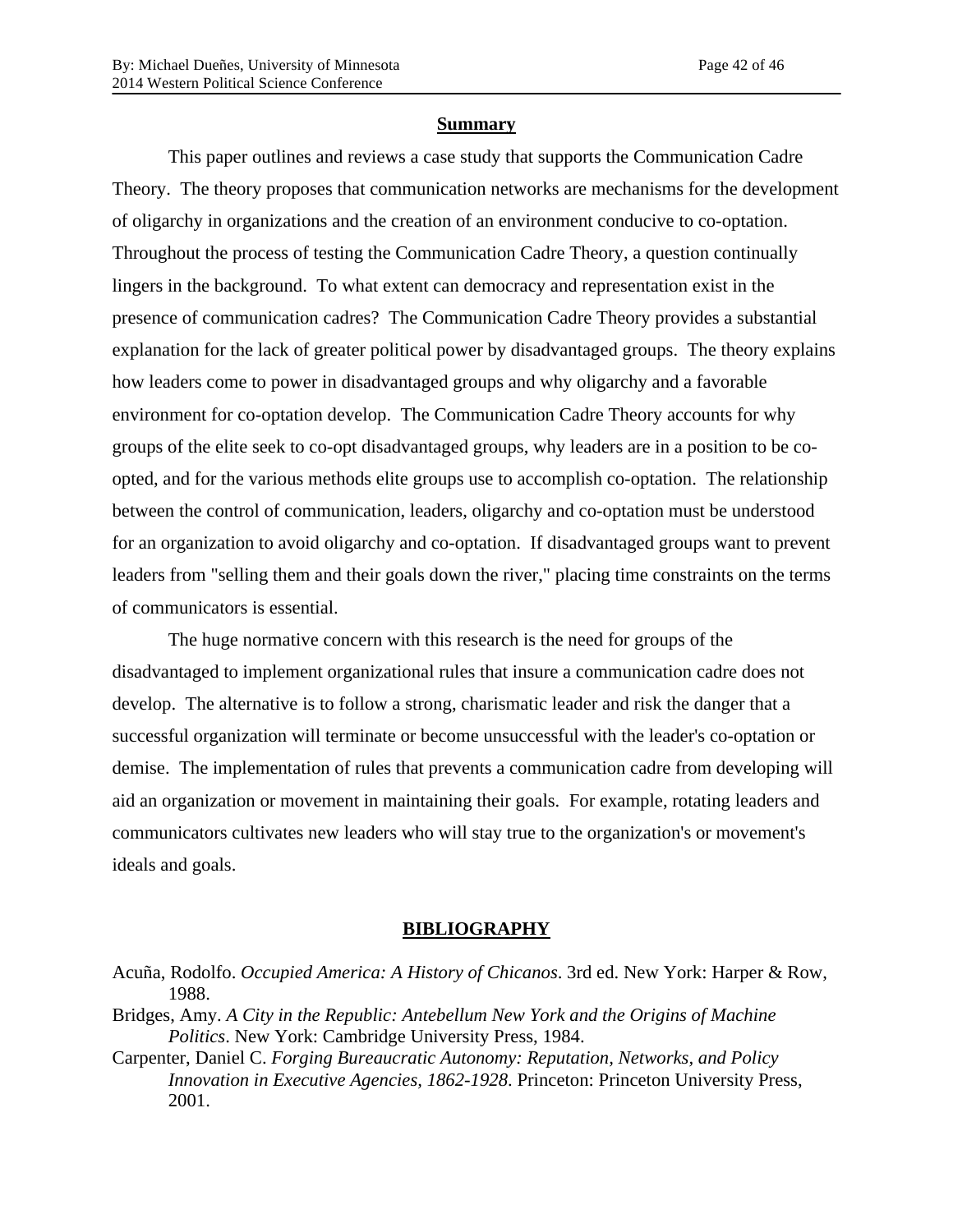## Summary

This paper outlines and reviews a case study that supports the Communication Cadre Theory. The theory proposes that communication networks are mechanisms for the development of oligarchy in organizations and the creation of an environment conducive to co-optation. Throughout the process of testing the Communication Cadre Theory, a question continually lingers in the background. To what extent can democracy and representation exist in the presence of communication cadres? The Communication Cadre Theory provides a substantial explanation for the lack of greater political power by disadvantaged groups. The theory explains how leaders come to power in disadvantaged groups and why oligarchy and a favorable environment for co-optation develop. The Communication Cadre Theory accounts for why groups of the elite seek to co-opt disadvantaged groups, why leaders are in a position to be co-opted, and for the various methods elite groups use to accomplish co-optation. The relationship between the control of communication, leaders, oligarchy and co-optation must be understood for an organization to avoid oligarchy and co-optation. If disadvantaged groups want to prevent leaders from "selling them and their goals down the river," placing time constraints on the terms of communicators is essential.

The huge normative concern with this research is the need for groups of the disadvantaged to implement organizational rules that insure a communication cadre does not develop. The alternative is to follow a strong, charismatic leader and risk the danger that a successful organization will terminate or become unsuccessful with the leader's co-optation or demise. The implementation of rules that prevents a communication cadre from developing will aid an organization or movement in maintaining their goals. For example, rotating leaders and communicators cultivates new leaders who will stay true to the organization's or movement's ideals and goals.

## BIBLIOGRAPHY

Acuña, Rodolfo. *Occupied America: A History of Chicanos*. 3rd ed. New York: Harper & Row, 1988.

Bridges, Amy. *A City in the Republic: Antebellum New York and the Origins of Machine Politics*. New York: Cambridge University Press, 1984.

Carpenter, Daniel C. *Forging Bureaucratic Autonomy: Reputation, Networks, and Policy Innovation in Executive Agencies, 1862-1928*. Princeton: Princeton University Press, 2001.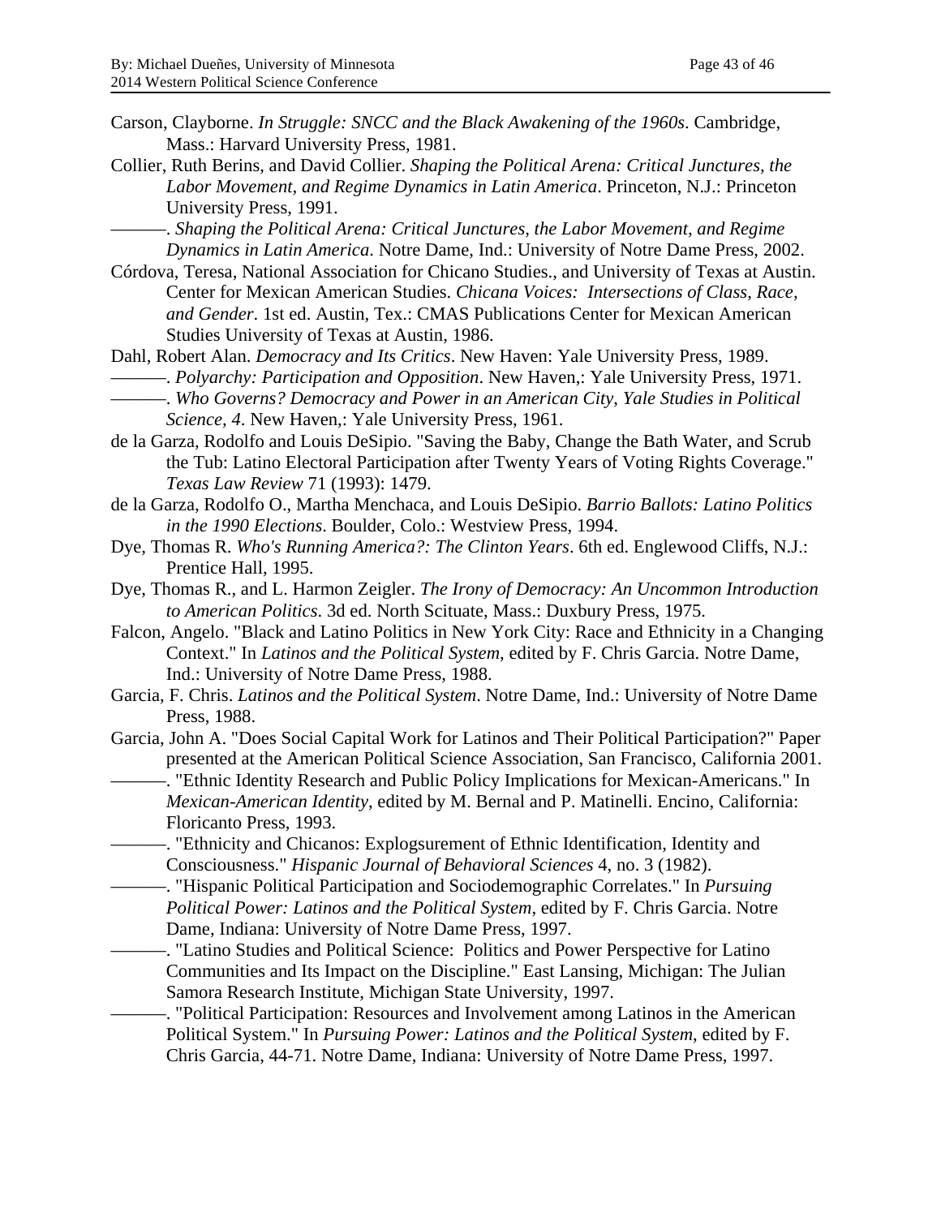Carson, Clayborne. *In Struggle: SNCC and the Black Awakening of the 1960s*. Cambridge, Mass.: Harvard University Press, 1981.

Collier, Ruth Berins, and David Collier. *Shaping the Political Arena: Critical Junctures, the Labor Movement, and Regime Dynamics in Latin America*. Princeton, N.J.: Princeton University Press, 1991.

———. *Shaping the Political Arena: Critical Junctures, the Labor Movement, and Regime Dynamics in Latin America*. Notre Dame, Ind.: University of Notre Dame Press, 2002.

Córdova, Teresa, National Association for Chicano Studies., and University of Texas at Austin. Center for Mexican American Studies. *Chicana Voices: Intersections of Class, Race, and Gender*. 1st ed. Austin, Tex.: CMAS Publications Center for Mexican American Studies University of Texas at Austin, 1986.

Dahl, Robert Alan. *Democracy and Its Critics*. New Haven: Yale University Press, 1989.

———. *Polyarchy: Participation and Opposition*. New Haven,: Yale University Press, 1971.

———. *Who Governs? Democracy and Power in an American City, Yale Studies in Political Science, 4*. New Haven,: Yale University Press, 1961.

de la Garza, Rodolfo and Louis DeSipio. "Saving the Baby, Change the Bath Water, and Scrub the Tub: Latino Electoral Participation after Twenty Years of Voting Rights Coverage." *Texas Law Review* 71 (1993): 1479.

de la Garza, Rodolfo O., Martha Menchaca, and Louis DeSipio. *Barrio Ballots: Latino Politics in the 1990 Elections*. Boulder, Colo.: Westview Press, 1994.

Dye, Thomas R. *Who's Running America?: The Clinton Years*. 6th ed. Englewood Cliffs, N.J.: Prentice Hall, 1995.

Dye, Thomas R., and L. Harmon Zeigler. *The Irony of Democracy: An Uncommon Introduction to American Politics*. 3d ed. North Scituate, Mass.: Duxbury Press, 1975.

Falcon, Angelo. "Black and Latino Politics in New York City: Race and Ethnicity in a Changing Context." In *Latinos and the Political System*, edited by F. Chris Garcia. Notre Dame, Ind.: University of Notre Dame Press, 1988.

Garcia, F. Chris. *Latinos and the Political System*. Notre Dame, Ind.: University of Notre Dame Press, 1988.

Garcia, John A. "Does Social Capital Work for Latinos and Their Political Participation?" Paper presented at the American Political Science Association, San Francisco, California 2001.

———. "Ethnic Identity Research and Public Policy Implications for Mexican-Americans." In *Mexican-American Identity*, edited by M. Bernal and P. Matinelli. Encino, California: Floricanto Press, 1993.

———. "Ethnicity and Chicanos: Explogsurement of Ethnic Identification, Identity and Consciousness." *Hispanic Journal of Behavioral Sciences* 4, no. 3 (1982).

———. "Hispanic Political Participation and Sociodemographic Correlates." In *Pursuing Political Power: Latinos and the Political System*, edited by F. Chris Garcia. Notre Dame, Indiana: University of Notre Dame Press, 1997.

———. "Latino Studies and Political Science: Politics and Power Perspective for Latino Communities and Its Impact on the Discipline." East Lansing, Michigan: The Julian Samora Research Institute, Michigan State University, 1997.

———. "Political Participation: Resources and Involvement among Latinos in the American Political System." In *Pursuing Power: Latinos and the Political System*, edited by F. Chris Garcia, 44-71. Notre Dame, Indiana: University of Notre Dame Press, 1997.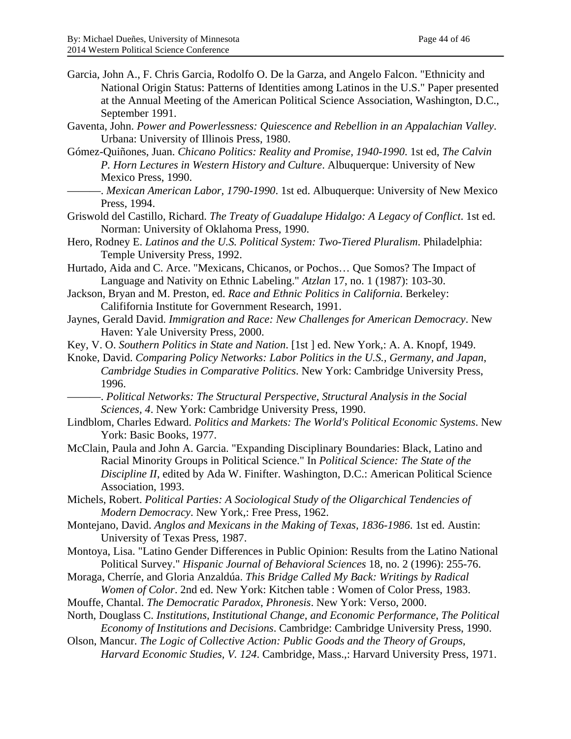Garcia, John A., F. Chris Garcia, Rodolfo O. De la Garza, and Angelo Falcon. "Ethnicity and National Origin Status: Patterns of Identities among Latinos in the U.S." Paper presented at the Annual Meeting of the American Political Science Association, Washington, D.C., September 1991.

Gaventa, John. *Power and Powerlessness: Quiescence and Rebellion in an Appalachian Valley*. Urbana: University of Illinois Press, 1980.

Gómez-Quiñones, Juan. *Chicano Politics: Reality and Promise, 1940-1990*. 1st ed, *The Calvin P. Horn Lectures in Western History and Culture*. Albuquerque: University of New Mexico Press, 1990.

———. *Mexican American Labor, 1790-1990*. 1st ed. Albuquerque: University of New Mexico Press, 1994.

Griswold del Castillo, Richard. *The Treaty of Guadalupe Hidalgo: A Legacy of Conflict*. 1st ed. Norman: University of Oklahoma Press, 1990.

Hero, Rodney E. *Latinos and the U.S. Political System: Two-Tiered Pluralism*. Philadelphia: Temple University Press, 1992.

Hurtado, Aida and C. Arce. "Mexicans, Chicanos, or Pochos… Que Somos? The Impact of Language and Nativity on Ethnic Labeling." *Atzlan* 17, no. 1 (1987): 103-30.

Jackson, Bryan and M. Preston, ed. *Race and Ethnic Politics in California*. Berkeley: Calififornia Institute for Government Research, 1991.

Jaynes, Gerald David. *Immigration and Race: New Challenges for American Democracy*. New Haven: Yale University Press, 2000.

Key, V. O. *Southern Politics in State and Nation*. [1st ] ed. New York,: A. A. Knopf, 1949.

Knoke, David. *Comparing Policy Networks: Labor Politics in the U.S., Germany, and Japan*, *Cambridge Studies in Comparative Politics*. New York: Cambridge University Press, 1996.

———. *Political Networks: The Structural Perspective*, *Structural Analysis in the Social Sciences, 4*. New York: Cambridge University Press, 1990.

Lindblom, Charles Edward. *Politics and Markets: The World's Political Economic Systems*. New York: Basic Books, 1977.

McClain, Paula and John A. Garcia. "Expanding Disciplinary Boundaries: Black, Latino and Racial Minority Groups in Political Science." In *Political Science: The State of the Discipline II*, edited by Ada W. Finifter. Washington, D.C.: American Political Science Association, 1993.

Michels, Robert. *Political Parties: A Sociological Study of the Oligarchical Tendencies of Modern Democracy*. New York,: Free Press, 1962.

Montejano, David. *Anglos and Mexicans in the Making of Texas, 1836-1986*. 1st ed. Austin: University of Texas Press, 1987.

Montoya, Lisa. "Latino Gender Differences in Public Opinion: Results from the Latino National Political Survey." *Hispanic Journal of Behavioral Sciences* 18, no. 2 (1996): 255-76.

Moraga, Cherríe, and Gloria Anzaldúa. *This Bridge Called My Back: Writings by Radical Women of Color*. 2nd ed. New York: Kitchen table : Women of Color Press, 1983.

Mouffe, Chantal. *The Democratic Paradox*, *Phronesis*. New York: Verso, 2000.

North, Douglass C. *Institutions, Institutional Change, and Economic Performance*, *The Political Economy of Institutions and Decisions*. Cambridge: Cambridge University Press, 1990.

Olson, Mancur. *The Logic of Collective Action: Public Goods and the Theory of Groups*, *Harvard Economic Studies, V. 124*. Cambridge, Mass.,: Harvard University Press, 1971.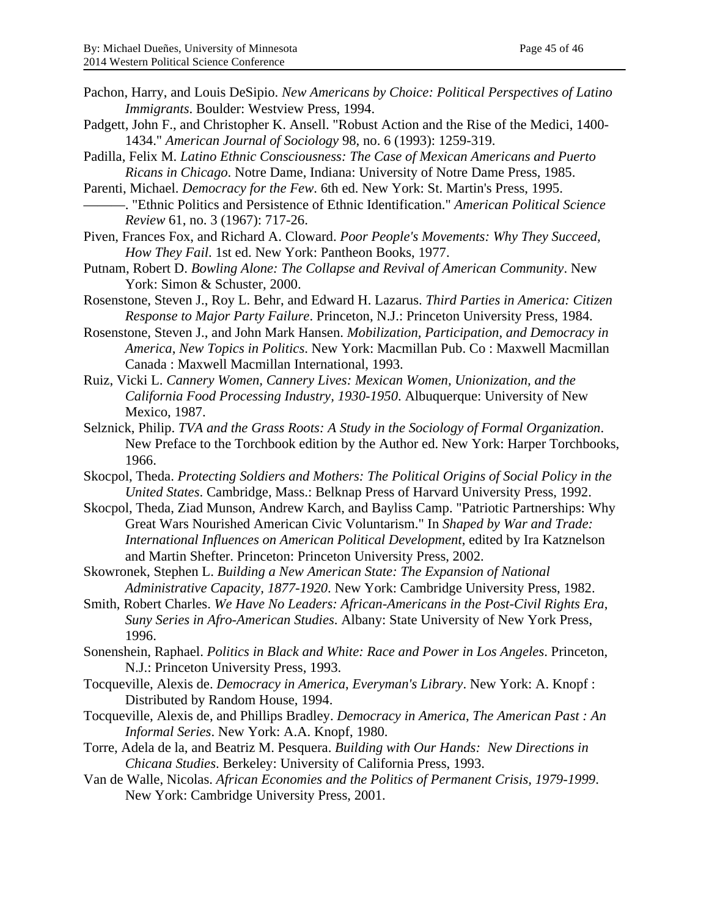Pachon, Harry, and Louis DeSipio. *New Americans by Choice: Political Perspectives of Latino Immigrants*. Boulder: Westview Press, 1994.

Padgett, John F., and Christopher K. Ansell. "Robust Action and the Rise of the Medici, 1400-1434." *American Journal of Sociology* 98, no. 6 (1993): 1259-319.

Padilla, Felix M. *Latino Ethnic Consciousness: The Case of Mexican Americans and Puerto Ricans in Chicago*. Notre Dame, Indiana: University of Notre Dame Press, 1985.

Parenti, Michael. *Democracy for the Few*. 6th ed. New York: St. Martin's Press, 1995.

———. "Ethnic Politics and Persistence of Ethnic Identification." *American Political Science Review* 61, no. 3 (1967): 717-26.

Piven, Frances Fox, and Richard A. Cloward. *Poor People's Movements: Why They Succeed, How They Fail*. 1st ed. New York: Pantheon Books, 1977.

Putnam, Robert D. *Bowling Alone: The Collapse and Revival of American Community*. New York: Simon & Schuster, 2000.

Rosenstone, Steven J., Roy L. Behr, and Edward H. Lazarus. *Third Parties in America: Citizen Response to Major Party Failure*. Princeton, N.J.: Princeton University Press, 1984.

Rosenstone, Steven J., and John Mark Hansen. *Mobilization, Participation, and Democracy in America*, *New Topics in Politics*. New York: Macmillan Pub. Co : Maxwell Macmillan Canada : Maxwell Macmillan International, 1993.

Ruiz, Vicki L. *Cannery Women, Cannery Lives: Mexican Women, Unionization, and the California Food Processing Industry, 1930-1950*. Albuquerque: University of New Mexico, 1987.

Selznick, Philip. *TVA and the Grass Roots: A Study in the Sociology of Formal Organization*. New Preface to the Torchbook edition by the Author ed. New York: Harper Torchbooks, 1966.

Skocpol, Theda. *Protecting Soldiers and Mothers: The Political Origins of Social Policy in the United States*. Cambridge, Mass.: Belknap Press of Harvard University Press, 1992.

Skocpol, Theda, Ziad Munson, Andrew Karch, and Bayliss Camp. "Patriotic Partnerships: Why Great Wars Nourished American Civic Voluntarism." In *Shaped by War and Trade: International Influences on American Political Development*, edited by Ira Katznelson and Martin Shefter. Princeton: Princeton University Press, 2002.

Skowronek, Stephen L. *Building a New American State: The Expansion of National Administrative Capacity, 1877-1920*. New York: Cambridge University Press, 1982.

Smith, Robert Charles. *We Have No Leaders: African-Americans in the Post-Civil Rights Era*, *Suny Series in Afro-American Studies*. Albany: State University of New York Press, 1996.

Sonenshein, Raphael. *Politics in Black and White: Race and Power in Los Angeles*. Princeton, N.J.: Princeton University Press, 1993.

Tocqueville, Alexis de. *Democracy in America*, *Everyman's Library*. New York: A. Knopf : Distributed by Random House, 1994.

Tocqueville, Alexis de, and Phillips Bradley. *Democracy in America*, *The American Past : An Informal Series*. New York: A.A. Knopf, 1980.

Torre, Adela de la, and Beatriz M. Pesquera. *Building with Our Hands: New Directions in Chicana Studies*. Berkeley: University of California Press, 1993.

Van de Walle, Nicolas. *African Economies and the Politics of Permanent Crisis, 1979-1999*. New York: Cambridge University Press, 2001.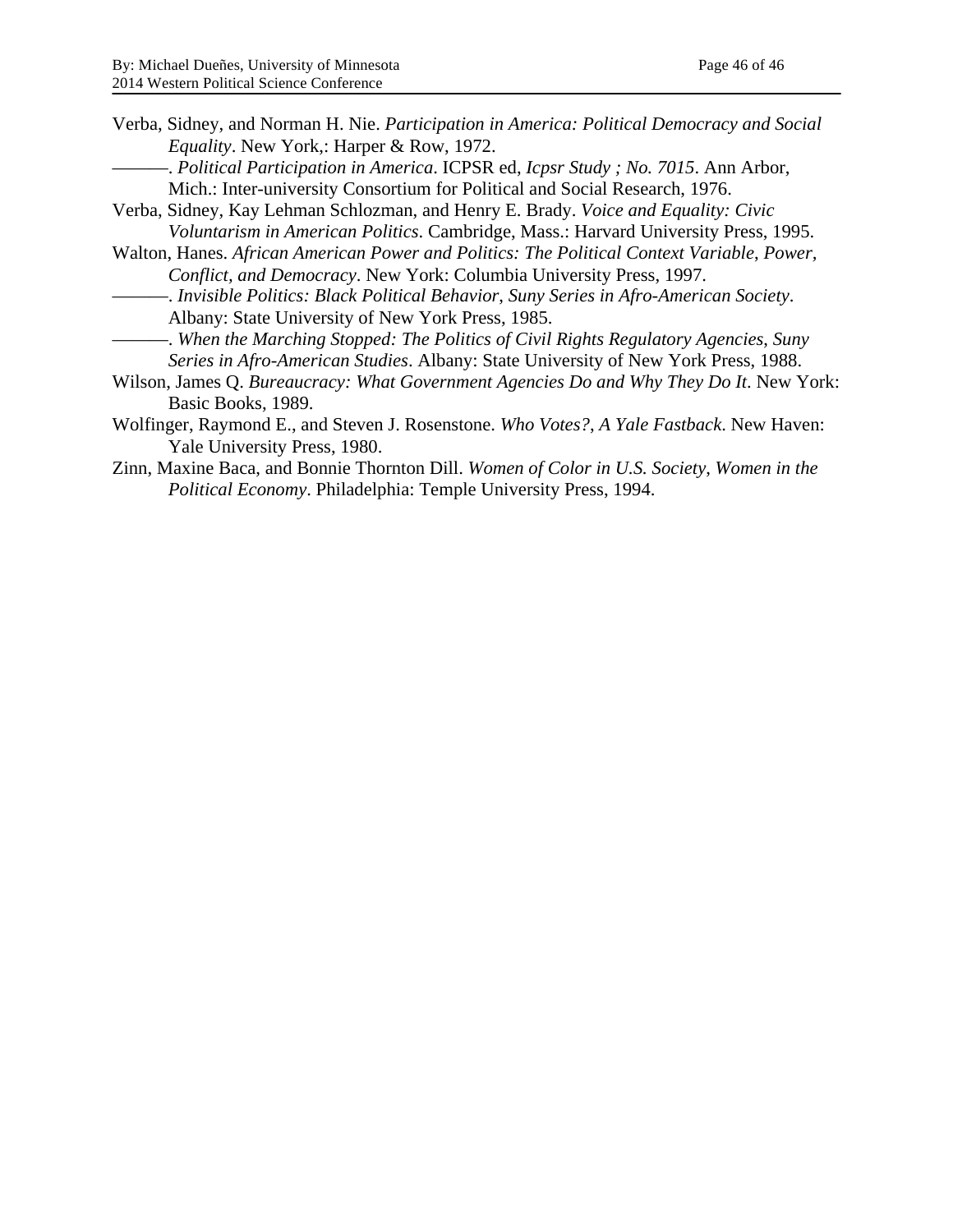Verba, Sidney, and Norman H. Nie. *Participation in America: Political Democracy and Social Equality*. New York,: Harper & Row, 1972.

———. *Political Participation in America*. ICPSR ed, *Icpsr Study ; No. 7015*. Ann Arbor, Mich.: Inter-university Consortium for Political and Social Research, 1976.

Verba, Sidney, Kay Lehman Schlozman, and Henry E. Brady. *Voice and Equality: Civic Voluntarism in American Politics*. Cambridge, Mass.: Harvard University Press, 1995.

Walton, Hanes. *African American Power and Politics: The Political Context Variable*, *Power, Conflict, and Democracy*. New York: Columbia University Press, 1997.

———. *Invisible Politics: Black Political Behavior*, *Suny Series in Afro-American Society*. Albany: State University of New York Press, 1985.

———. *When the Marching Stopped: The Politics of Civil Rights Regulatory Agencies*, *Suny Series in Afro-American Studies*. Albany: State University of New York Press, 1988.

Wilson, James Q. *Bureaucracy: What Government Agencies Do and Why They Do It*. New York: Basic Books, 1989.

Wolfinger, Raymond E., and Steven J. Rosenstone. *Who Votes?*, *A Yale Fastback*. New Haven: Yale University Press, 1980.

Zinn, Maxine Baca, and Bonnie Thornton Dill. *Women of Color in U.S. Society*, *Women in the Political Economy*. Philadelphia: Temple University Press, 1994.